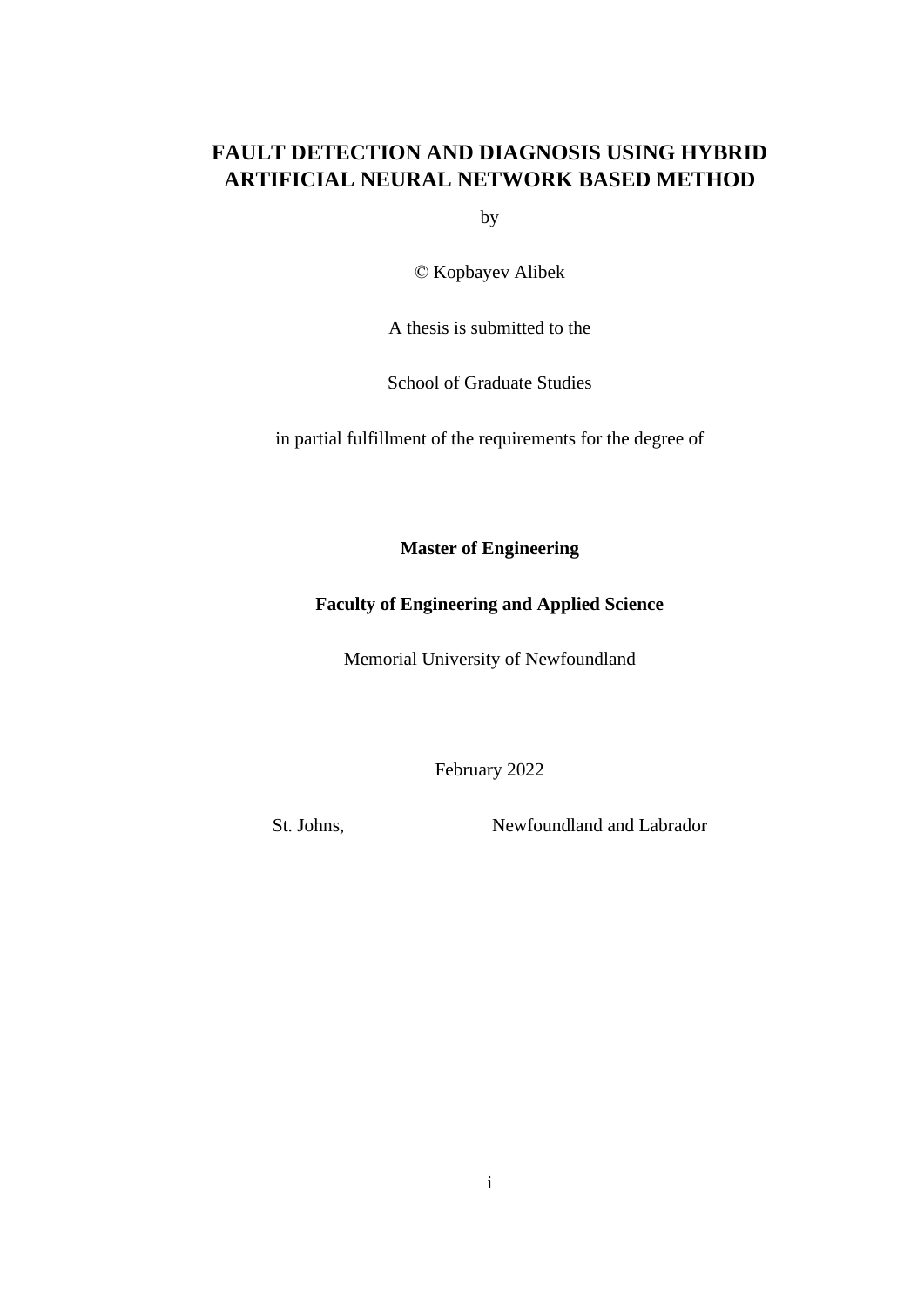# FAULT DETECTION AND DIAGNOSIS USING HYBRID ARTIFICIAL NEURAL NETWORK BASED METHOD

by

© Kopbayev Alibek

A thesis is submitted to the

School of Graduate Studies

in partial fulfillment of the requirements for the degree of

**Master of Engineering**

**Faculty of Engineering and Applied Science**

Memorial University of Newfoundland

February 2022

St. Johns, Newfoundland and Labrador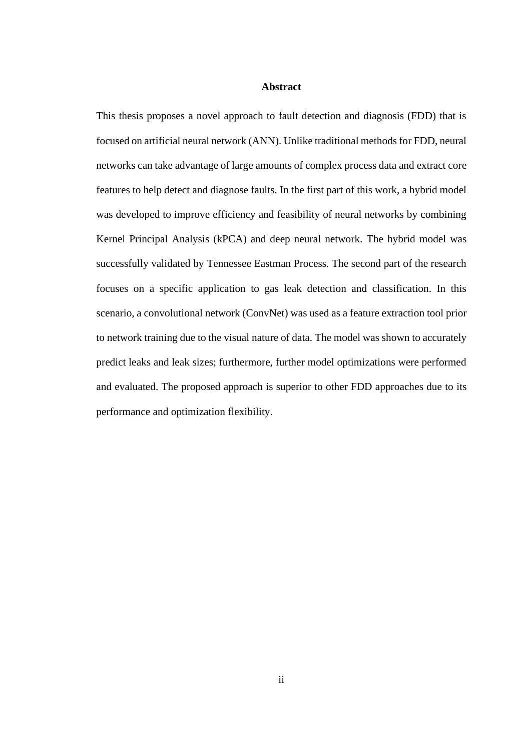# Abstract

This thesis proposes a novel approach to fault detection and diagnosis (FDD) that is focused on artificial neural network (ANN). Unlike traditional methods for FDD, neural networks can take advantage of large amounts of complex process data and extract core features to help detect and diagnose faults. In the first part of this work, a hybrid model was developed to improve efficiency and feasibility of neural networks by combining Kernel Principal Analysis (kPCA) and deep neural network. The hybrid model was successfully validated by Tennessee Eastman Process. The second part of the research focuses on a specific application to gas leak detection and classification. In this scenario, a convolutional network (ConvNet) was used as a feature extraction tool prior to network training due to the visual nature of data. The model was shown to accurately predict leaks and leak sizes; furthermore, further model optimizations were performed and evaluated. The proposed approach is superior to other FDD approaches due to its performance and optimization flexibility.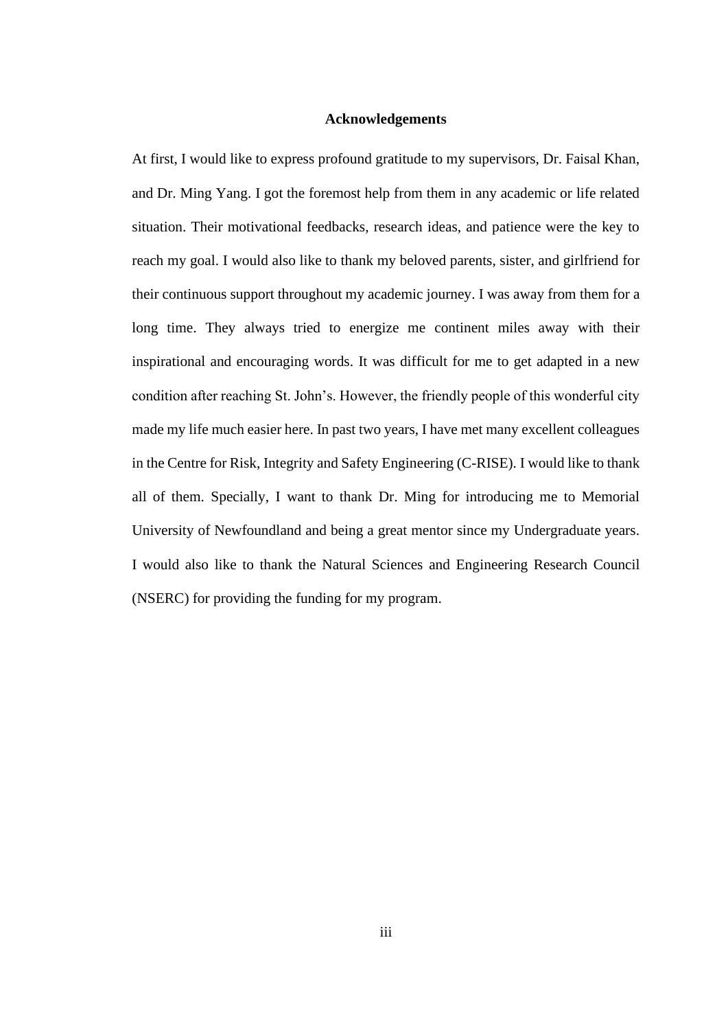# Acknowledgements

At first, I would like to express profound gratitude to my supervisors, Dr. Faisal Khan, and Dr. Ming Yang. I got the foremost help from them in any academic or life related situation. Their motivational feedbacks, research ideas, and patience were the key to reach my goal. I would also like to thank my beloved parents, sister, and girlfriend for their continuous support throughout my academic journey. I was away from them for a long time. They always tried to energize me continent miles away with their inspirational and encouraging words. It was difficult for me to get adapted in a new condition after reaching St. John's. However, the friendly people of this wonderful city made my life much easier here. In past two years, I have met many excellent colleagues in the Centre for Risk, Integrity and Safety Engineering (C-RISE). I would like to thank all of them. Specially, I want to thank Dr. Ming for introducing me to Memorial University of Newfoundland and being a great mentor since my Undergraduate years. I would also like to thank the Natural Sciences and Engineering Research Council (NSERC) for providing the funding for my program.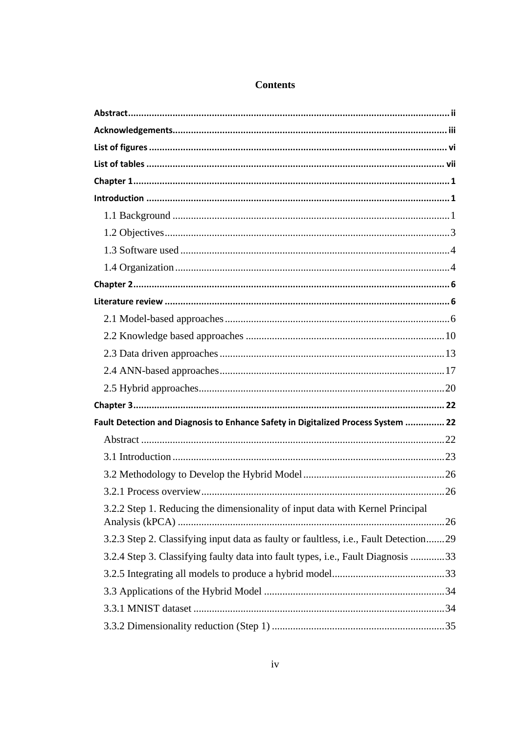# Contents

**Abstract** ........................................................................................................................ ii

**Acknowledgements** ....................................................................................................... iii

**List of figures** ................................................................................................................ vi

**List of tables** ................................................................................................................ vii

**Chapter 1** ....................................................................................................................... 1

**Introduction** ................................................................................................................... 1

1.1 Background ............................................................................................................. 1

1.2 Objectives ................................................................................................................ 3

1.3 Software used .......................................................................................................... 4

1.4 Organization ............................................................................................................ 4

**Chapter 2** ....................................................................................................................... 6

**Literature review** ............................................................................................................ 6

2.1 Model-based approaches ......................................................................................... 6

2.2 Knowledge based approaches ............................................................................... 10

2.3 Data driven approaches ......................................................................................... 13

2.4 ANN-based approaches ......................................................................................... 17

2.5 Hybrid approaches ................................................................................................. 20

**Chapter 3** ..................................................................................................................... 22

**Fault Detection and Diagnosis to Enhance Safety in Digitalized Process System** ............... 22

Abstract ...................................................................................................................... 22

3.1 Introduction ........................................................................................................... 23

3.2 Methodology to Develop the Hybrid Model .......................................................... 26

3.2.1 Process overview ................................................................................................ 26

3.2.2 Step 1. Reducing the dimensionality of input data with Kernel Principal Analysis (kPCA) ......................................................................................................... 26

3.2.3 Step 2. Classifying input data as faulty or faultless, i.e., Fault Detection ....... 29

3.2.4 Step 3. Classifying faulty data into fault types, i.e., Fault Diagnosis ............. 33

3.2.5 Integrating all models to produce a hybrid model ............................................ 33

3.3 Applications of the Hybrid Model ........................................................................ 34

3.3.1 MNIST dataset ................................................................................................... 34

3.3.2 Dimensionality reduction (Step 1) ..................................................................... 35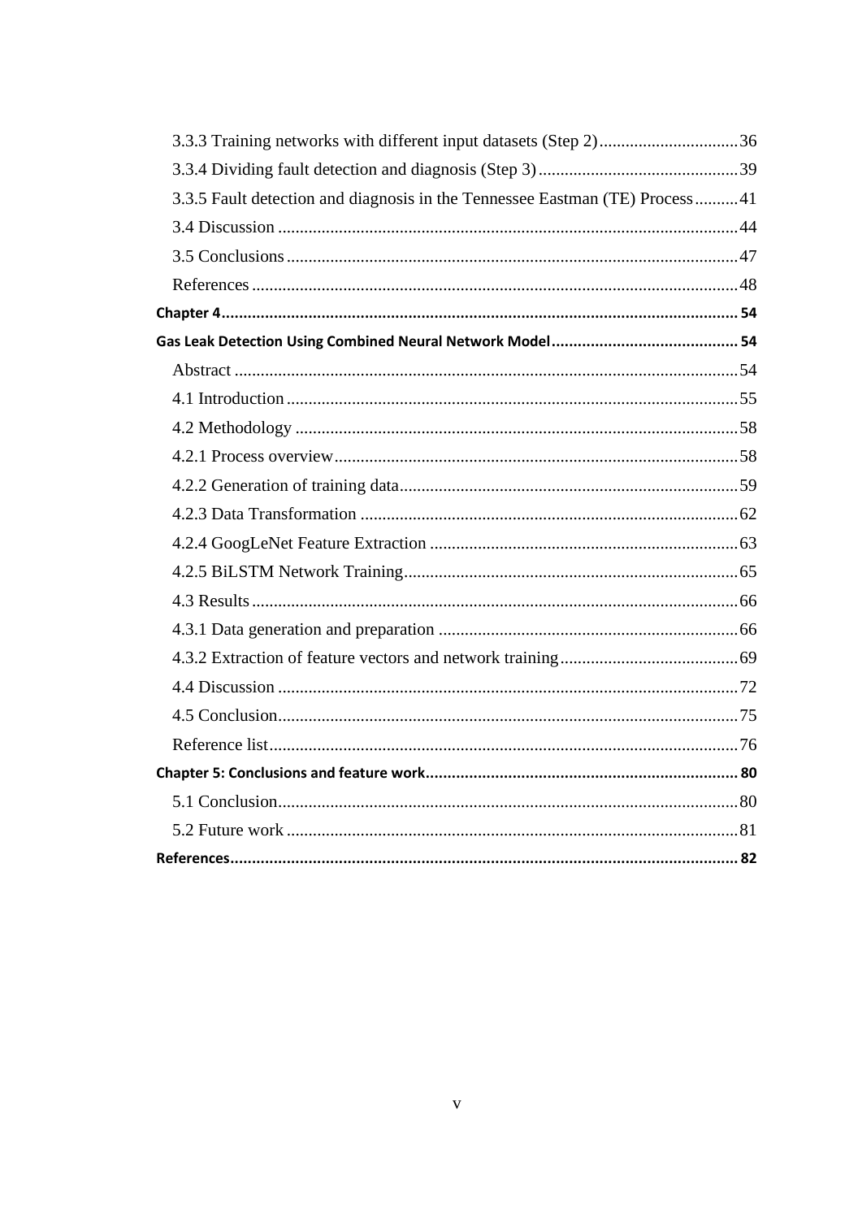3.3.3 Training networks with different input datasets (Step 2) ................................ 36

3.3.4 Dividing fault detection and diagnosis (Step 3) ............................................. 39

3.3.5 Fault detection and diagnosis in the Tennessee Eastman (TE) Process .......... 41

3.4 Discussion ......................................................................................................... 44

3.5 Conclusions ....................................................................................................... 47

References ............................................................................................................... 48

**Chapter 4** ...................................................................................................................... **54**

**Gas Leak Detection Using Combined Neural Network Model** ........................................... **54**

Abstract .................................................................................................................. 54

4.1 Introduction ....................................................................................................... 55

4.2 Methodology ..................................................................................................... 58

4.2.1 Process overview ............................................................................................ 58

4.2.2 Generation of training data ............................................................................. 59

4.2.3 Data Transformation ...................................................................................... 62

4.2.4 GoogLeNet Feature Extraction ...................................................................... 63

4.2.5 BiLSTM Network Training ............................................................................ 65

4.3 Results ............................................................................................................... 66

4.3.1 Data generation and preparation .................................................................... 66

4.3.2 Extraction of feature vectors and network training ........................................ 69

4.4 Discussion ......................................................................................................... 72

4.5 Conclusion ......................................................................................................... 75

Reference list ........................................................................................................... 76

**Chapter 5: Conclusions and feature work** ....................................................................... **80**

5.1 Conclusion ......................................................................................................... 80

5.2 Future work ....................................................................................................... 81

**References** ..................................................................................................................... **82**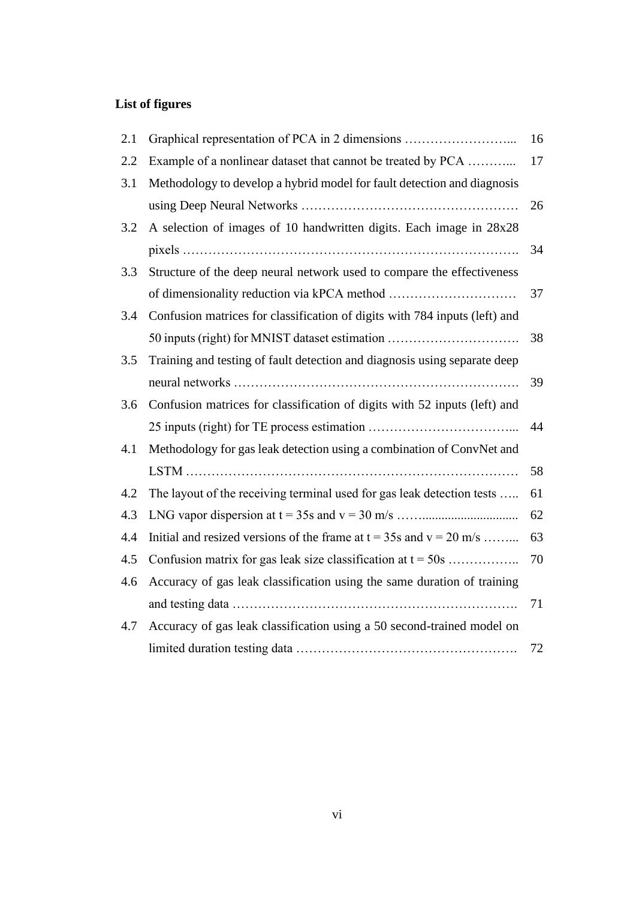**List of figures**

| | | |
|---|---|---|
| 2.1 | Graphical representation of PCA in 2 dimensions …………………….... | 16 |
| 2.2 | Example of a nonlinear dataset that cannot be treated by PCA ………... | 17 |
| 3.1 | Methodology to develop a hybrid model for fault detection and diagnosis using Deep Neural Networks …………………………………………… | 26 |
| 3.2 | A selection of images of 10 handwritten digits. Each image in 28x28 pixels ……………………………………………………………………. | 34 |
| 3.3 | Structure of the deep neural network used to compare the effectiveness of dimensionality reduction via kPCA method ………………………… | 37 |
| 3.4 | Confusion matrices for classification of digits with 784 inputs (left) and 50 inputs (right) for MNIST dataset estimation …………………………. | 38 |
| 3.5 | Training and testing of fault detection and diagnosis using separate deep neural networks …………………………………………………………. | 39 |
| 3.6 | Confusion matrices for classification of digits with 52 inputs (left) and 25 inputs (right) for TE process estimation ……………………………... | 44 |
| 4.1 | Methodology for gas leak detection using a combination of ConvNet and LSTM ……………………………………………………………………… | 58 |
| 4.2 | The layout of the receiving terminal used for gas leak detection tests ….. | 61 |
| 4.3 | LNG vapor dispersion at t = 35s and v = 30 m/s ……............................. | 62 |
| 4.4 | Initial and resized versions of the frame at t = 35s and v = 20 m/s ……... | 63 |
| 4.5 | Confusion matrix for gas leak size classification at t = 50s …………….. | 70 |
| 4.6 | Accuracy of gas leak classification using the same duration of training and testing data …………………………………………………………. | 71 |
| 4.7 | Accuracy of gas leak classification using a 50 second-trained model on limited duration testing data ……………………………………………. | 72 |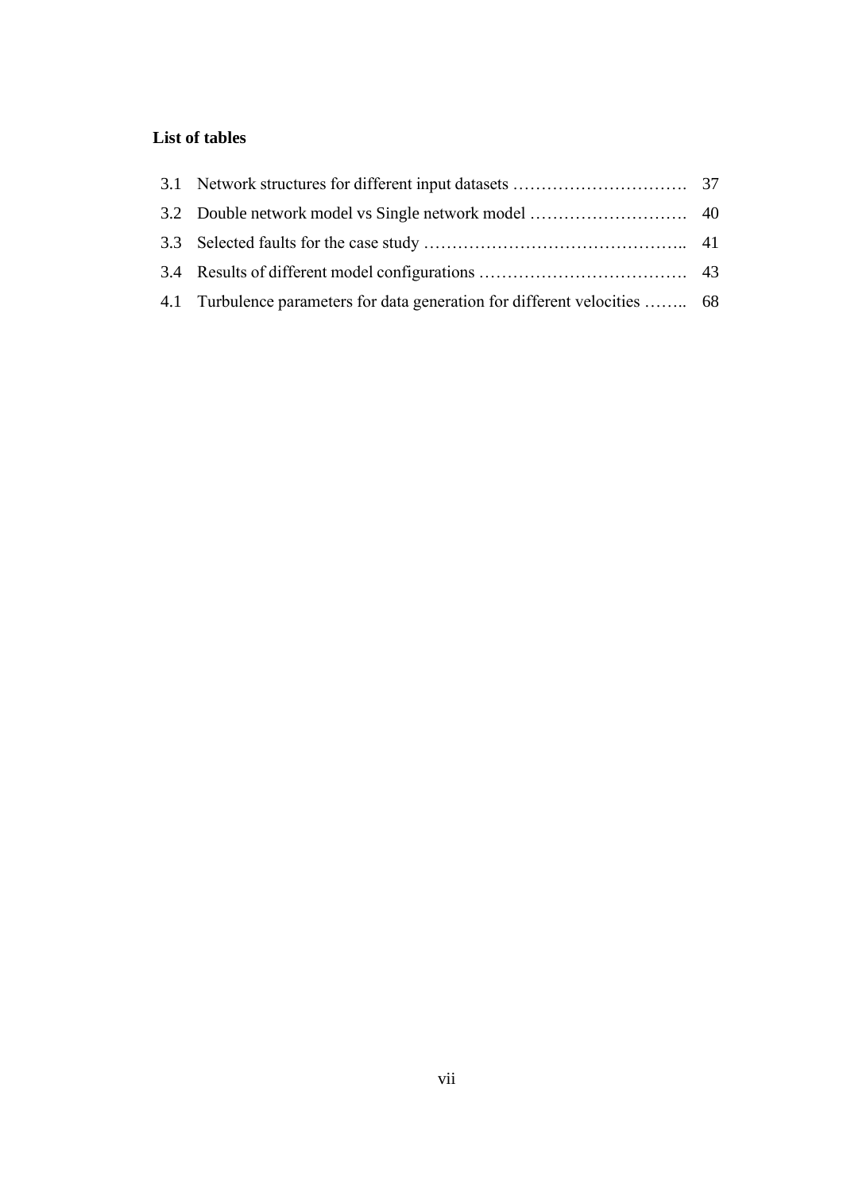**List of tables**

| | | |
|---|---|---|
| 3.1 | Network structures for different input datasets …………………………. | 37 |
| 3.2 | Double network model vs Single network model ………………………. | 40 |
| 3.3 | Selected faults for the case study ……………………………………….. | 41 |
| 3.4 | Results of different model configurations ………………………………. | 43 |
| 4.1 | Turbulence parameters for data generation for different velocities …….. | 68 |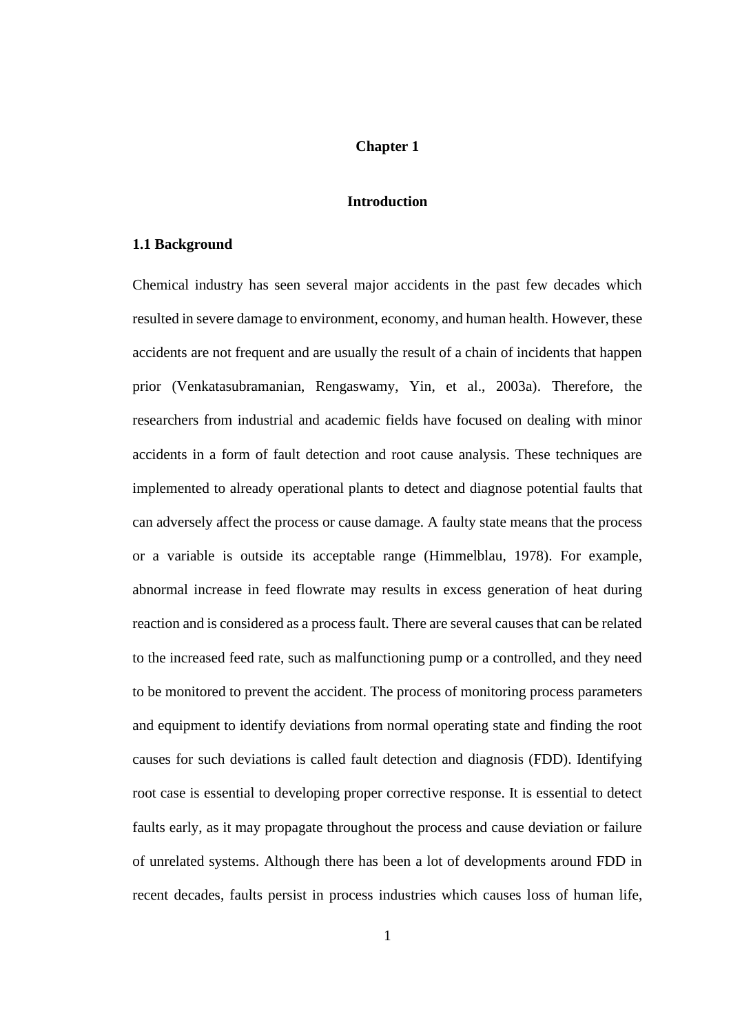# Chapter 1

# Introduction

## 1.1 Background

Chemical industry has seen several major accidents in the past few decades which resulted in severe damage to environment, economy, and human health. However, these accidents are not frequent and are usually the result of a chain of incidents that happen prior (Venkatasubramanian, Rengaswamy, Yin, et al., 2003a). Therefore, the researchers from industrial and academic fields have focused on dealing with minor accidents in a form of fault detection and root cause analysis. These techniques are implemented to already operational plants to detect and diagnose potential faults that can adversely affect the process or cause damage. A faulty state means that the process or a variable is outside its acceptable range (Himmelblau, 1978). For example, abnormal increase in feed flowrate may results in excess generation of heat during reaction and is considered as a process fault. There are several causes that can be related to the increased feed rate, such as malfunctioning pump or a controlled, and they need to be monitored to prevent the accident. The process of monitoring process parameters and equipment to identify deviations from normal operating state and finding the root causes for such deviations is called fault detection and diagnosis (FDD). Identifying root case is essential to developing proper corrective response. It is essential to detect faults early, as it may propagate throughout the process and cause deviation or failure of unrelated systems. Although there has been a lot of developments around FDD in recent decades, faults persist in process industries which causes loss of human life,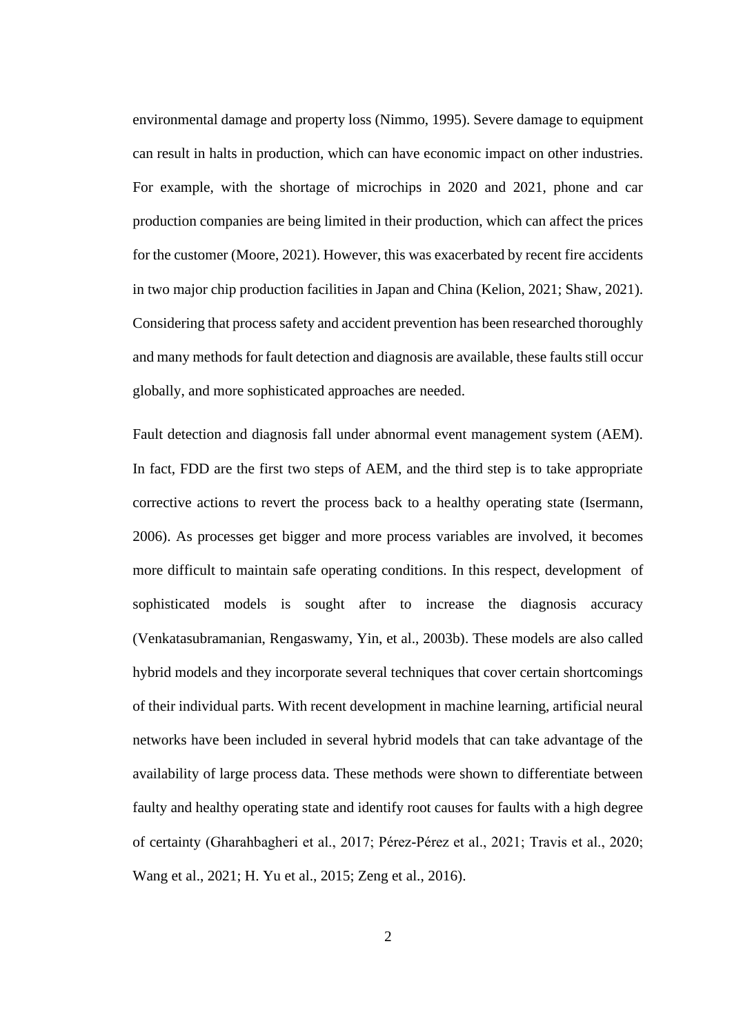environmental damage and property loss (Nimmo, 1995). Severe damage to equipment can result in halts in production, which can have economic impact on other industries. For example, with the shortage of microchips in 2020 and 2021, phone and car production companies are being limited in their production, which can affect the prices for the customer (Moore, 2021). However, this was exacerbated by recent fire accidents in two major chip production facilities in Japan and China (Kelion, 2021; Shaw, 2021). Considering that process safety and accident prevention has been researched thoroughly and many methods for fault detection and diagnosis are available, these faults still occur globally, and more sophisticated approaches are needed.

Fault detection and diagnosis fall under abnormal event management system (AEM). In fact, FDD are the first two steps of AEM, and the third step is to take appropriate corrective actions to revert the process back to a healthy operating state (Isermann, 2006). As processes get bigger and more process variables are involved, it becomes more difficult to maintain safe operating conditions. In this respect, development of sophisticated models is sought after to increase the diagnosis accuracy (Venkatasubramanian, Rengaswamy, Yin, et al., 2003b). These models are also called hybrid models and they incorporate several techniques that cover certain shortcomings of their individual parts. With recent development in machine learning, artificial neural networks have been included in several hybrid models that can take advantage of the availability of large process data. These methods were shown to differentiate between faulty and healthy operating state and identify root causes for faults with a high degree of certainty (Gharahbagheri et al., 2017; Pérez-Pérez et al., 2021; Travis et al., 2020; Wang et al., 2021; H. Yu et al., 2015; Zeng et al., 2016).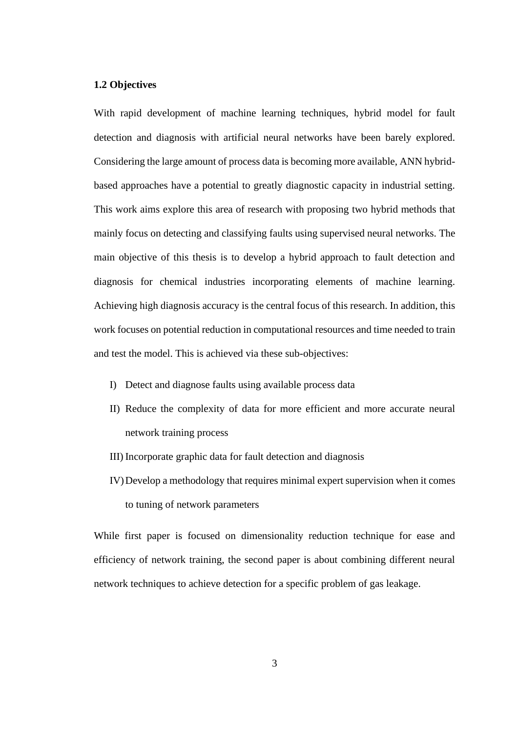### 1.2 Objectives

With rapid development of machine learning techniques, hybrid model for fault detection and diagnosis with artificial neural networks have been barely explored. Considering the large amount of process data is becoming more available, ANN hybrid-based approaches have a potential to greatly diagnostic capacity in industrial setting. This work aims explore this area of research with proposing two hybrid methods that mainly focus on detecting and classifying faults using supervised neural networks. The main objective of this thesis is to develop a hybrid approach to fault detection and diagnosis for chemical industries incorporating elements of machine learning. Achieving high diagnosis accuracy is the central focus of this research. In addition, this work focuses on potential reduction in computational resources and time needed to train and test the model. This is achieved via these sub-objectives:

I) Detect and diagnose faults using available process data
II) Reduce the complexity of data for more efficient and more accurate neural network training process
III) Incorporate graphic data for fault detection and diagnosis
IV) Develop a methodology that requires minimal expert supervision when it comes to tuning of network parameters

While first paper is focused on dimensionality reduction technique for ease and efficiency of network training, the second paper is about combining different neural network techniques to achieve detection for a specific problem of gas leakage.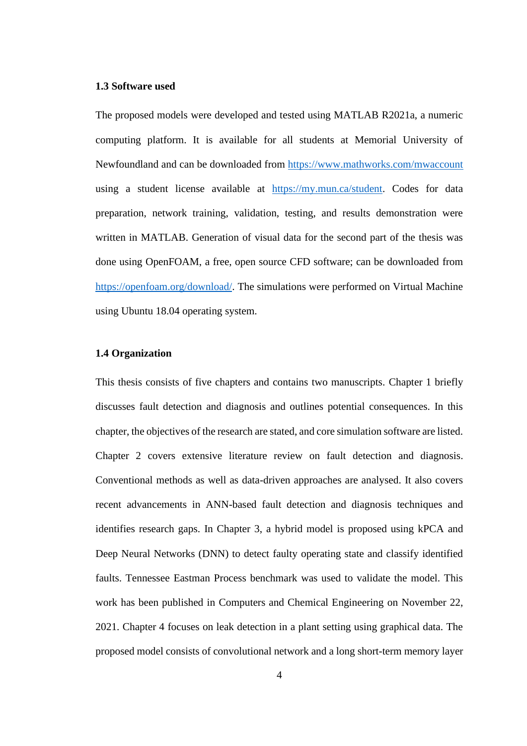### 1.3 Software used

The proposed models were developed and tested using MATLAB R2021a, a numeric computing platform. It is available for all students at Memorial University of Newfoundland and can be downloaded from https://www.mathworks.com/mwaccount using a student license available at https://my.mun.ca/student. Codes for data preparation, network training, validation, testing, and results demonstration were written in MATLAB. Generation of visual data for the second part of the thesis was done using OpenFOAM, a free, open source CFD software; can be downloaded from https://openfoam.org/download/. The simulations were performed on Virtual Machine using Ubuntu 18.04 operating system.

### 1.4 Organization

This thesis consists of five chapters and contains two manuscripts. Chapter 1 briefly discusses fault detection and diagnosis and outlines potential consequences. In this chapter, the objectives of the research are stated, and core simulation software are listed. Chapter 2 covers extensive literature review on fault detection and diagnosis. Conventional methods as well as data-driven approaches are analysed. It also covers recent advancements in ANN-based fault detection and diagnosis techniques and identifies research gaps. In Chapter 3, a hybrid model is proposed using kPCA and Deep Neural Networks (DNN) to detect faulty operating state and classify identified faults. Tennessee Eastman Process benchmark was used to validate the model. This work has been published in Computers and Chemical Engineering on November 22, 2021. Chapter 4 focuses on leak detection in a plant setting using graphical data. The proposed model consists of convolutional network and a long short-term memory layer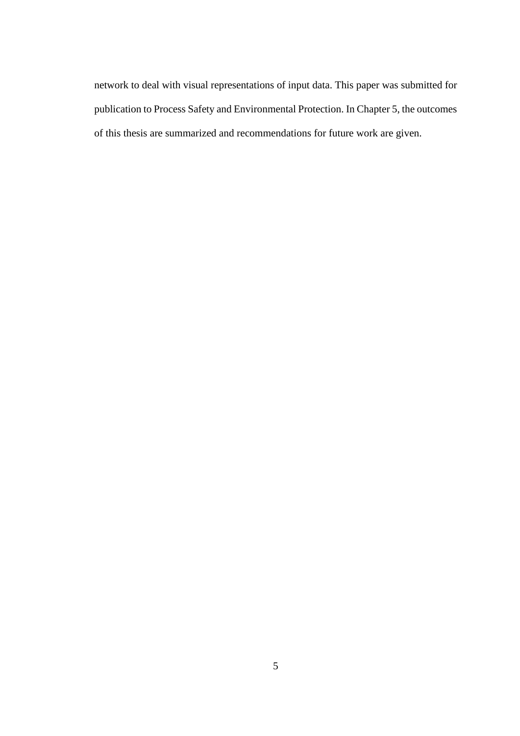network to deal with visual representations of input data. This paper was submitted for publication to Process Safety and Environmental Protection. In Chapter 5, the outcomes of this thesis are summarized and recommendations for future work are given.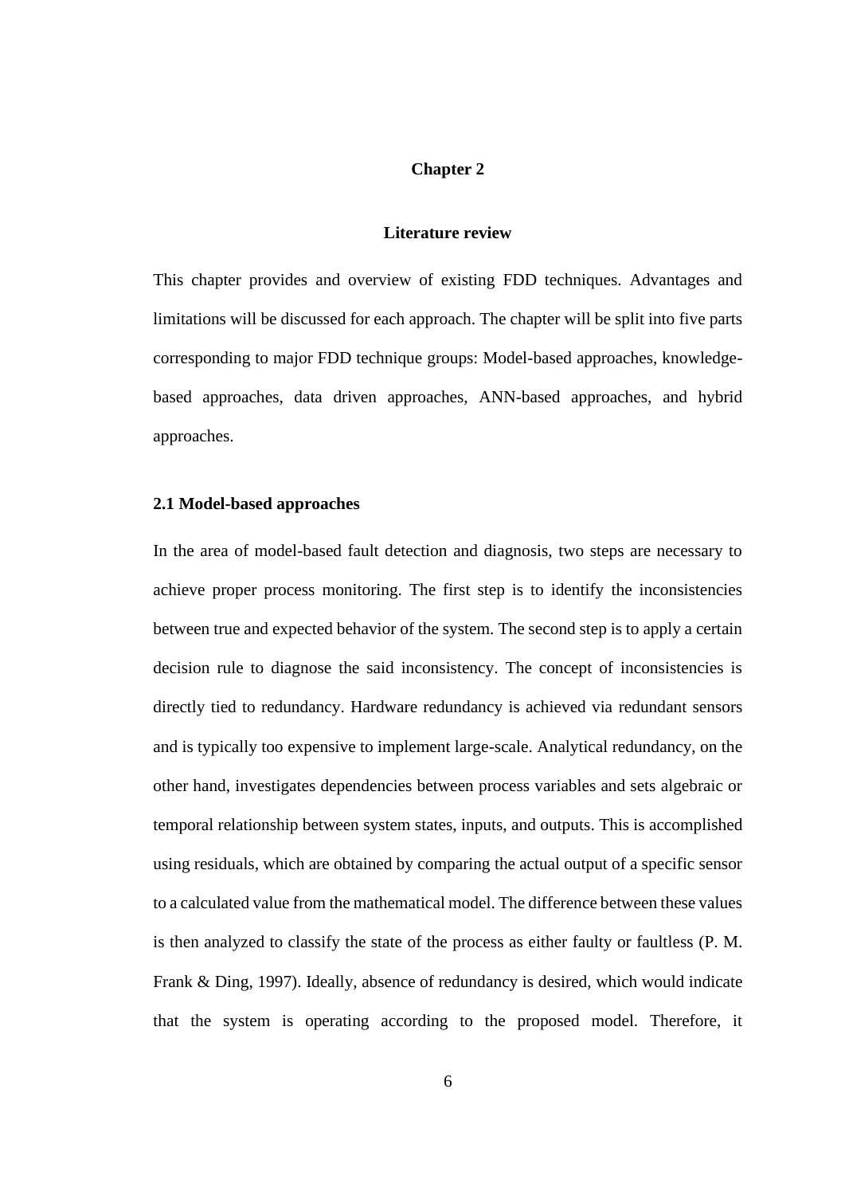# Chapter 2

# Literature review

This chapter provides and overview of existing FDD techniques. Advantages and limitations will be discussed for each approach. The chapter will be split into five parts corresponding to major FDD technique groups: Model-based approaches, knowledge-based approaches, data driven approaches, ANN-based approaches, and hybrid approaches.

## 2.1 Model-based approaches

In the area of model-based fault detection and diagnosis, two steps are necessary to achieve proper process monitoring. The first step is to identify the inconsistencies between true and expected behavior of the system. The second step is to apply a certain decision rule to diagnose the said inconsistency. The concept of inconsistencies is directly tied to redundancy. Hardware redundancy is achieved via redundant sensors and is typically too expensive to implement large-scale. Analytical redundancy, on the other hand, investigates dependencies between process variables and sets algebraic or temporal relationship between system states, inputs, and outputs. This is accomplished using residuals, which are obtained by comparing the actual output of a specific sensor to a calculated value from the mathematical model. The difference between these values is then analyzed to classify the state of the process as either faulty or faultless (P. M. Frank & Ding, 1997). Ideally, absence of redundancy is desired, which would indicate that the system is operating according to the proposed model. Therefore, it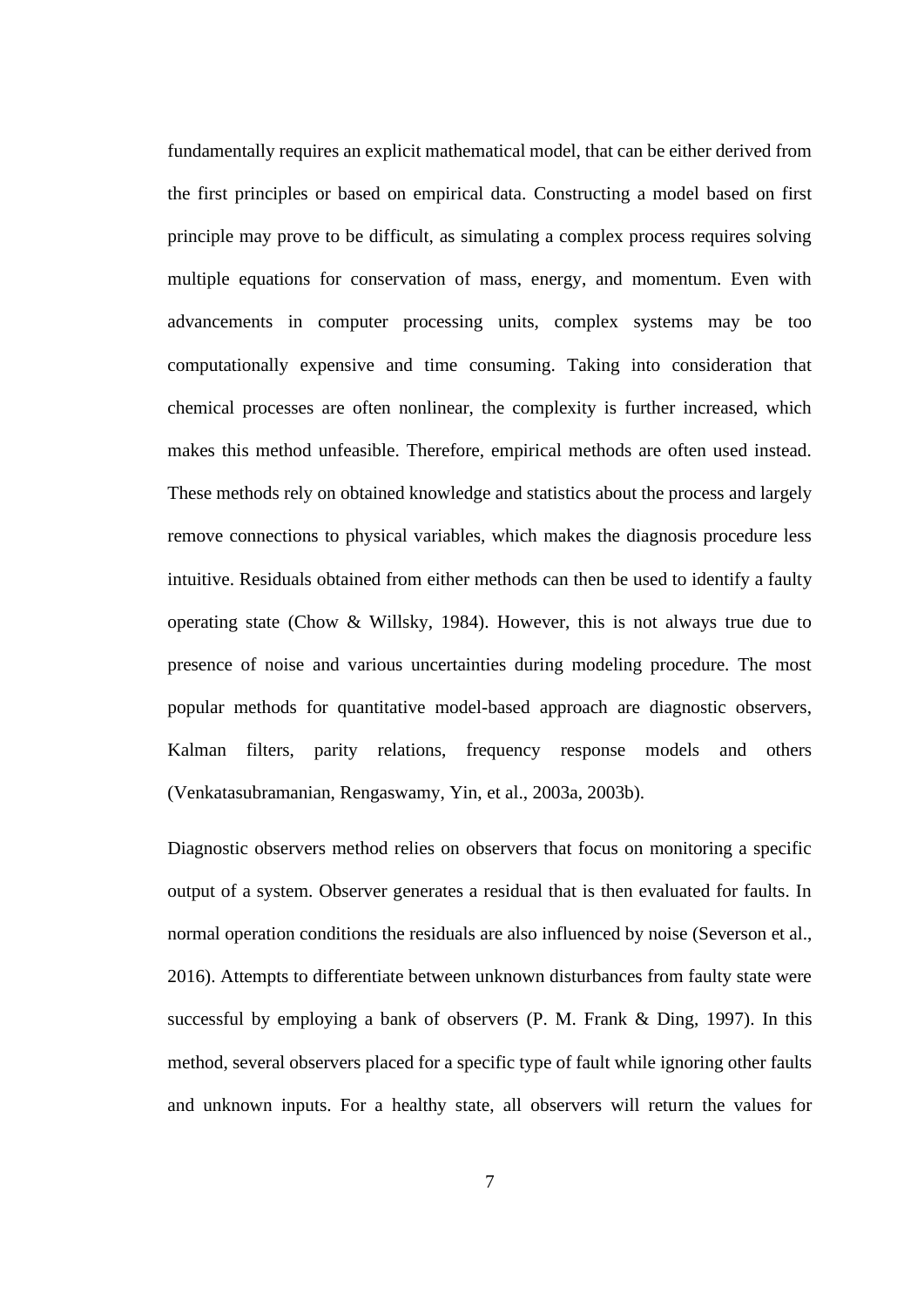fundamentally requires an explicit mathematical model, that can be either derived from the first principles or based on empirical data. Constructing a model based on first principle may prove to be difficult, as simulating a complex process requires solving multiple equations for conservation of mass, energy, and momentum. Even with advancements in computer processing units, complex systems may be too computationally expensive and time consuming. Taking into consideration that chemical processes are often nonlinear, the complexity is further increased, which makes this method unfeasible. Therefore, empirical methods are often used instead. These methods rely on obtained knowledge and statistics about the process and largely remove connections to physical variables, which makes the diagnosis procedure less intuitive. Residuals obtained from either methods can then be used to identify a faulty operating state (Chow & Willsky, 1984). However, this is not always true due to presence of noise and various uncertainties during modeling procedure. The most popular methods for quantitative model-based approach are diagnostic observers, Kalman filters, parity relations, frequency response models and others (Venkatasubramanian, Rengaswamy, Yin, et al., 2003a, 2003b).

Diagnostic observers method relies on observers that focus on monitoring a specific output of a system. Observer generates a residual that is then evaluated for faults. In normal operation conditions the residuals are also influenced by noise (Severson et al., 2016). Attempts to differentiate between unknown disturbances from faulty state were successful by employing a bank of observers (P. M. Frank & Ding, 1997). In this method, several observers placed for a specific type of fault while ignoring other faults and unknown inputs. For a healthy state, all observers will return the values for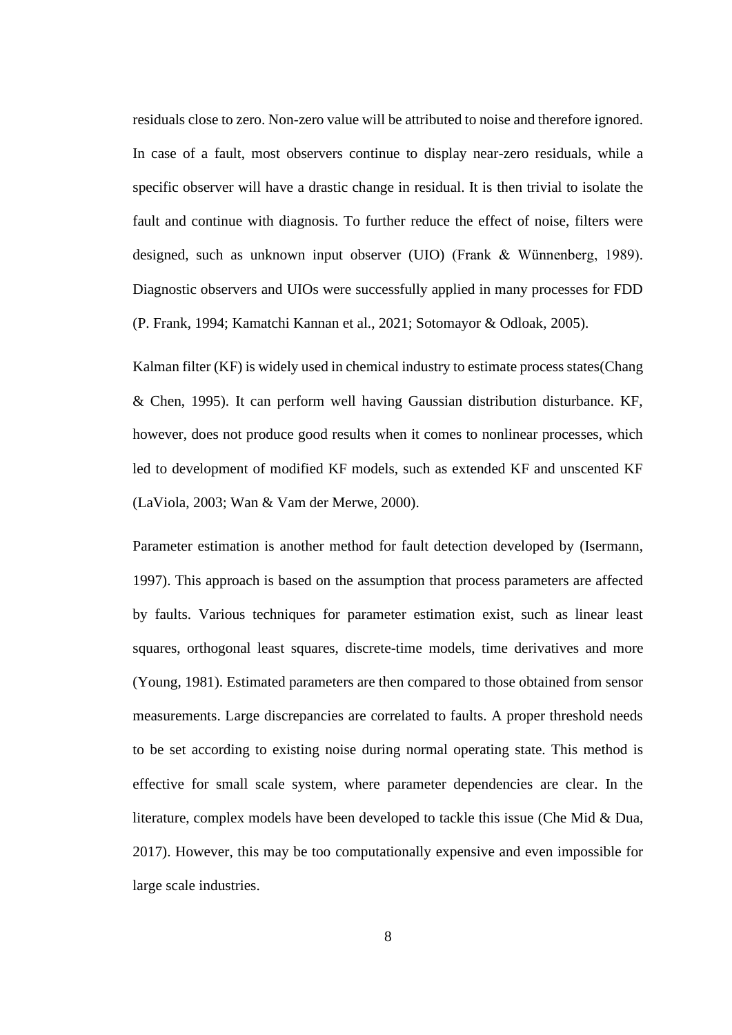residuals close to zero. Non-zero value will be attributed to noise and therefore ignored. In case of a fault, most observers continue to display near-zero residuals, while a specific observer will have a drastic change in residual. It is then trivial to isolate the fault and continue with diagnosis. To further reduce the effect of noise, filters were designed, such as unknown input observer (UIO) (Frank & Wünnenberg, 1989). Diagnostic observers and UIOs were successfully applied in many processes for FDD (P. Frank, 1994; Kamatchi Kannan et al., 2021; Sotomayor & Odloak, 2005).

Kalman filter (KF) is widely used in chemical industry to estimate process states(Chang & Chen, 1995). It can perform well having Gaussian distribution disturbance. KF, however, does not produce good results when it comes to nonlinear processes, which led to development of modified KF models, such as extended KF and unscented KF (LaViola, 2003; Wan & Vam der Merwe, 2000).

Parameter estimation is another method for fault detection developed by (Isermann, 1997). This approach is based on the assumption that process parameters are affected by faults. Various techniques for parameter estimation exist, such as linear least squares, orthogonal least squares, discrete-time models, time derivatives and more (Young, 1981). Estimated parameters are then compared to those obtained from sensor measurements. Large discrepancies are correlated to faults. A proper threshold needs to be set according to existing noise during normal operating state. This method is effective for small scale system, where parameter dependencies are clear. In the literature, complex models have been developed to tackle this issue (Che Mid & Dua, 2017). However, this may be too computationally expensive and even impossible for large scale industries.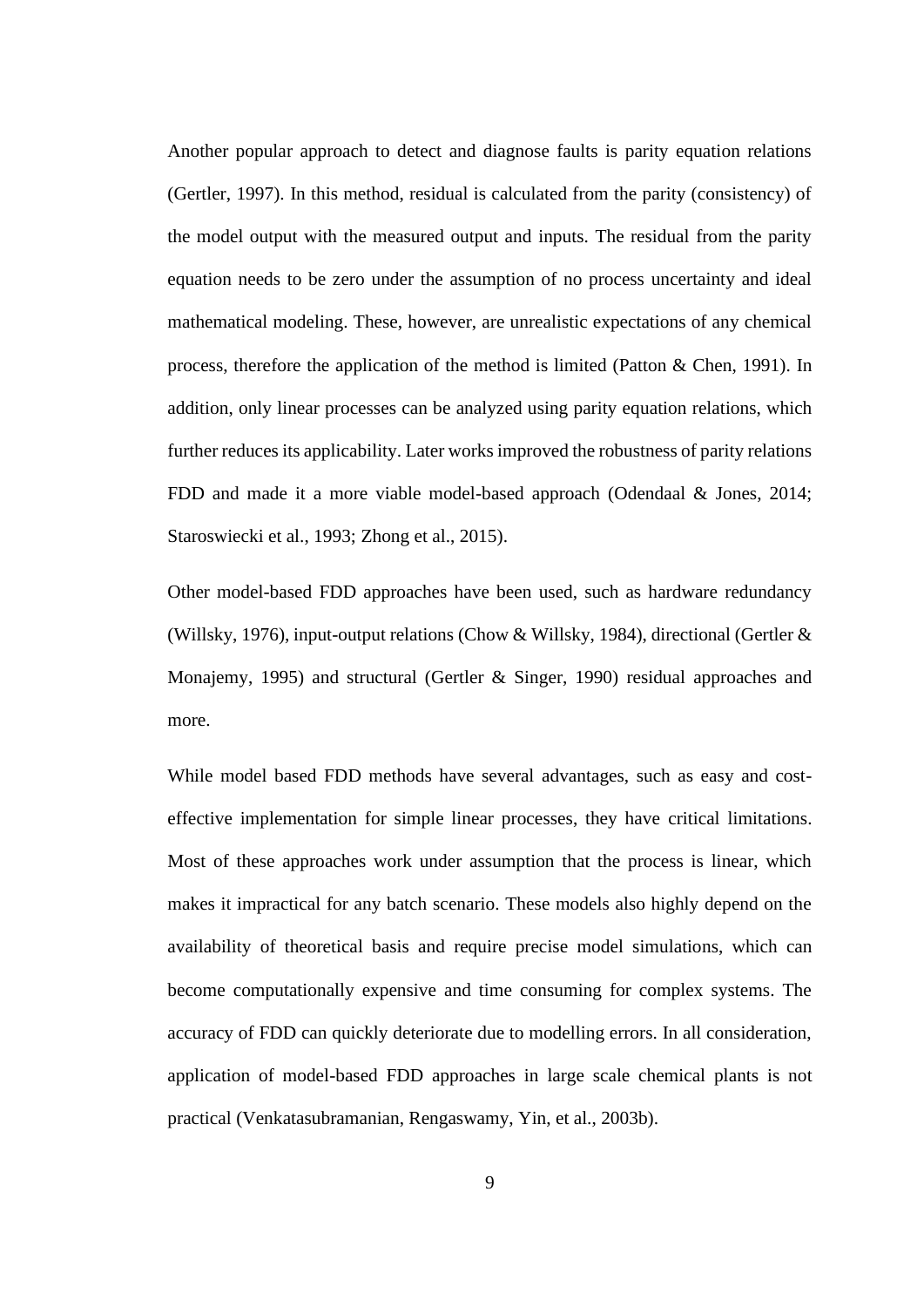Another popular approach to detect and diagnose faults is parity equation relations (Gertler, 1997). In this method, residual is calculated from the parity (consistency) of the model output with the measured output and inputs. The residual from the parity equation needs to be zero under the assumption of no process uncertainty and ideal mathematical modeling. These, however, are unrealistic expectations of any chemical process, therefore the application of the method is limited (Patton & Chen, 1991). In addition, only linear processes can be analyzed using parity equation relations, which further reduces its applicability. Later works improved the robustness of parity relations FDD and made it a more viable model-based approach (Odendaal & Jones, 2014; Staroswiecki et al., 1993; Zhong et al., 2015).

Other model-based FDD approaches have been used, such as hardware redundancy (Willsky, 1976), input-output relations (Chow & Willsky, 1984), directional (Gertler & Monajemy, 1995) and structural (Gertler & Singer, 1990) residual approaches and more.

While model based FDD methods have several advantages, such as easy and cost-effective implementation for simple linear processes, they have critical limitations. Most of these approaches work under assumption that the process is linear, which makes it impractical for any batch scenario. These models also highly depend on the availability of theoretical basis and require precise model simulations, which can become computationally expensive and time consuming for complex systems. The accuracy of FDD can quickly deteriorate due to modelling errors. In all consideration, application of model-based FDD approaches in large scale chemical plants is not practical (Venkatasubramanian, Rengaswamy, Yin, et al., 2003b).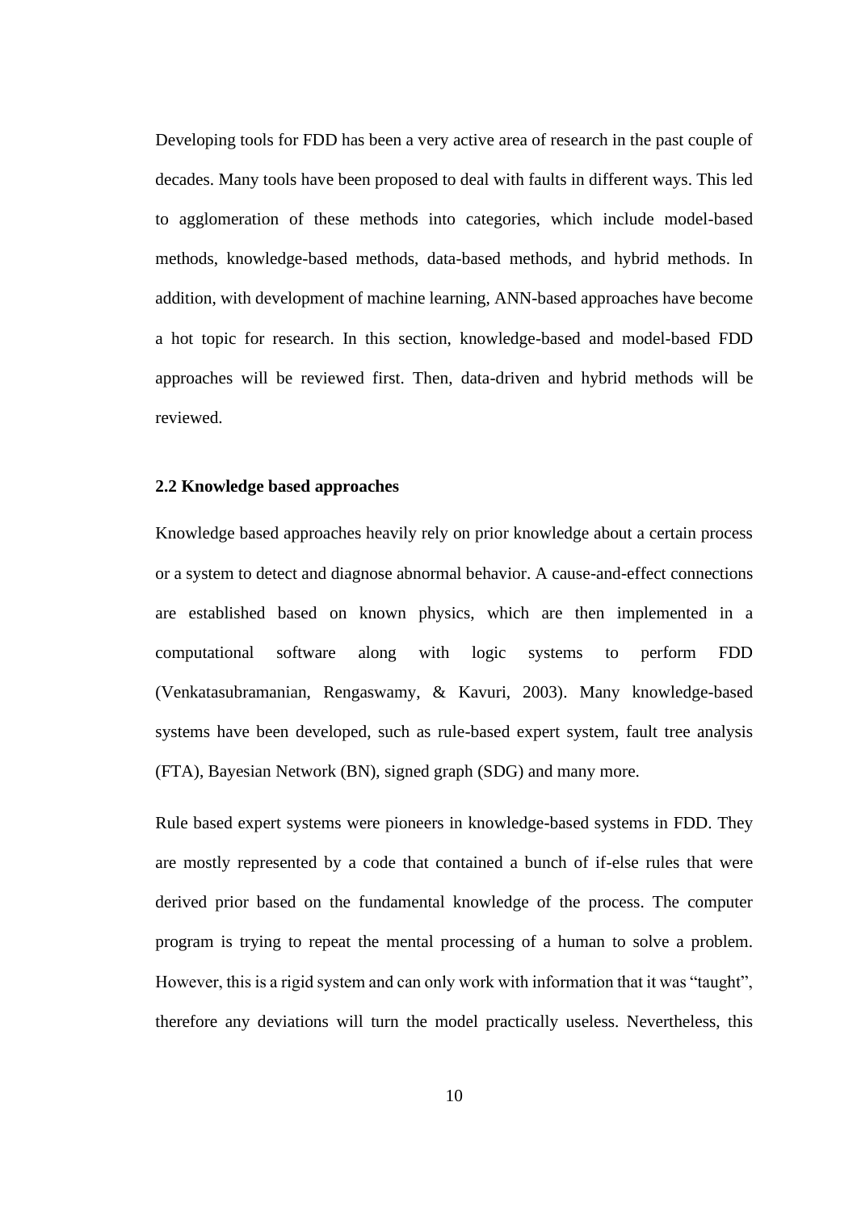Developing tools for FDD has been a very active area of research in the past couple of decades. Many tools have been proposed to deal with faults in different ways. This led to agglomeration of these methods into categories, which include model-based methods, knowledge-based methods, data-based methods, and hybrid methods. In addition, with development of machine learning, ANN-based approaches have become a hot topic for research. In this section, knowledge-based and model-based FDD approaches will be reviewed first. Then, data-driven and hybrid methods will be reviewed.

## 2.2 Knowledge based approaches

Knowledge based approaches heavily rely on prior knowledge about a certain process or a system to detect and diagnose abnormal behavior. A cause-and-effect connections are established based on known physics, which are then implemented in a computational software along with logic systems to perform FDD (Venkatasubramanian, Rengaswamy, & Kavuri, 2003). Many knowledge-based systems have been developed, such as rule-based expert system, fault tree analysis (FTA), Bayesian Network (BN), signed graph (SDG) and many more.

Rule based expert systems were pioneers in knowledge-based systems in FDD. They are mostly represented by a code that contained a bunch of if-else rules that were derived prior based on the fundamental knowledge of the process. The computer program is trying to repeat the mental processing of a human to solve a problem. However, this is a rigid system and can only work with information that it was "taught", therefore any deviations will turn the model practically useless. Nevertheless, this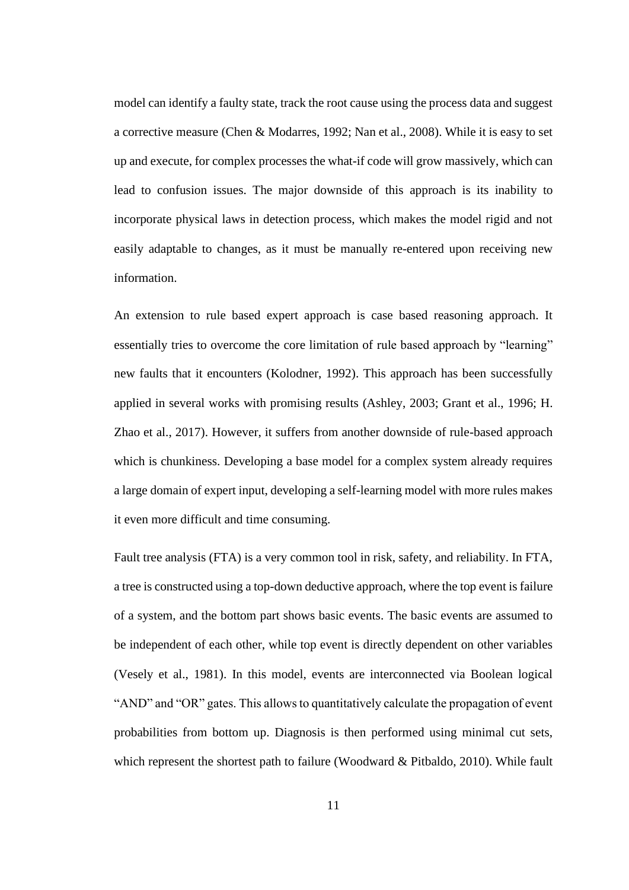model can identify a faulty state, track the root cause using the process data and suggest a corrective measure (Chen & Modarres, 1992; Nan et al., 2008). While it is easy to set up and execute, for complex processes the what-if code will grow massively, which can lead to confusion issues. The major downside of this approach is its inability to incorporate physical laws in detection process, which makes the model rigid and not easily adaptable to changes, as it must be manually re-entered upon receiving new information.

An extension to rule based expert approach is case based reasoning approach. It essentially tries to overcome the core limitation of rule based approach by "learning" new faults that it encounters (Kolodner, 1992). This approach has been successfully applied in several works with promising results (Ashley, 2003; Grant et al., 1996; H. Zhao et al., 2017). However, it suffers from another downside of rule-based approach which is chunkiness. Developing a base model for a complex system already requires a large domain of expert input, developing a self-learning model with more rules makes it even more difficult and time consuming.

Fault tree analysis (FTA) is a very common tool in risk, safety, and reliability. In FTA, a tree is constructed using a top-down deductive approach, where the top event is failure of a system, and the bottom part shows basic events. The basic events are assumed to be independent of each other, while top event is directly dependent on other variables (Vesely et al., 1981). In this model, events are interconnected via Boolean logical "AND" and "OR" gates. This allows to quantitatively calculate the propagation of event probabilities from bottom up. Diagnosis is then performed using minimal cut sets, which represent the shortest path to failure (Woodward & Pitbaldo, 2010). While fault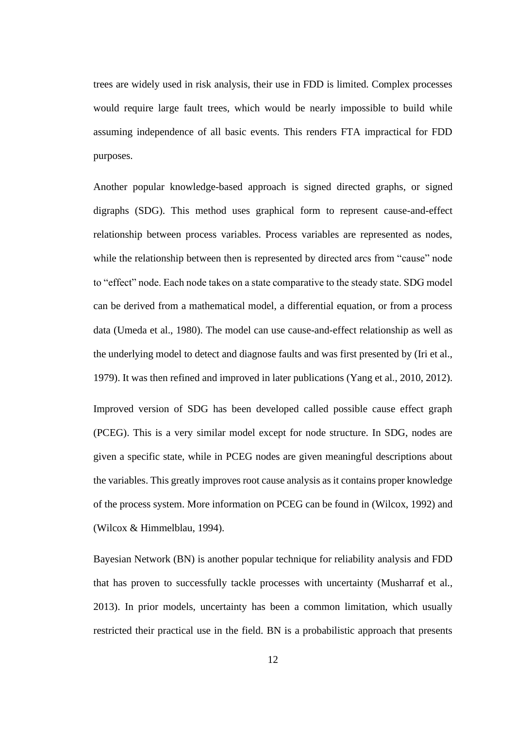trees are widely used in risk analysis, their use in FDD is limited. Complex processes would require large fault trees, which would be nearly impossible to build while assuming independence of all basic events. This renders FTA impractical for FDD purposes.

Another popular knowledge-based approach is signed directed graphs, or signed digraphs (SDG). This method uses graphical form to represent cause-and-effect relationship between process variables. Process variables are represented as nodes, while the relationship between then is represented by directed arcs from "cause" node to "effect" node. Each node takes on a state comparative to the steady state. SDG model can be derived from a mathematical model, a differential equation, or from a process data (Umeda et al., 1980). The model can use cause-and-effect relationship as well as the underlying model to detect and diagnose faults and was first presented by (Iri et al., 1979). It was then refined and improved in later publications (Yang et al., 2010, 2012).

Improved version of SDG has been developed called possible cause effect graph (PCEG). This is a very similar model except for node structure. In SDG, nodes are given a specific state, while in PCEG nodes are given meaningful descriptions about the variables. This greatly improves root cause analysis as it contains proper knowledge of the process system. More information on PCEG can be found in (Wilcox, 1992) and (Wilcox & Himmelblau, 1994).

Bayesian Network (BN) is another popular technique for reliability analysis and FDD that has proven to successfully tackle processes with uncertainty (Musharraf et al., 2013). In prior models, uncertainty has been a common limitation, which usually restricted their practical use in the field. BN is a probabilistic approach that presents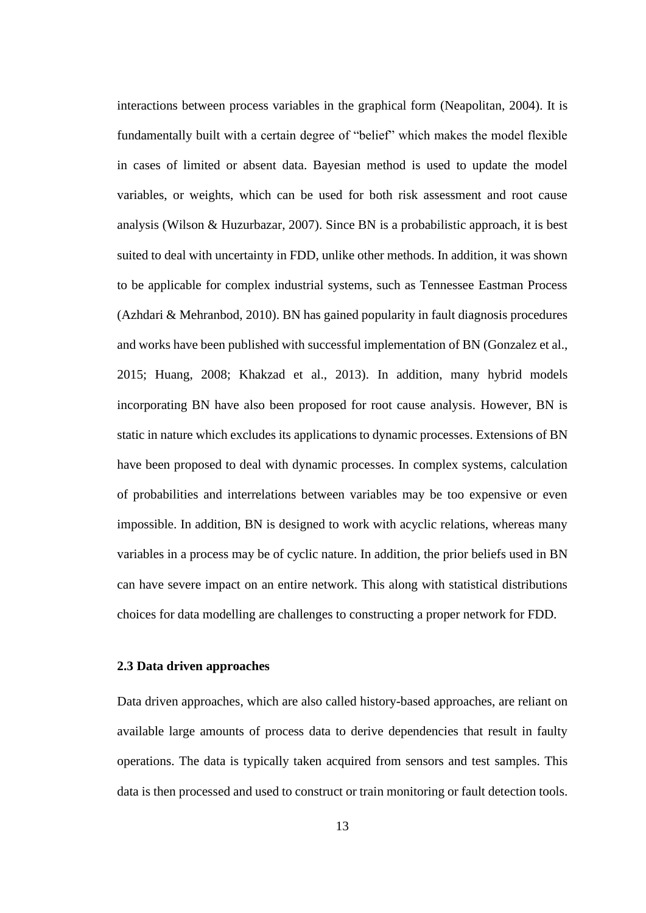interactions between process variables in the graphical form (Neapolitan, 2004). It is fundamentally built with a certain degree of "belief" which makes the model flexible in cases of limited or absent data. Bayesian method is used to update the model variables, or weights, which can be used for both risk assessment and root cause analysis (Wilson & Huzurbazar, 2007). Since BN is a probabilistic approach, it is best suited to deal with uncertainty in FDD, unlike other methods. In addition, it was shown to be applicable for complex industrial systems, such as Tennessee Eastman Process (Azhdari & Mehranbod, 2010). BN has gained popularity in fault diagnosis procedures and works have been published with successful implementation of BN (Gonzalez et al., 2015; Huang, 2008; Khakzad et al., 2013). In addition, many hybrid models incorporating BN have also been proposed for root cause analysis. However, BN is static in nature which excludes its applications to dynamic processes. Extensions of BN have been proposed to deal with dynamic processes. In complex systems, calculation of probabilities and interrelations between variables may be too expensive or even impossible. In addition, BN is designed to work with acyclic relations, whereas many variables in a process may be of cyclic nature. In addition, the prior beliefs used in BN can have severe impact on an entire network. This along with statistical distributions choices for data modelling are challenges to constructing a proper network for FDD.

### 2.3 Data driven approaches

Data driven approaches, which are also called history-based approaches, are reliant on available large amounts of process data to derive dependencies that result in faulty operations. The data is typically taken acquired from sensors and test samples. This data is then processed and used to construct or train monitoring or fault detection tools.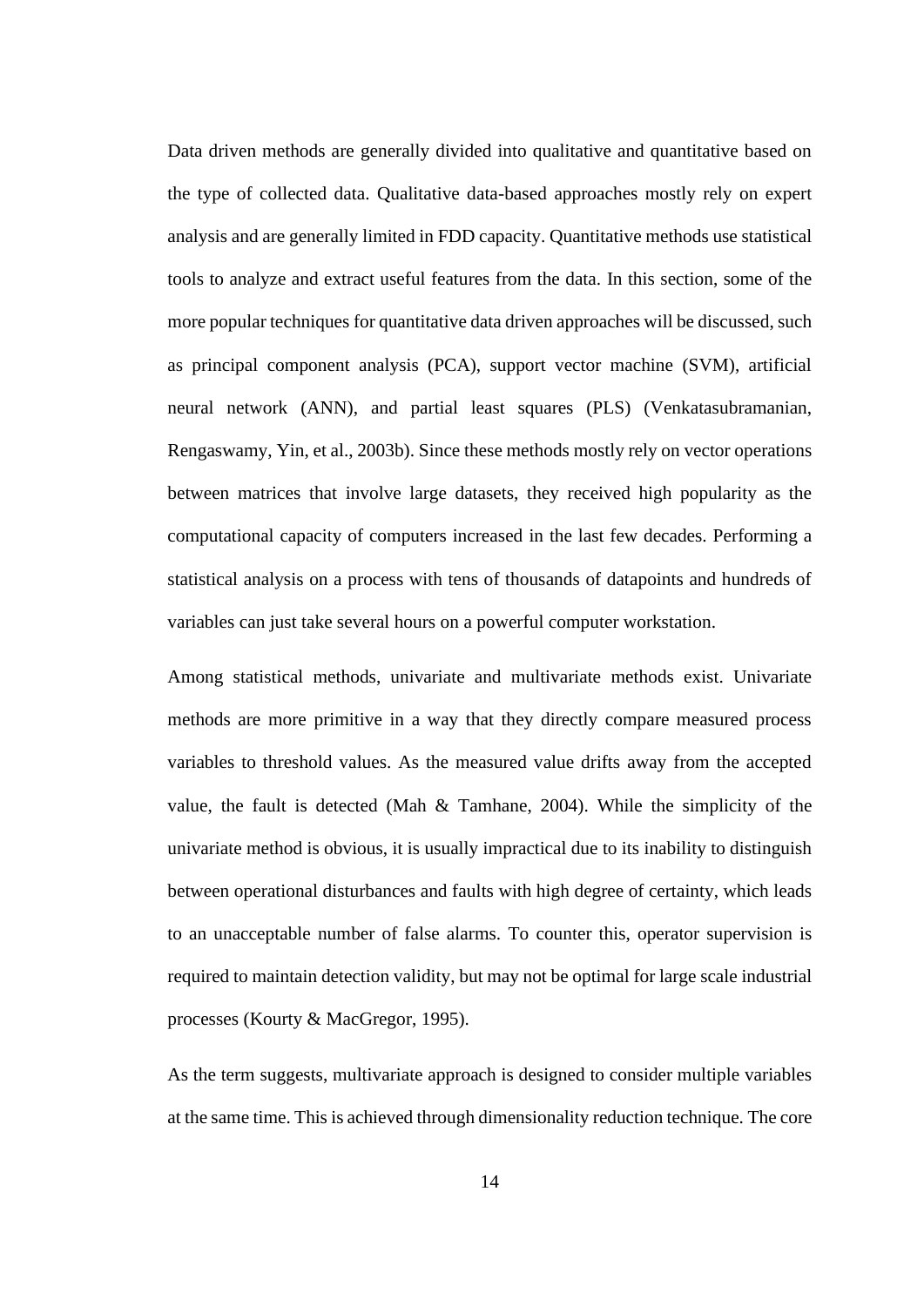Data driven methods are generally divided into qualitative and quantitative based on the type of collected data. Qualitative data-based approaches mostly rely on expert analysis and are generally limited in FDD capacity. Quantitative methods use statistical tools to analyze and extract useful features from the data. In this section, some of the more popular techniques for quantitative data driven approaches will be discussed, such as principal component analysis (PCA), support vector machine (SVM), artificial neural network (ANN), and partial least squares (PLS) (Venkatasubramanian, Rengaswamy, Yin, et al., 2003b). Since these methods mostly rely on vector operations between matrices that involve large datasets, they received high popularity as the computational capacity of computers increased in the last few decades. Performing a statistical analysis on a process with tens of thousands of datapoints and hundreds of variables can just take several hours on a powerful computer workstation.

Among statistical methods, univariate and multivariate methods exist. Univariate methods are more primitive in a way that they directly compare measured process variables to threshold values. As the measured value drifts away from the accepted value, the fault is detected (Mah & Tamhane, 2004). While the simplicity of the univariate method is obvious, it is usually impractical due to its inability to distinguish between operational disturbances and faults with high degree of certainty, which leads to an unacceptable number of false alarms. To counter this, operator supervision is required to maintain detection validity, but may not be optimal for large scale industrial processes (Kourty & MacGregor, 1995).

As the term suggests, multivariate approach is designed to consider multiple variables at the same time. This is achieved through dimensionality reduction technique. The core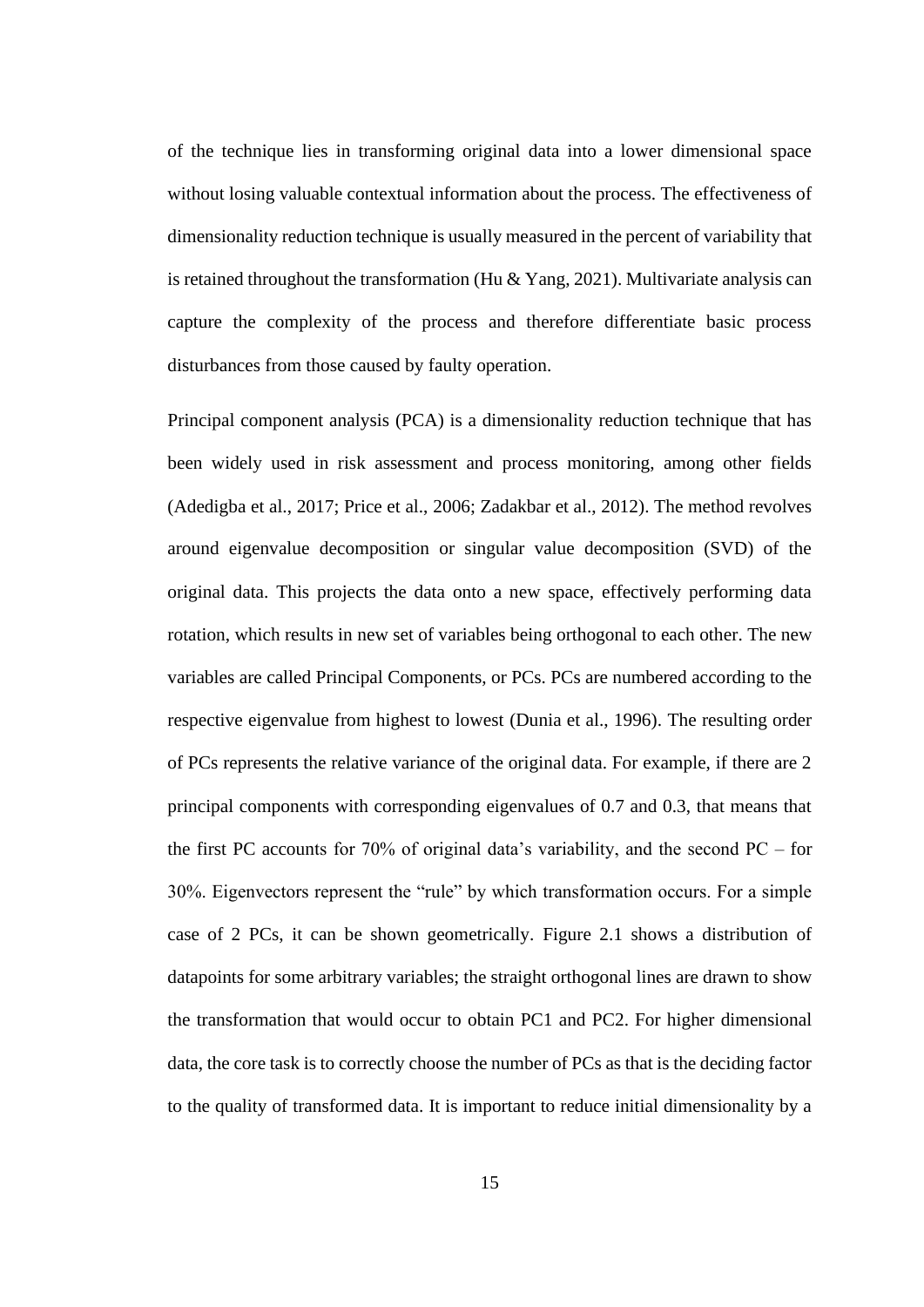of the technique lies in transforming original data into a lower dimensional space without losing valuable contextual information about the process. The effectiveness of dimensionality reduction technique is usually measured in the percent of variability that is retained throughout the transformation (Hu & Yang, 2021). Multivariate analysis can capture the complexity of the process and therefore differentiate basic process disturbances from those caused by faulty operation.

Principal component analysis (PCA) is a dimensionality reduction technique that has been widely used in risk assessment and process monitoring, among other fields (Adedigba et al., 2017; Price et al., 2006; Zadakbar et al., 2012). The method revolves around eigenvalue decomposition or singular value decomposition (SVD) of the original data. This projects the data onto a new space, effectively performing data rotation, which results in new set of variables being orthogonal to each other. The new variables are called Principal Components, or PCs. PCs are numbered according to the respective eigenvalue from highest to lowest (Dunia et al., 1996). The resulting order of PCs represents the relative variance of the original data. For example, if there are 2 principal components with corresponding eigenvalues of 0.7 and 0.3, that means that the first PC accounts for 70% of original data's variability, and the second PC – for 30%. Eigenvectors represent the "rule" by which transformation occurs. For a simple case of 2 PCs, it can be shown geometrically. Figure 2.1 shows a distribution of datapoints for some arbitrary variables; the straight orthogonal lines are drawn to show the transformation that would occur to obtain PC1 and PC2. For higher dimensional data, the core task is to correctly choose the number of PCs as that is the deciding factor to the quality of transformed data. It is important to reduce initial dimensionality by a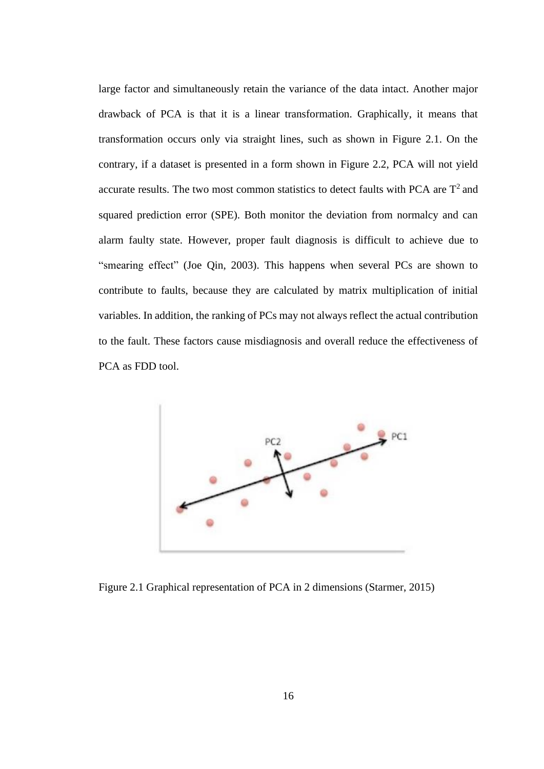large factor and simultaneously retain the variance of the data intact. Another major drawback of PCA is that it is a linear transformation. Graphically, it means that transformation occurs only via straight lines, such as shown in Figure 2.1. On the contrary, if a dataset is presented in a form shown in Figure 2.2, PCA will not yield accurate results. The two most common statistics to detect faults with PCA are $T^2$ and squared prediction error (SPE). Both monitor the deviation from normalcy and can alarm faulty state. However, proper fault diagnosis is difficult to achieve due to "smearing effect" (Joe Qin, 2003). This happens when several PCs are shown to contribute to faults, because they are calculated by matrix multiplication of initial variables. In addition, the ranking of PCs may not always reflect the actual contribution to the fault. These factors cause misdiagnosis and overall reduce the effectiveness of PCA as FDD tool.

Figure 2.1 Graphical representation of PCA in 2 dimensions (Starmer, 2015)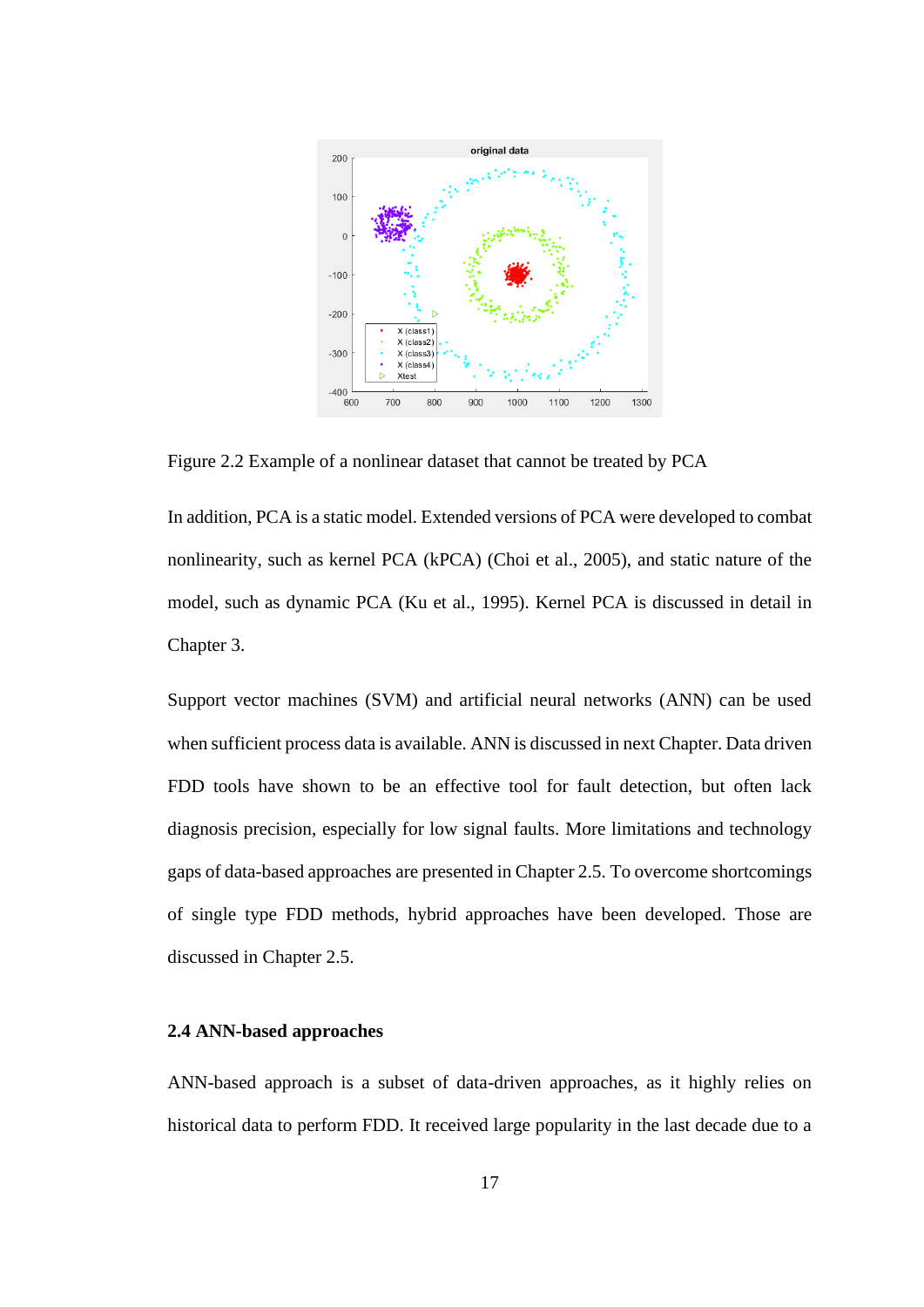Figure 2.2 Example of a nonlinear dataset that cannot be treated by PCA

In addition, PCA is a static model. Extended versions of PCA were developed to combat nonlinearity, such as kernel PCA (kPCA) (Choi et al., 2005), and static nature of the model, such as dynamic PCA (Ku et al., 1995). Kernel PCA is discussed in detail in Chapter 3.

Support vector machines (SVM) and artificial neural networks (ANN) can be used when sufficient process data is available. ANN is discussed in next Chapter. Data driven FDD tools have shown to be an effective tool for fault detection, but often lack diagnosis precision, especially for low signal faults. More limitations and technology gaps of data-based approaches are presented in Chapter 2.5. To overcome shortcomings of single type FDD methods, hybrid approaches have been developed. Those are discussed in Chapter 2.5.

### 2.4 ANN-based approaches

ANN-based approach is a subset of data-driven approaches, as it highly relies on historical data to perform FDD. It received large popularity in the last decade due to a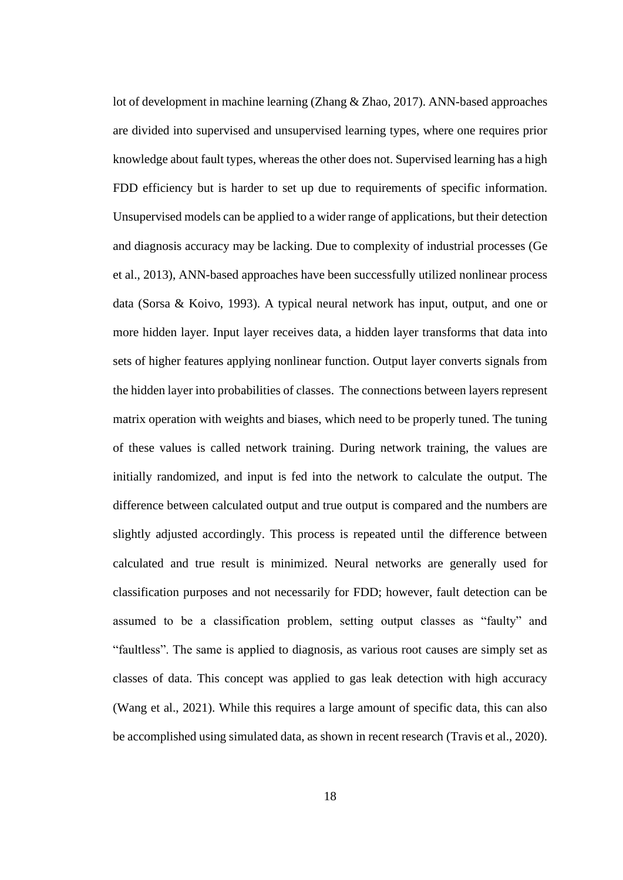lot of development in machine learning (Zhang & Zhao, 2017). ANN-based approaches are divided into supervised and unsupervised learning types, where one requires prior knowledge about fault types, whereas the other does not. Supervised learning has a high FDD efficiency but is harder to set up due to requirements of specific information. Unsupervised models can be applied to a wider range of applications, but their detection and diagnosis accuracy may be lacking. Due to complexity of industrial processes (Ge et al., 2013), ANN-based approaches have been successfully utilized nonlinear process data (Sorsa & Koivo, 1993). A typical neural network has input, output, and one or more hidden layer. Input layer receives data, a hidden layer transforms that data into sets of higher features applying nonlinear function. Output layer converts signals from the hidden layer into probabilities of classes. The connections between layers represent matrix operation with weights and biases, which need to be properly tuned. The tuning of these values is called network training. During network training, the values are initially randomized, and input is fed into the network to calculate the output. The difference between calculated output and true output is compared and the numbers are slightly adjusted accordingly. This process is repeated until the difference between calculated and true result is minimized. Neural networks are generally used for classification purposes and not necessarily for FDD; however, fault detection can be assumed to be a classification problem, setting output classes as "faulty" and "faultless". The same is applied to diagnosis, as various root causes are simply set as classes of data. This concept was applied to gas leak detection with high accuracy (Wang et al., 2021). While this requires a large amount of specific data, this can also be accomplished using simulated data, as shown in recent research (Travis et al., 2020).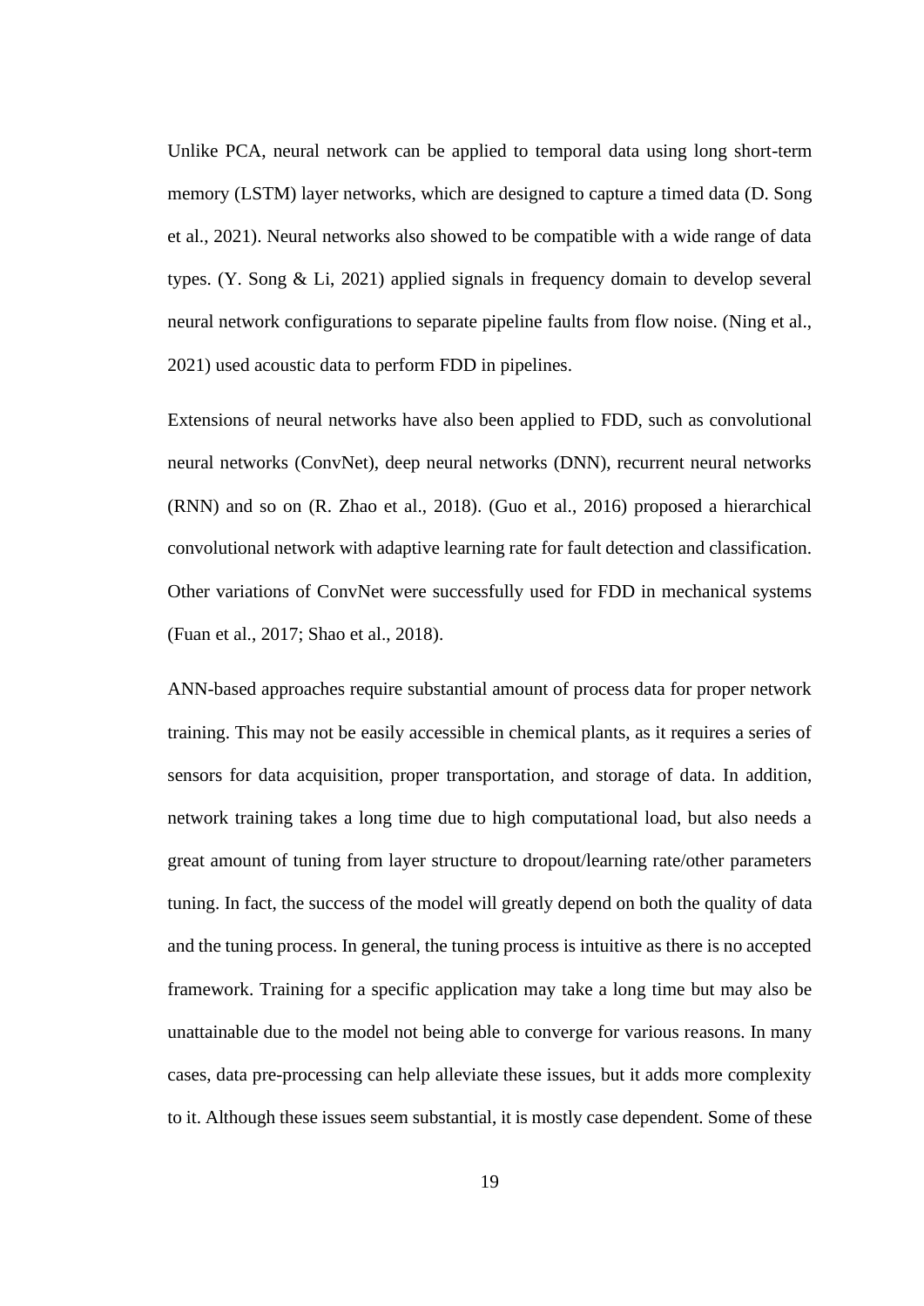Unlike PCA, neural network can be applied to temporal data using long short-term memory (LSTM) layer networks, which are designed to capture a timed data (D. Song et al., 2021). Neural networks also showed to be compatible with a wide range of data types. (Y. Song & Li, 2021) applied signals in frequency domain to develop several neural network configurations to separate pipeline faults from flow noise. (Ning et al., 2021) used acoustic data to perform FDD in pipelines.

Extensions of neural networks have also been applied to FDD, such as convolutional neural networks (ConvNet), deep neural networks (DNN), recurrent neural networks (RNN) and so on (R. Zhao et al., 2018). (Guo et al., 2016) proposed a hierarchical convolutional network with adaptive learning rate for fault detection and classification. Other variations of ConvNet were successfully used for FDD in mechanical systems (Fuan et al., 2017; Shao et al., 2018).

ANN-based approaches require substantial amount of process data for proper network training. This may not be easily accessible in chemical plants, as it requires a series of sensors for data acquisition, proper transportation, and storage of data. In addition, network training takes a long time due to high computational load, but also needs a great amount of tuning from layer structure to dropout/learning rate/other parameters tuning. In fact, the success of the model will greatly depend on both the quality of data and the tuning process. In general, the tuning process is intuitive as there is no accepted framework. Training for a specific application may take a long time but may also be unattainable due to the model not being able to converge for various reasons. In many cases, data pre-processing can help alleviate these issues, but it adds more complexity to it. Although these issues seem substantial, it is mostly case dependent. Some of these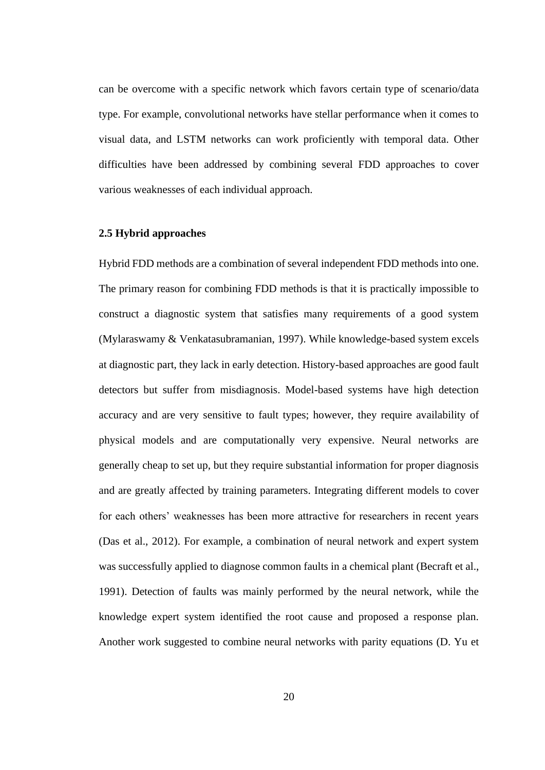can be overcome with a specific network which favors certain type of scenario/data type. For example, convolutional networks have stellar performance when it comes to visual data, and LSTM networks can work proficiently with temporal data. Other difficulties have been addressed by combining several FDD approaches to cover various weaknesses of each individual approach.

### 2.5 Hybrid approaches

Hybrid FDD methods are a combination of several independent FDD methods into one. The primary reason for combining FDD methods is that it is practically impossible to construct a diagnostic system that satisfies many requirements of a good system (Mylaraswamy & Venkatasubramanian, 1997). While knowledge-based system excels at diagnostic part, they lack in early detection. History-based approaches are good fault detectors but suffer from misdiagnosis. Model-based systems have high detection accuracy and are very sensitive to fault types; however, they require availability of physical models and are computationally very expensive. Neural networks are generally cheap to set up, but they require substantial information for proper diagnosis and are greatly affected by training parameters. Integrating different models to cover for each others' weaknesses has been more attractive for researchers in recent years (Das et al., 2012). For example, a combination of neural network and expert system was successfully applied to diagnose common faults in a chemical plant (Becraft et al., 1991). Detection of faults was mainly performed by the neural network, while the knowledge expert system identified the root cause and proposed a response plan. Another work suggested to combine neural networks with parity equations (D. Yu et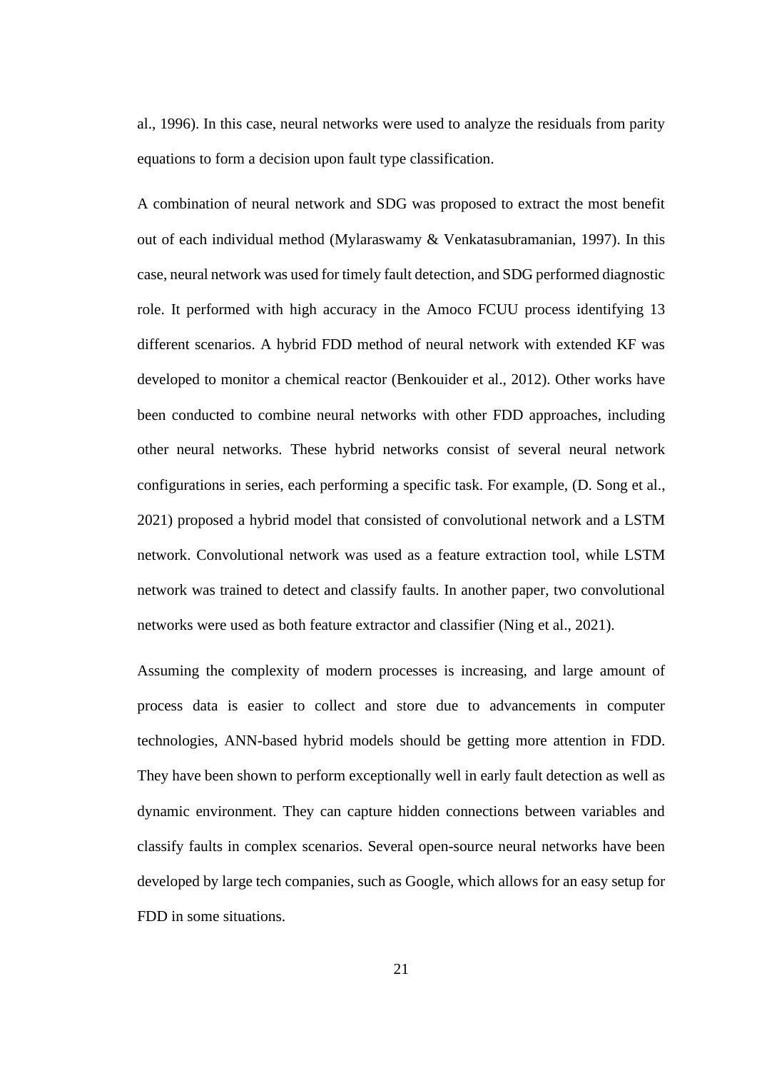al., 1996). In this case, neural networks were used to analyze the residuals from parity equations to form a decision upon fault type classification.

A combination of neural network and SDG was proposed to extract the most benefit out of each individual method (Mylaraswamy & Venkatasubramanian, 1997). In this case, neural network was used for timely fault detection, and SDG performed diagnostic role. It performed with high accuracy in the Amoco FCUU process identifying 13 different scenarios. A hybrid FDD method of neural network with extended KF was developed to monitor a chemical reactor (Benkouider et al., 2012). Other works have been conducted to combine neural networks with other FDD approaches, including other neural networks. These hybrid networks consist of several neural network configurations in series, each performing a specific task. For example, (D. Song et al., 2021) proposed a hybrid model that consisted of convolutional network and a LSTM network. Convolutional network was used as a feature extraction tool, while LSTM network was trained to detect and classify faults. In another paper, two convolutional networks were used as both feature extractor and classifier (Ning et al., 2021).

Assuming the complexity of modern processes is increasing, and large amount of process data is easier to collect and store due to advancements in computer technologies, ANN-based hybrid models should be getting more attention in FDD. They have been shown to perform exceptionally well in early fault detection as well as dynamic environment. They can capture hidden connections between variables and classify faults in complex scenarios. Several open-source neural networks have been developed by large tech companies, such as Google, which allows for an easy setup for FDD in some situations.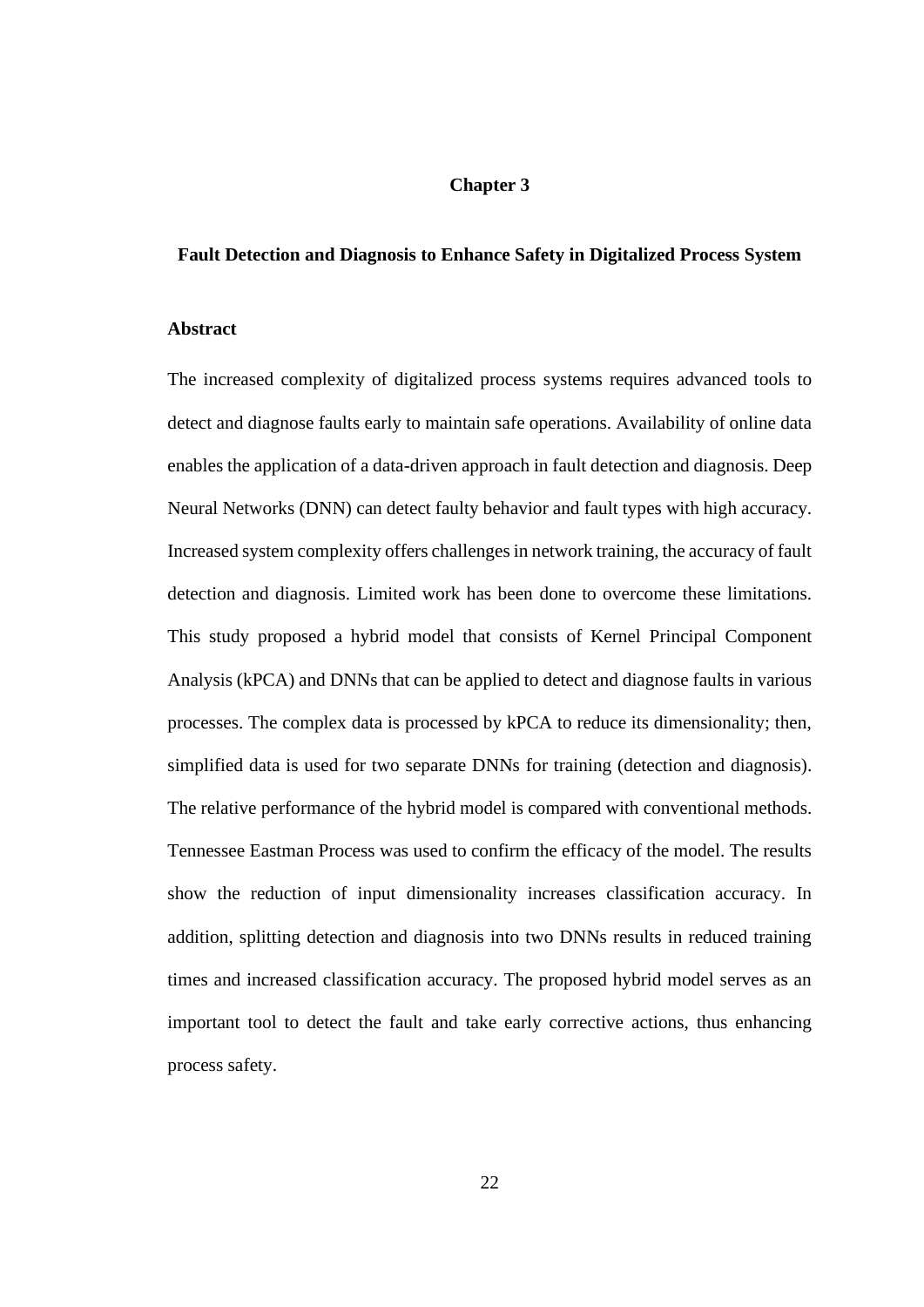# Chapter 3

## Fault Detection and Diagnosis to Enhance Safety in Digitalized Process System

### Abstract

The increased complexity of digitalized process systems requires advanced tools to detect and diagnose faults early to maintain safe operations. Availability of online data enables the application of a data-driven approach in fault detection and diagnosis. Deep Neural Networks (DNN) can detect faulty behavior and fault types with high accuracy. Increased system complexity offers challenges in network training, the accuracy of fault detection and diagnosis. Limited work has been done to overcome these limitations. This study proposed a hybrid model that consists of Kernel Principal Component Analysis (kPCA) and DNNs that can be applied to detect and diagnose faults in various processes. The complex data is processed by kPCA to reduce its dimensionality; then, simplified data is used for two separate DNNs for training (detection and diagnosis). The relative performance of the hybrid model is compared with conventional methods. Tennessee Eastman Process was used to confirm the efficacy of the model. The results show the reduction of input dimensionality increases classification accuracy. In addition, splitting detection and diagnosis into two DNNs results in reduced training times and increased classification accuracy. The proposed hybrid model serves as an important tool to detect the fault and take early corrective actions, thus enhancing process safety.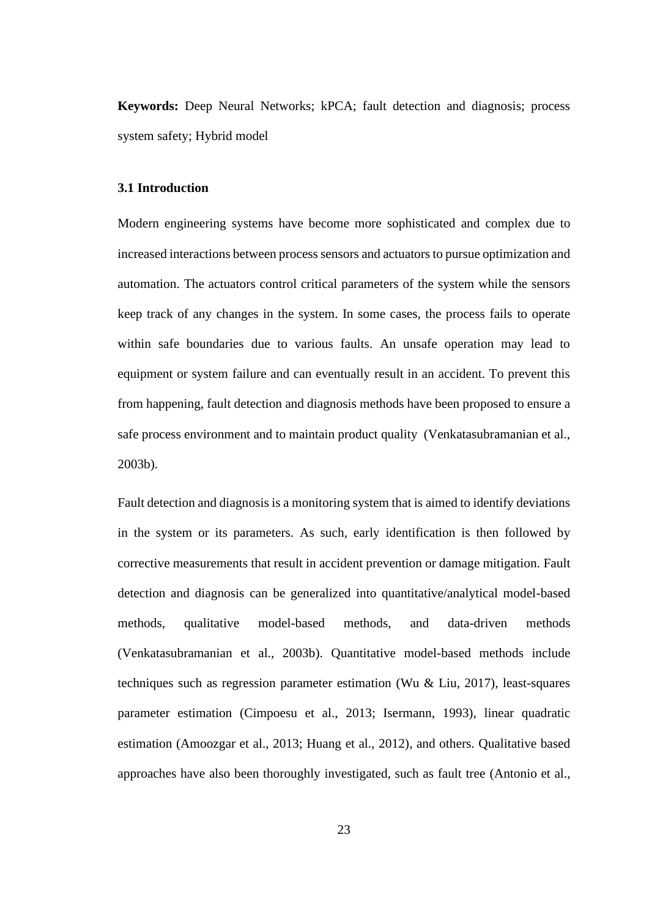**Keywords:** Deep Neural Networks; kPCA; fault detection and diagnosis; process system safety; Hybrid model

### 3.1 Introduction

Modern engineering systems have become more sophisticated and complex due to increased interactions between process sensors and actuators to pursue optimization and automation. The actuators control critical parameters of the system while the sensors keep track of any changes in the system. In some cases, the process fails to operate within safe boundaries due to various faults. An unsafe operation may lead to equipment or system failure and can eventually result in an accident. To prevent this from happening, fault detection and diagnosis methods have been proposed to ensure a safe process environment and to maintain product quality (Venkatasubramanian et al., 2003b).

Fault detection and diagnosis is a monitoring system that is aimed to identify deviations in the system or its parameters. As such, early identification is then followed by corrective measurements that result in accident prevention or damage mitigation. Fault detection and diagnosis can be generalized into quantitative/analytical model-based methods, qualitative model-based methods, and data-driven methods (Venkatasubramanian et al., 2003b). Quantitative model-based methods include techniques such as regression parameter estimation (Wu & Liu, 2017), least-squares parameter estimation (Cimpoesu et al., 2013; Isermann, 1993), linear quadratic estimation (Amoozgar et al., 2013; Huang et al., 2012), and others. Qualitative based approaches have also been thoroughly investigated, such as fault tree (Antonio et al.,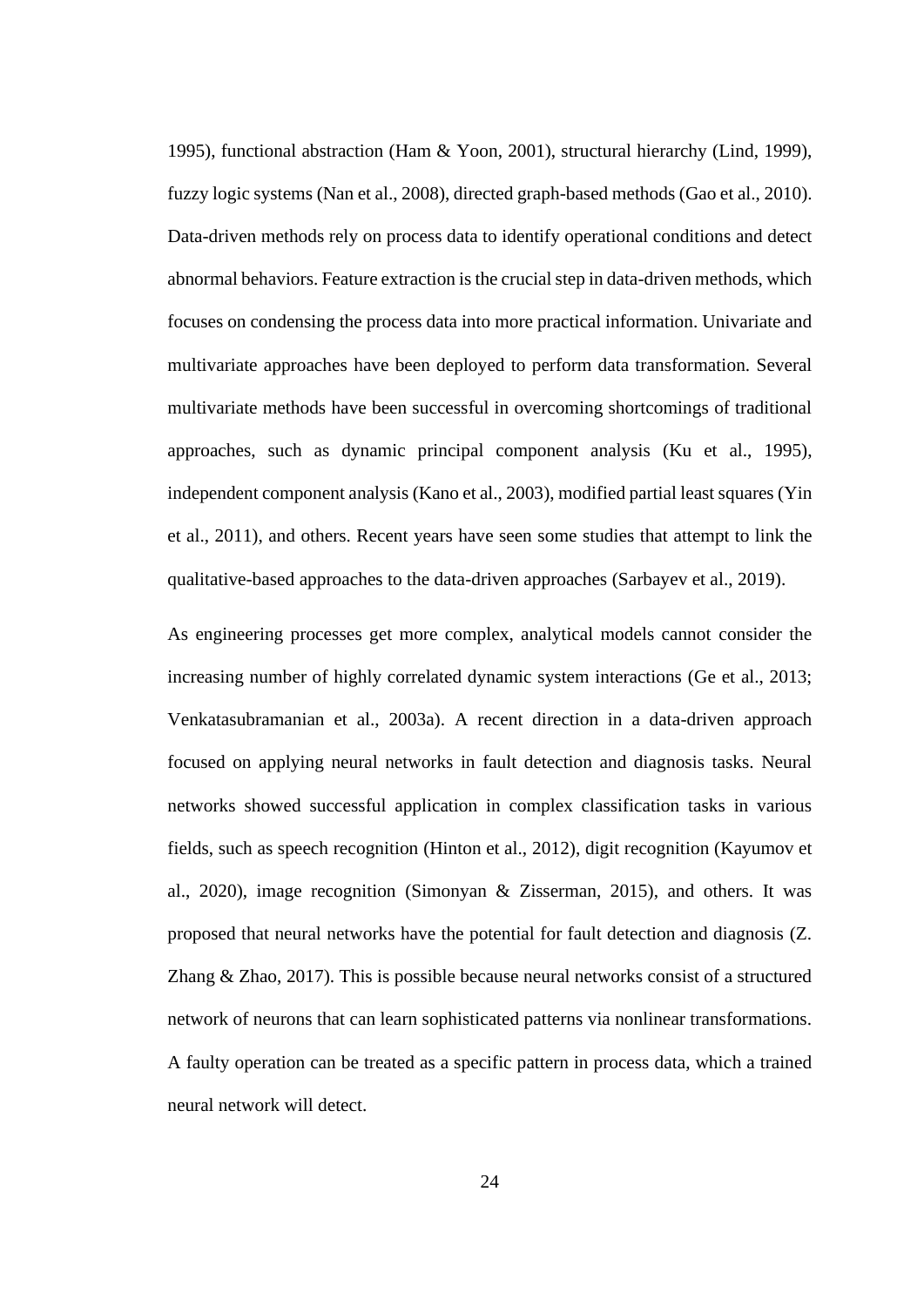1995), functional abstraction (Ham & Yoon, 2001), structural hierarchy (Lind, 1999), fuzzy logic systems (Nan et al., 2008), directed graph-based methods (Gao et al., 2010). Data-driven methods rely on process data to identify operational conditions and detect abnormal behaviors. Feature extraction is the crucial step in data-driven methods, which focuses on condensing the process data into more practical information. Univariate and multivariate approaches have been deployed to perform data transformation. Several multivariate methods have been successful in overcoming shortcomings of traditional approaches, such as dynamic principal component analysis (Ku et al., 1995), independent component analysis (Kano et al., 2003), modified partial least squares (Yin et al., 2011), and others. Recent years have seen some studies that attempt to link the qualitative-based approaches to the data-driven approaches (Sarbayev et al., 2019).

As engineering processes get more complex, analytical models cannot consider the increasing number of highly correlated dynamic system interactions (Ge et al., 2013; Venkatasubramanian et al., 2003a). A recent direction in a data-driven approach focused on applying neural networks in fault detection and diagnosis tasks. Neural networks showed successful application in complex classification tasks in various fields, such as speech recognition (Hinton et al., 2012), digit recognition (Kayumov et al., 2020), image recognition (Simonyan & Zisserman, 2015), and others. It was proposed that neural networks have the potential for fault detection and diagnosis (Z. Zhang & Zhao, 2017). This is possible because neural networks consist of a structured network of neurons that can learn sophisticated patterns via nonlinear transformations. A faulty operation can be treated as a specific pattern in process data, which a trained neural network will detect.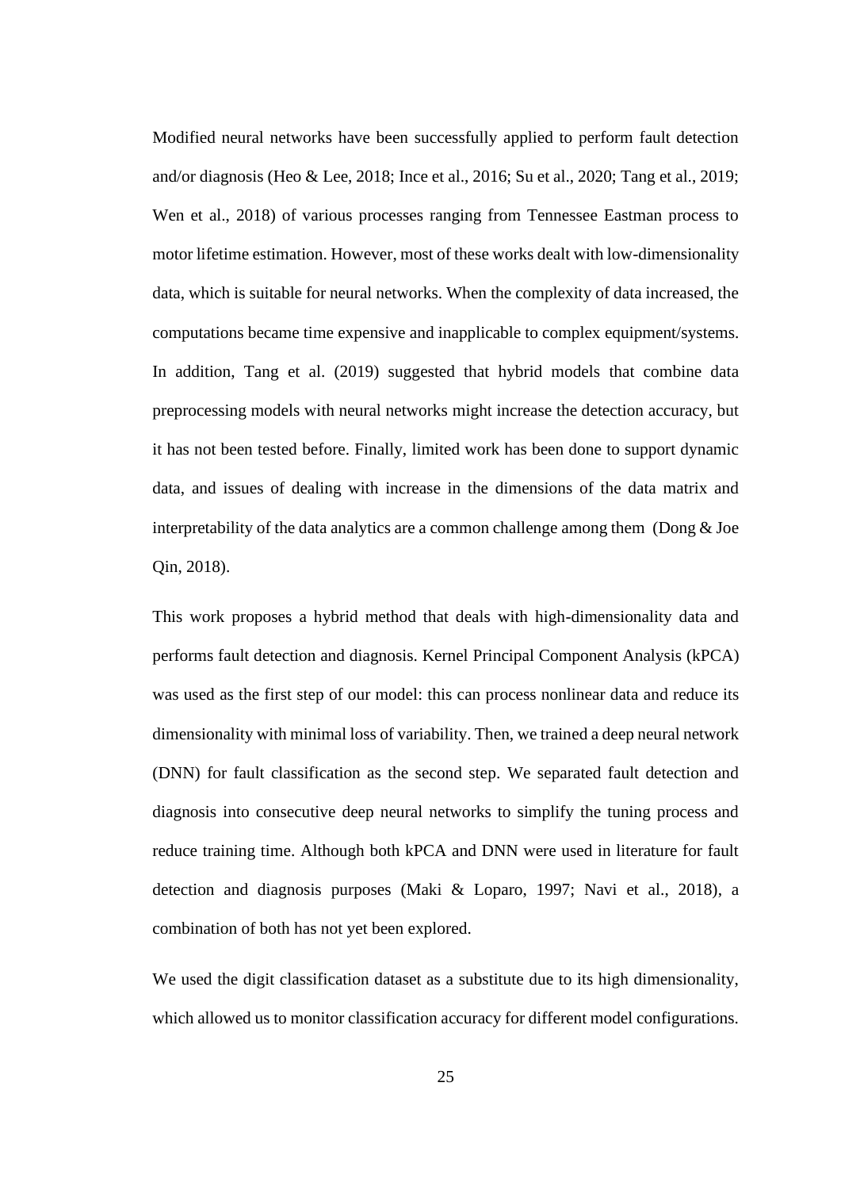Modified neural networks have been successfully applied to perform fault detection and/or diagnosis (Heo & Lee, 2018; Ince et al., 2016; Su et al., 2020; Tang et al., 2019; Wen et al., 2018) of various processes ranging from Tennessee Eastman process to motor lifetime estimation. However, most of these works dealt with low-dimensionality data, which is suitable for neural networks. When the complexity of data increased, the computations became time expensive and inapplicable to complex equipment/systems. In addition, Tang et al. (2019) suggested that hybrid models that combine data preprocessing models with neural networks might increase the detection accuracy, but it has not been tested before. Finally, limited work has been done to support dynamic data, and issues of dealing with increase in the dimensions of the data matrix and interpretability of the data analytics are a common challenge among them (Dong & Joe Qin, 2018).

This work proposes a hybrid method that deals with high-dimensionality data and performs fault detection and diagnosis. Kernel Principal Component Analysis (kPCA) was used as the first step of our model: this can process nonlinear data and reduce its dimensionality with minimal loss of variability. Then, we trained a deep neural network (DNN) for fault classification as the second step. We separated fault detection and diagnosis into consecutive deep neural networks to simplify the tuning process and reduce training time. Although both kPCA and DNN were used in literature for fault detection and diagnosis purposes (Maki & Loparo, 1997; Navi et al., 2018), a combination of both has not yet been explored.

We used the digit classification dataset as a substitute due to its high dimensionality, which allowed us to monitor classification accuracy for different model configurations.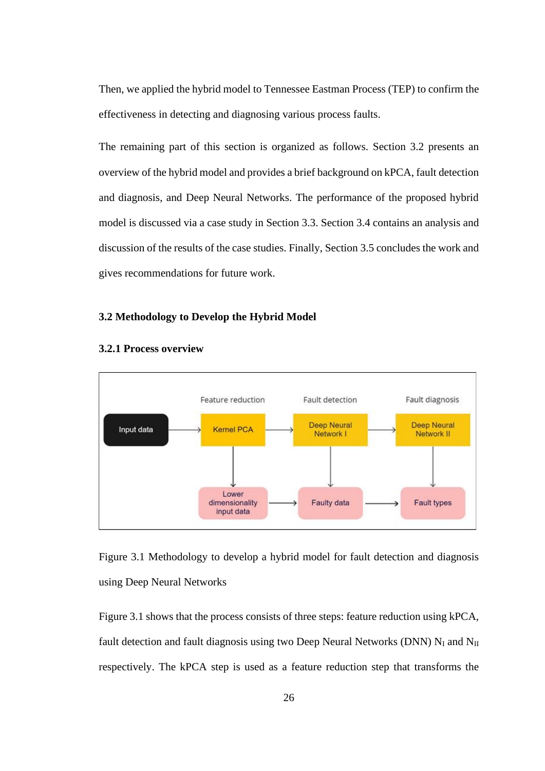Then, we applied the hybrid model to Tennessee Eastman Process (TEP) to confirm the effectiveness in detecting and diagnosing various process faults.

The remaining part of this section is organized as follows. Section 3.2 presents an overview of the hybrid model and provides a brief background on kPCA, fault detection and diagnosis, and Deep Neural Networks. The performance of the proposed hybrid model is discussed via a case study in Section 3.3. Section 3.4 contains an analysis and discussion of the results of the case studies. Finally, Section 3.5 concludes the work and gives recommendations for future work.

## 3.2 Methodology to Develop the Hybrid Model

### 3.2.1 Process overview

Figure 3.1 Methodology to develop a hybrid model for fault detection and diagnosis using Deep Neural Networks

Figure 3.1 shows that the process consists of three steps: feature reduction using kPCA, fault detection and fault diagnosis using two Deep Neural Networks (DNN) $N_I$ and $N_{II}$ respectively. The kPCA step is used as a feature reduction step that transforms the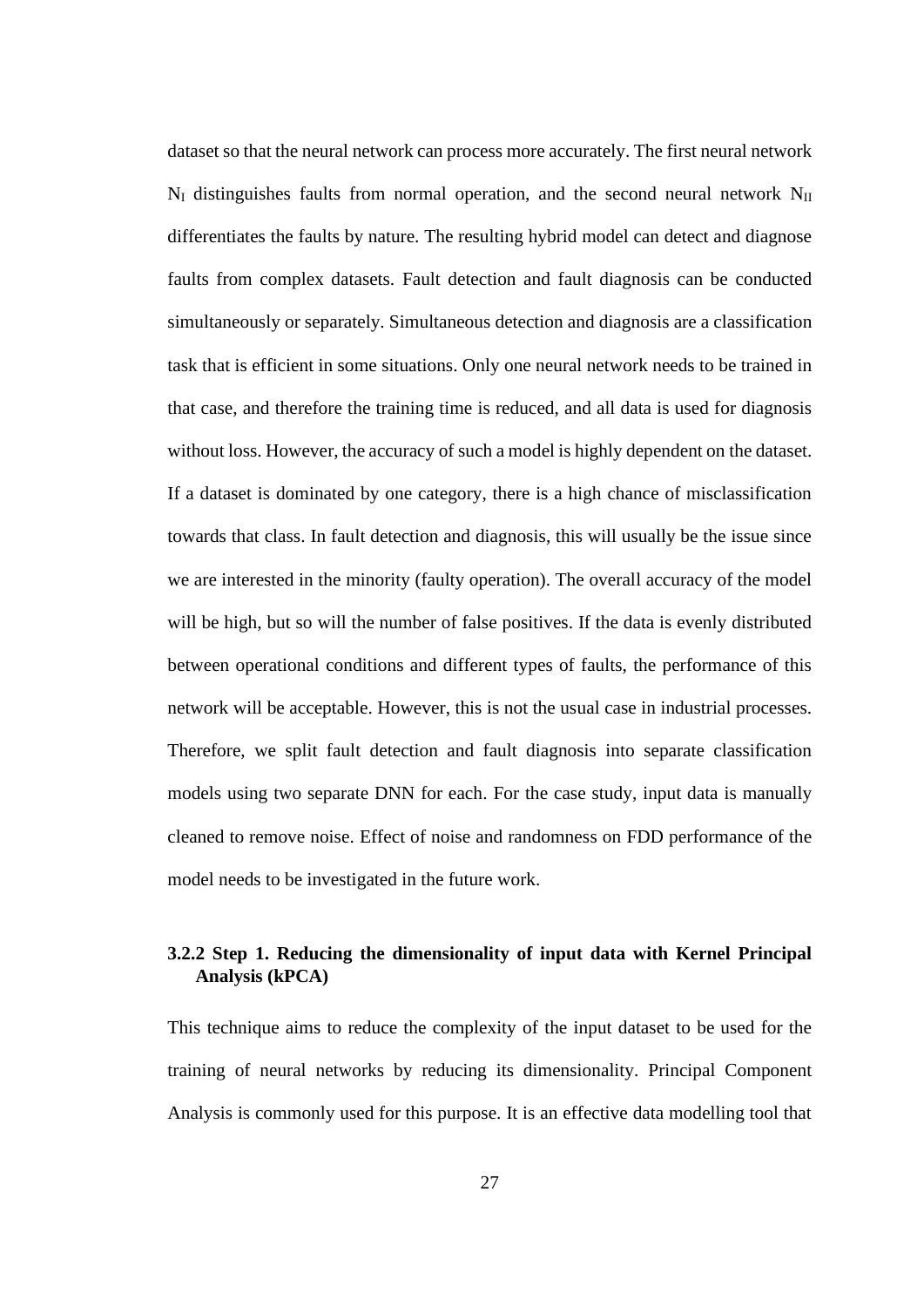dataset so that the neural network can process more accurately. The first neural network $N_I$ distinguishes faults from normal operation, and the second neural network $N_{II}$ differentiates the faults by nature. The resulting hybrid model can detect and diagnose faults from complex datasets. Fault detection and fault diagnosis can be conducted simultaneously or separately. Simultaneous detection and diagnosis are a classification task that is efficient in some situations. Only one neural network needs to be trained in that case, and therefore the training time is reduced, and all data is used for diagnosis without loss. However, the accuracy of such a model is highly dependent on the dataset. If a dataset is dominated by one category, there is a high chance of misclassification towards that class. In fault detection and diagnosis, this will usually be the issue since we are interested in the minority (faulty operation). The overall accuracy of the model will be high, but so will the number of false positives. If the data is evenly distributed between operational conditions and different types of faults, the performance of this network will be acceptable. However, this is not the usual case in industrial processes. Therefore, we split fault detection and fault diagnosis into separate classification models using two separate DNN for each. For the case study, input data is manually cleaned to remove noise. Effect of noise and randomness on FDD performance of the model needs to be investigated in the future work.

### 3.2.2 Step 1. Reducing the dimensionality of input data with Kernel Principal Analysis (kPCA)

This technique aims to reduce the complexity of the input dataset to be used for the training of neural networks by reducing its dimensionality. Principal Component Analysis is commonly used for this purpose. It is an effective data modelling tool that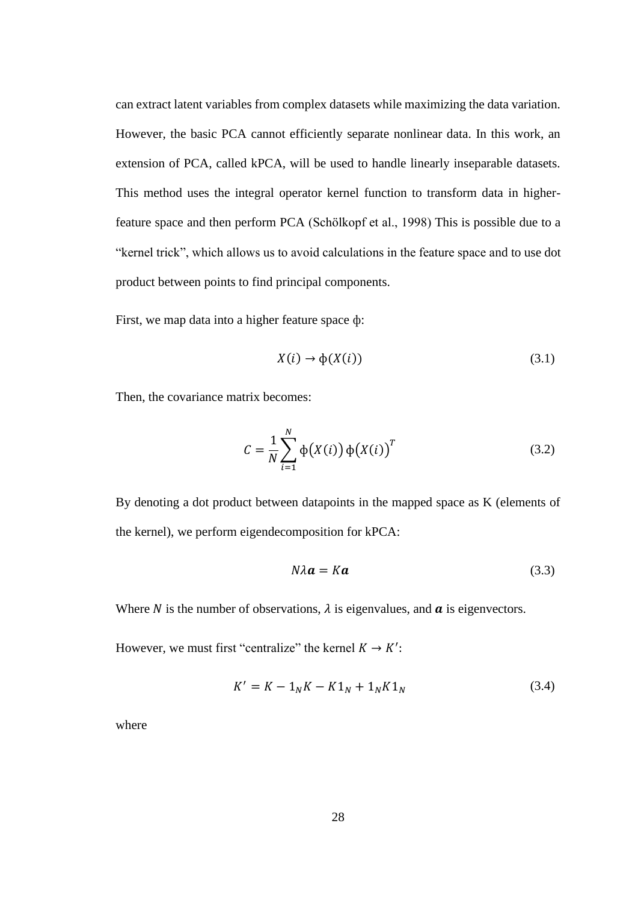can extract latent variables from complex datasets while maximizing the data variation. However, the basic PCA cannot efficiently separate nonlinear data. In this work, an extension of PCA, called kPCA, will be used to handle linearly inseparable datasets. This method uses the integral operator kernel function to transform data in higher-feature space and then perform PCA (Schölkopf et al., 1998) This is possible due to a "kernel trick", which allows us to avoid calculations in the feature space and to use dot product between points to find principal components.

First, we map data into a higher feature space ϕ:

$$X(i) \rightarrow \phi(X(i)) \tag{3.1}$$

Then, the covariance matrix becomes:

$$C = \frac{1}{N} \sum_{i=1}^{N} \phi\big(X(i)\big)\, \phi\big(X(i)\big)^{T} \tag{3.2}$$

By denoting a dot product between datapoints in the mapped space as K (elements of the kernel), we perform eigendecomposition for kPCA:

$$N\lambda \boldsymbol{a} = K\boldsymbol{a} \tag{3.3}$$

Where $N$ is the number of observations, $\lambda$ is eigenvalues, and $\boldsymbol{a}$ is eigenvectors.

However, we must first "centralize" the kernel $K \rightarrow K'$:

$$K' = K - 1_N K - K 1_N + 1_N K 1_N \tag{3.4}$$

where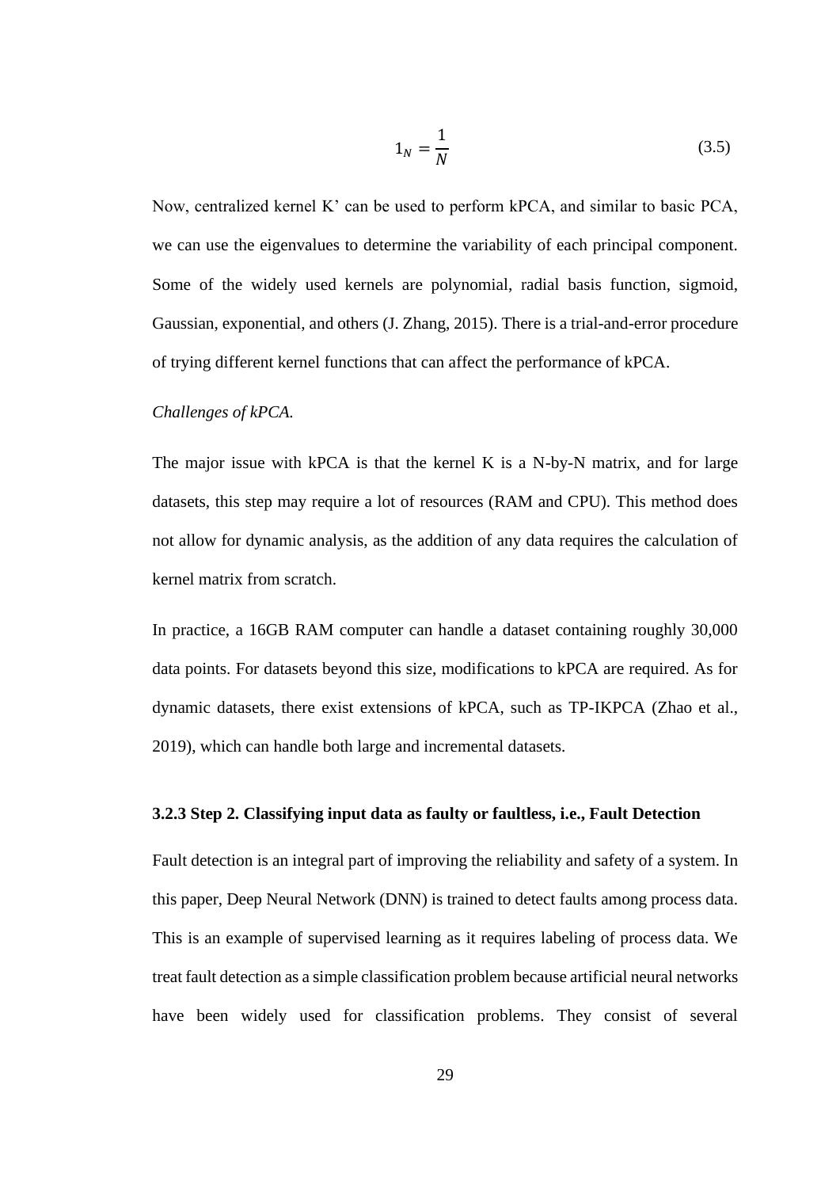$$1_N = \frac{1}{N} \tag{3.5}$$

Now, centralized kernel K' can be used to perform kPCA, and similar to basic PCA, we can use the eigenvalues to determine the variability of each principal component. Some of the widely used kernels are polynomial, radial basis function, sigmoid, Gaussian, exponential, and others (J. Zhang, 2015). There is a trial-and-error procedure of trying different kernel functions that can affect the performance of kPCA.

*Challenges of kPCA.*

The major issue with kPCA is that the kernel K is a N-by-N matrix, and for large datasets, this step may require a lot of resources (RAM and CPU). This method does not allow for dynamic analysis, as the addition of any data requires the calculation of kernel matrix from scratch.

In practice, a 16GB RAM computer can handle a dataset containing roughly 30,000 data points. For datasets beyond this size, modifications to kPCA are required. As for dynamic datasets, there exist extensions of kPCA, such as TP-IKPCA (Zhao et al., 2019), which can handle both large and incremental datasets.

### 3.2.3 Step 2. Classifying input data as faulty or faultless, i.e., Fault Detection

Fault detection is an integral part of improving the reliability and safety of a system. In this paper, Deep Neural Network (DNN) is trained to detect faults among process data. This is an example of supervised learning as it requires labeling of process data. We treat fault detection as a simple classification problem because artificial neural networks have been widely used for classification problems. They consist of several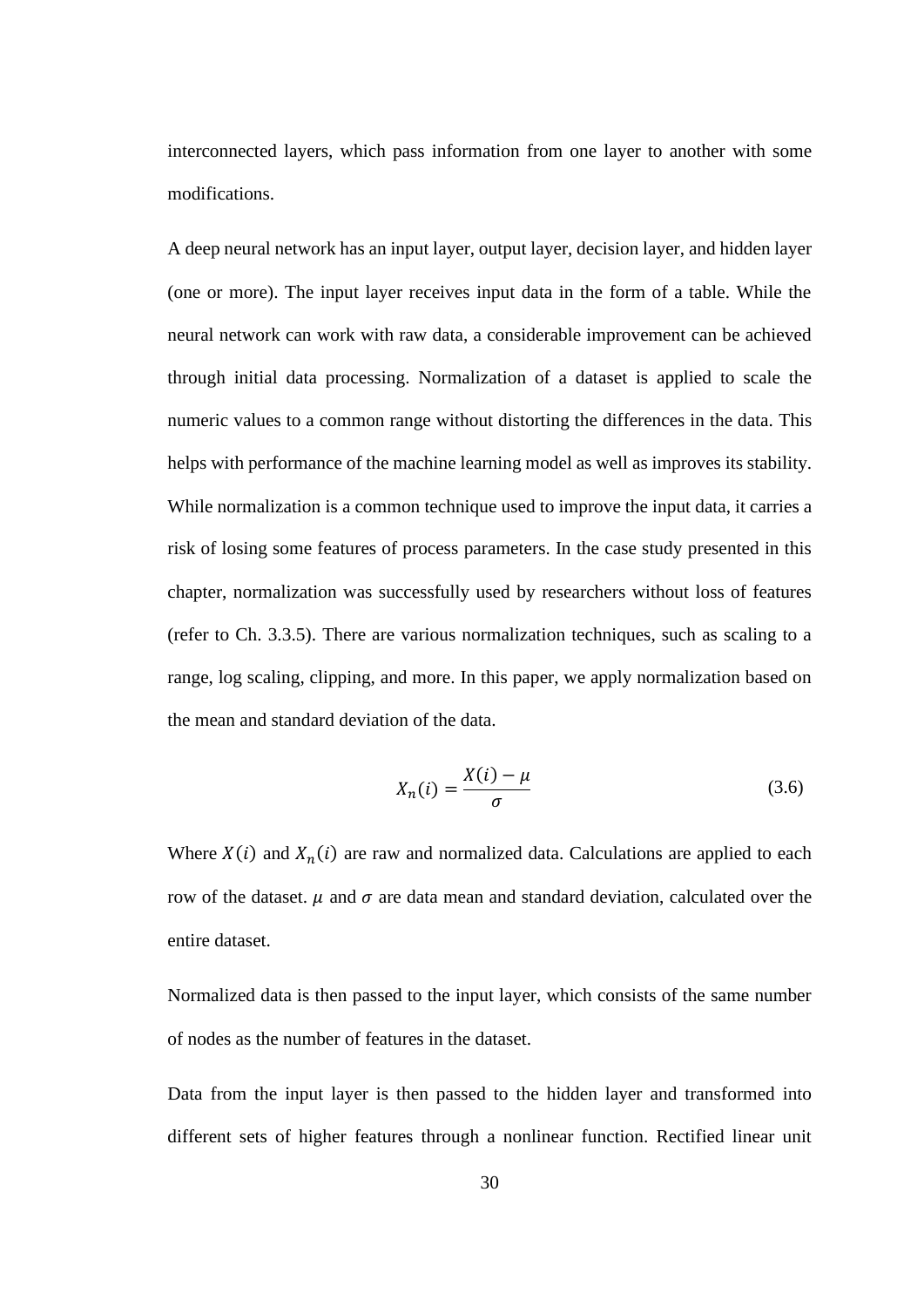interconnected layers, which pass information from one layer to another with some modifications.

A deep neural network has an input layer, output layer, decision layer, and hidden layer (one or more). The input layer receives input data in the form of a table. While the neural network can work with raw data, a considerable improvement can be achieved through initial data processing. Normalization of a dataset is applied to scale the numeric values to a common range without distorting the differences in the data. This helps with performance of the machine learning model as well as improves its stability. While normalization is a common technique used to improve the input data, it carries a risk of losing some features of process parameters. In the case study presented in this chapter, normalization was successfully used by researchers without loss of features (refer to Ch. 3.3.5). There are various normalization techniques, such as scaling to a range, log scaling, clipping, and more. In this paper, we apply normalization based on the mean and standard deviation of the data.

$$X_n(i) = \frac{X(i) - \mu}{\sigma} \tag{3.6}$$

Where $X(i)$ and $X_n(i)$ are raw and normalized data. Calculations are applied to each row of the dataset. $\mu$ and $\sigma$ are data mean and standard deviation, calculated over the entire dataset.

Normalized data is then passed to the input layer, which consists of the same number of nodes as the number of features in the dataset.

Data from the input layer is then passed to the hidden layer and transformed into different sets of higher features through a nonlinear function. Rectified linear unit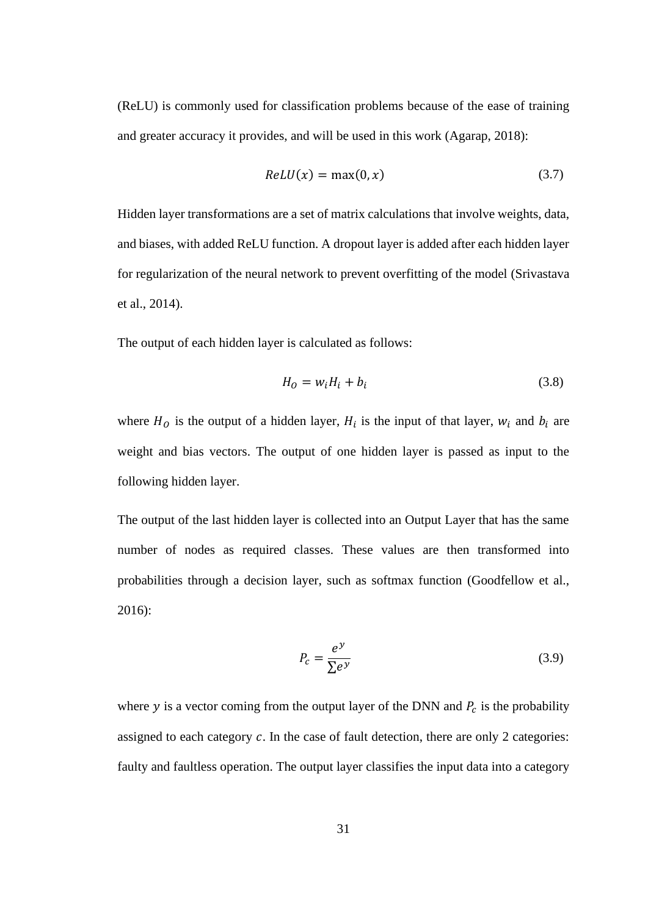(ReLU) is commonly used for classification problems because of the ease of training and greater accuracy it provides, and will be used in this work (Agarap, 2018):

$$ReLU(x) = \max(0, x) \tag{3.7}$$

Hidden layer transformations are a set of matrix calculations that involve weights, data, and biases, with added ReLU function. A dropout layer is added after each hidden layer for regularization of the neural network to prevent overfitting of the model (Srivastava et al., 2014).

The output of each hidden layer is calculated as follows:

$$H_O = w_i H_i + b_i \tag{3.8}$$

where $H_O$ is the output of a hidden layer, $H_i$ is the input of that layer, $w_i$ and $b_i$ are weight and bias vectors. The output of one hidden layer is passed as input to the following hidden layer.

The output of the last hidden layer is collected into an Output Layer that has the same number of nodes as required classes. These values are then transformed into probabilities through a decision layer, such as softmax function (Goodfellow et al., 2016):

$$P_c = \frac{e^y}{\sum e^y} \tag{3.9}$$

where $y$ is a vector coming from the output layer of the DNN and $P_c$ is the probability assigned to each category $c$. In the case of fault detection, there are only 2 categories: faulty and faultless operation. The output layer classifies the input data into a category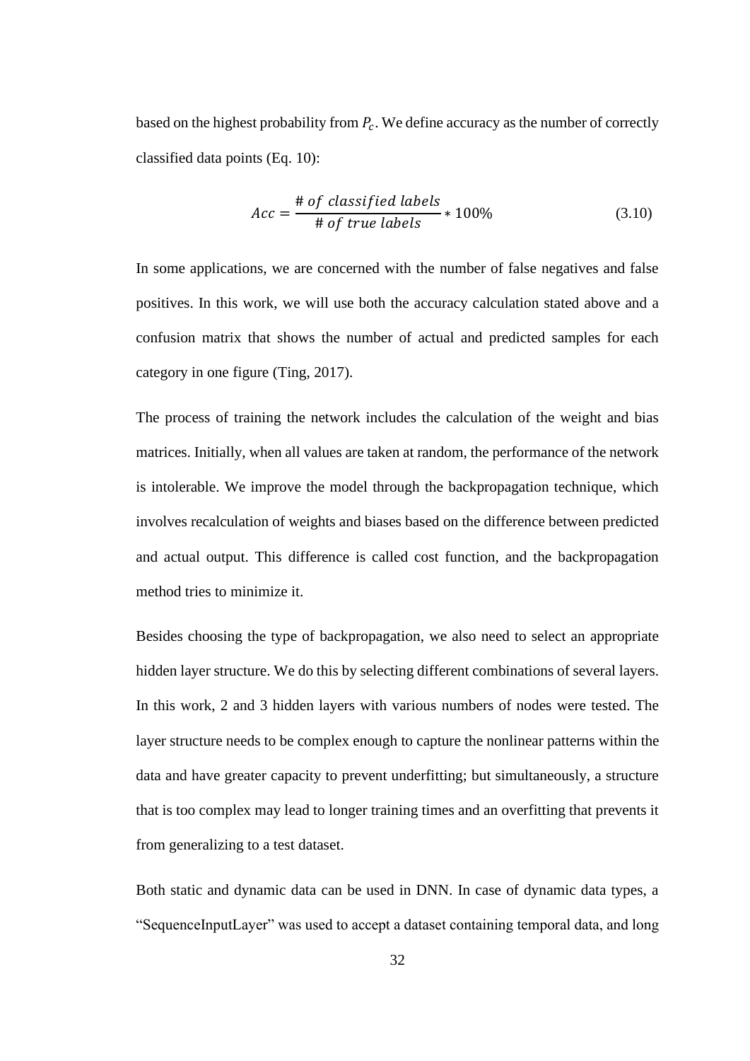based on the highest probability from $P_c$. We define accuracy as the number of correctly classified data points (Eq. 10):

$$Acc = \frac{\#\ of\ classified\ labels}{\#\ of\ true\ labels} * 100\% \tag{3.10}$$

In some applications, we are concerned with the number of false negatives and false positives. In this work, we will use both the accuracy calculation stated above and a confusion matrix that shows the number of actual and predicted samples for each category in one figure (Ting, 2017).

The process of training the network includes the calculation of the weight and bias matrices. Initially, when all values are taken at random, the performance of the network is intolerable. We improve the model through the backpropagation technique, which involves recalculation of weights and biases based on the difference between predicted and actual output. This difference is called cost function, and the backpropagation method tries to minimize it.

Besides choosing the type of backpropagation, we also need to select an appropriate hidden layer structure. We do this by selecting different combinations of several layers. In this work, 2 and 3 hidden layers with various numbers of nodes were tested. The layer structure needs to be complex enough to capture the nonlinear patterns within the data and have greater capacity to prevent underfitting; but simultaneously, a structure that is too complex may lead to longer training times and an overfitting that prevents it from generalizing to a test dataset.

Both static and dynamic data can be used in DNN. In case of dynamic data types, a "SequenceInputLayer" was used to accept a dataset containing temporal data, and long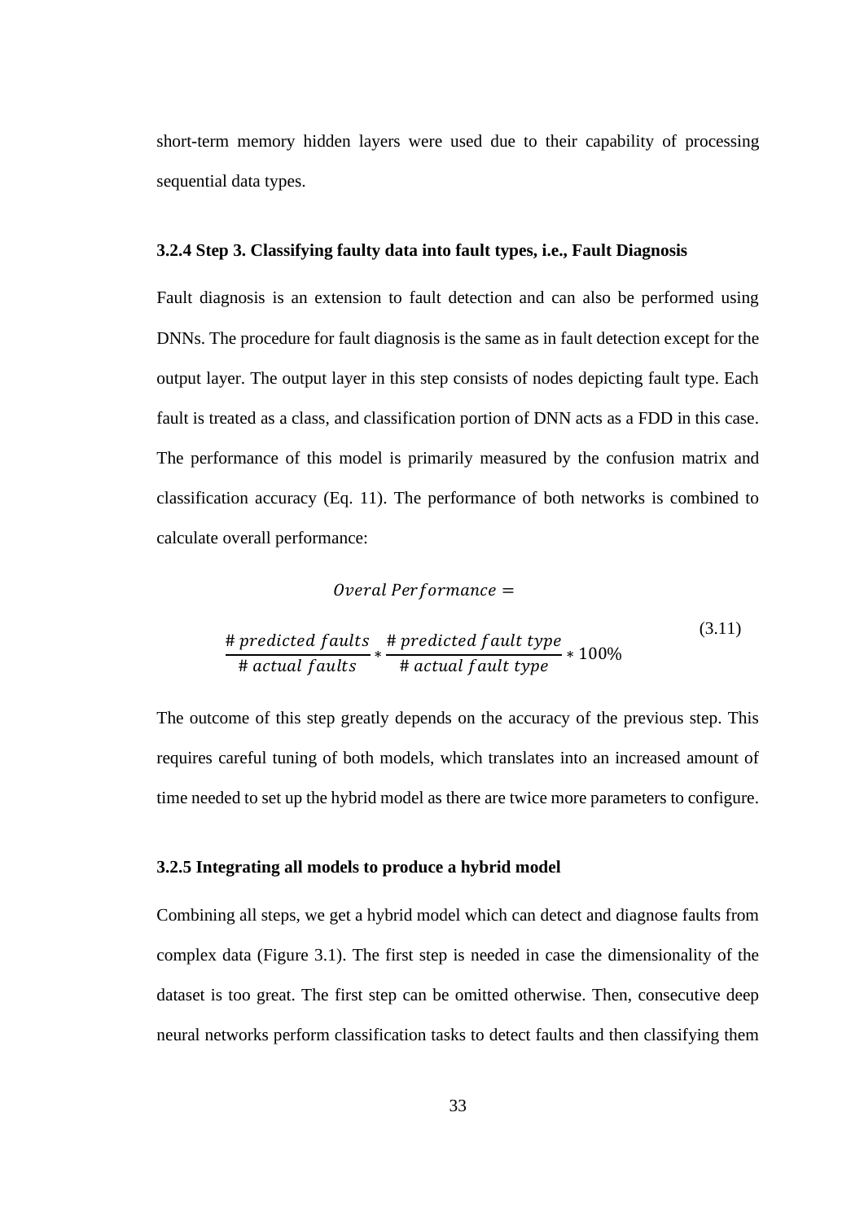short-term memory hidden layers were used due to their capability of processing sequential data types.

### 3.2.4 Step 3. Classifying faulty data into fault types, i.e., Fault Diagnosis

Fault diagnosis is an extension to fault detection and can also be performed using DNNs. The procedure for fault diagnosis is the same as in fault detection except for the output layer. The output layer in this step consists of nodes depicting fault type. Each fault is treated as a class, and classification portion of DNN acts as a FDD in this case. The performance of this model is primarily measured by the confusion matrix and classification accuracy (Eq. 11). The performance of both networks is combined to calculate overall performance:

$$Overal\ Performance = \frac{\#\ predicted\ faults}{\#\ actual\ faults} * \frac{\#\ predicted\ fault\ type}{\#\ actual\ fault\ type} * 100\% \tag{3.11}$$

The outcome of this step greatly depends on the accuracy of the previous step. This requires careful tuning of both models, which translates into an increased amount of time needed to set up the hybrid model as there are twice more parameters to configure.

### 3.2.5 Integrating all models to produce a hybrid model

Combining all steps, we get a hybrid model which can detect and diagnose faults from complex data (Figure 3.1). The first step is needed in case the dimensionality of the dataset is too great. The first step can be omitted otherwise. Then, consecutive deep neural networks perform classification tasks to detect faults and then classifying them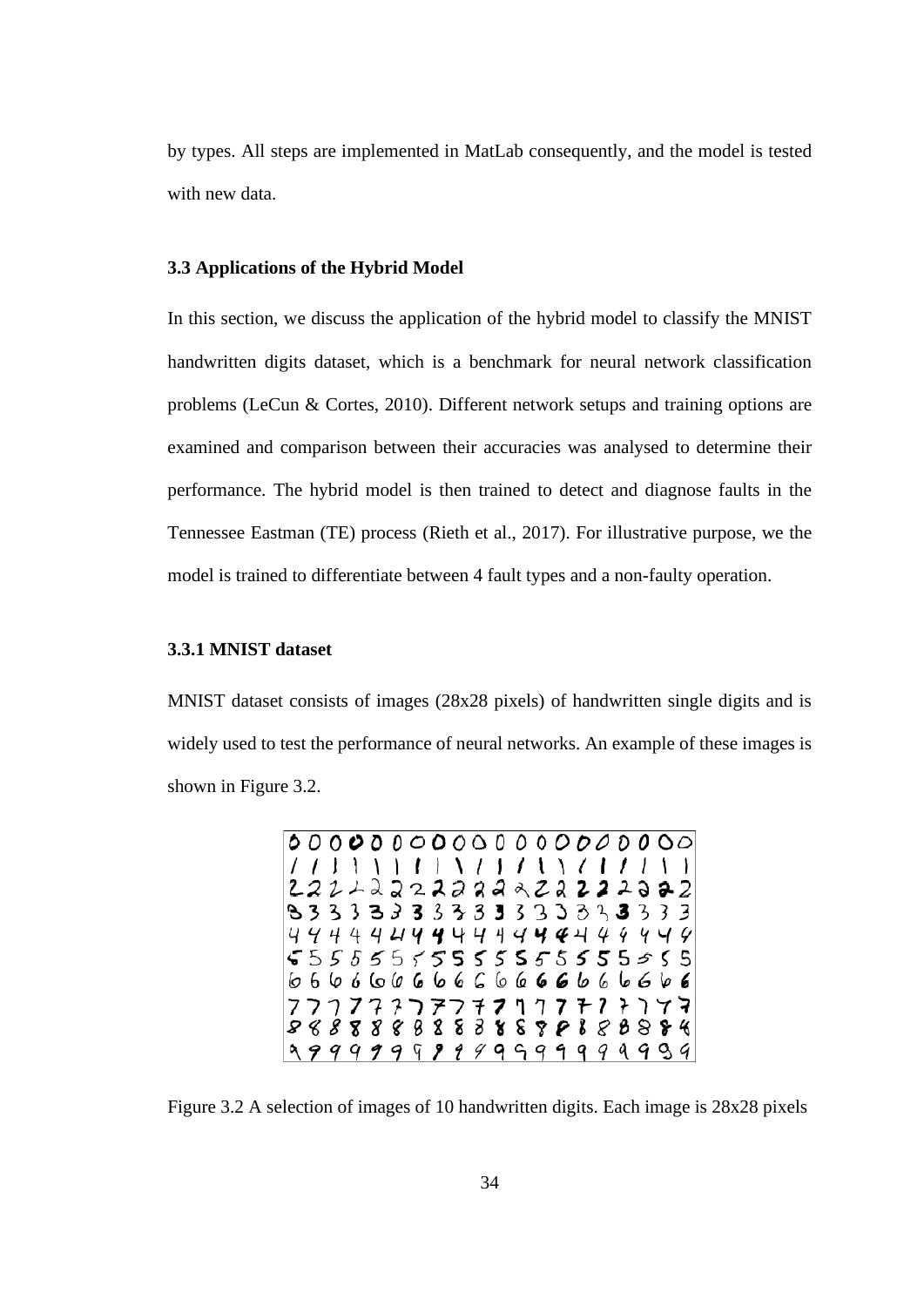by types. All steps are implemented in MatLab consequently, and the model is tested with new data.

### 3.3 Applications of the Hybrid Model

In this section, we discuss the application of the hybrid model to classify the MNIST handwritten digits dataset, which is a benchmark for neural network classification problems (LeCun & Cortes, 2010). Different network setups and training options are examined and comparison between their accuracies was analysed to determine their performance. The hybrid model is then trained to detect and diagnose faults in the Tennessee Eastman (TE) process (Rieth et al., 2017). For illustrative purpose, we the model is trained to differentiate between 4 fault types and a non-faulty operation.

#### 3.3.1 MNIST dataset

MNIST dataset consists of images (28x28 pixels) of handwritten single digits and is widely used to test the performance of neural networks. An example of these images is shown in Figure 3.2.

Figure 3.2 A selection of images of 10 handwritten digits. Each image is 28x28 pixels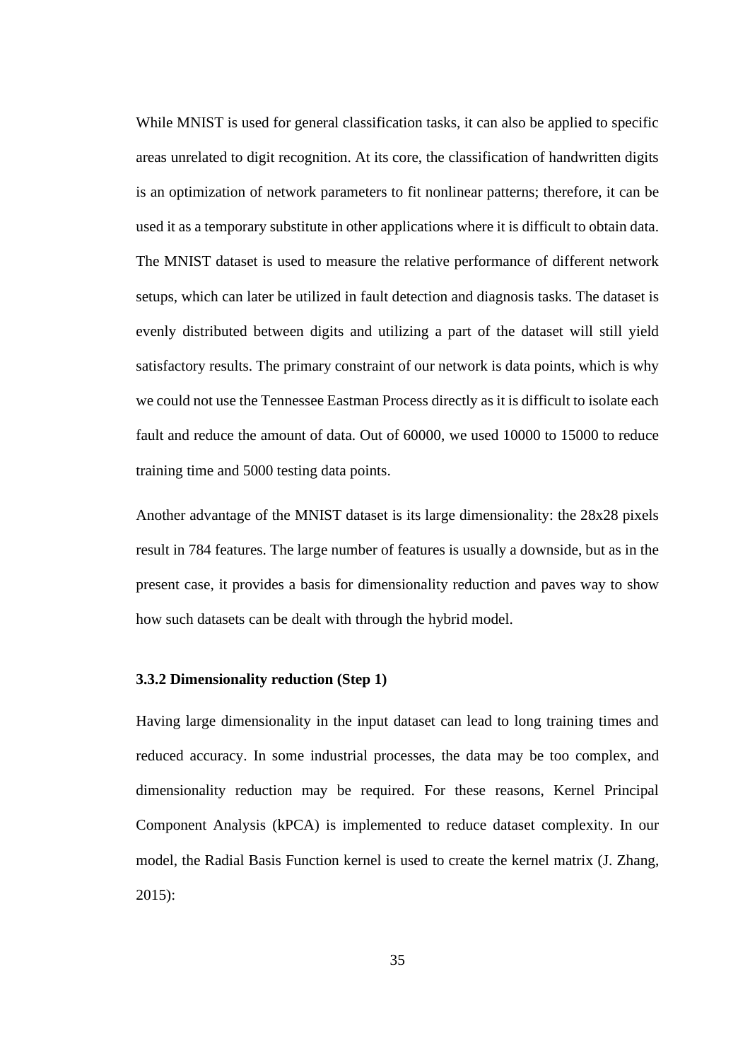While MNIST is used for general classification tasks, it can also be applied to specific areas unrelated to digit recognition. At its core, the classification of handwritten digits is an optimization of network parameters to fit nonlinear patterns; therefore, it can be used it as a temporary substitute in other applications where it is difficult to obtain data. The MNIST dataset is used to measure the relative performance of different network setups, which can later be utilized in fault detection and diagnosis tasks. The dataset is evenly distributed between digits and utilizing a part of the dataset will still yield satisfactory results. The primary constraint of our network is data points, which is why we could not use the Tennessee Eastman Process directly as it is difficult to isolate each fault and reduce the amount of data. Out of 60000, we used 10000 to 15000 to reduce training time and 5000 testing data points.

Another advantage of the MNIST dataset is its large dimensionality: the 28x28 pixels result in 784 features. The large number of features is usually a downside, but as in the present case, it provides a basis for dimensionality reduction and paves way to show how such datasets can be dealt with through the hybrid model.

### 3.3.2 Dimensionality reduction (Step 1)

Having large dimensionality in the input dataset can lead to long training times and reduced accuracy. In some industrial processes, the data may be too complex, and dimensionality reduction may be required. For these reasons, Kernel Principal Component Analysis (kPCA) is implemented to reduce dataset complexity. In our model, the Radial Basis Function kernel is used to create the kernel matrix (J. Zhang, 2015):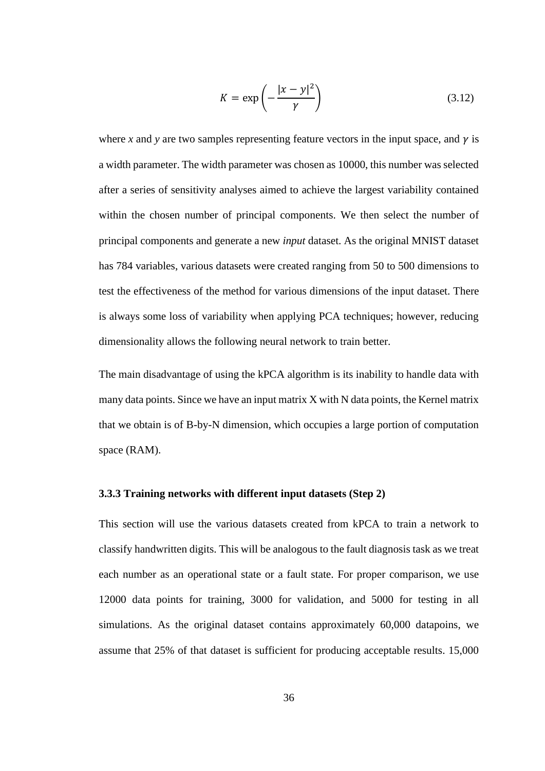$$K = \exp\left(-\frac{|x-y|^2}{\gamma}\right) \tag{3.12}$$

where *x* and *y* are two samples representing feature vectors in the input space, and $\gamma$ is a width parameter. The width parameter was chosen as 10000, this number was selected after a series of sensitivity analyses aimed to achieve the largest variability contained within the chosen number of principal components. We then select the number of principal components and generate a new *input* dataset. As the original MNIST dataset has 784 variables, various datasets were created ranging from 50 to 500 dimensions to test the effectiveness of the method for various dimensions of the input dataset. There is always some loss of variability when applying PCA techniques; however, reducing dimensionality allows the following neural network to train better.

The main disadvantage of using the kPCA algorithm is its inability to handle data with many data points. Since we have an input matrix X with N data points, the Kernel matrix that we obtain is of B-by-N dimension, which occupies a large portion of computation space (RAM).

### 3.3.3 Training networks with different input datasets (Step 2)

This section will use the various datasets created from kPCA to train a network to classify handwritten digits. This will be analogous to the fault diagnosis task as we treat each number as an operational state or a fault state. For proper comparison, we use 12000 data points for training, 3000 for validation, and 5000 for testing in all simulations. As the original dataset contains approximately 60,000 datapoins, we assume that 25% of that dataset is sufficient for producing acceptable results. 15,000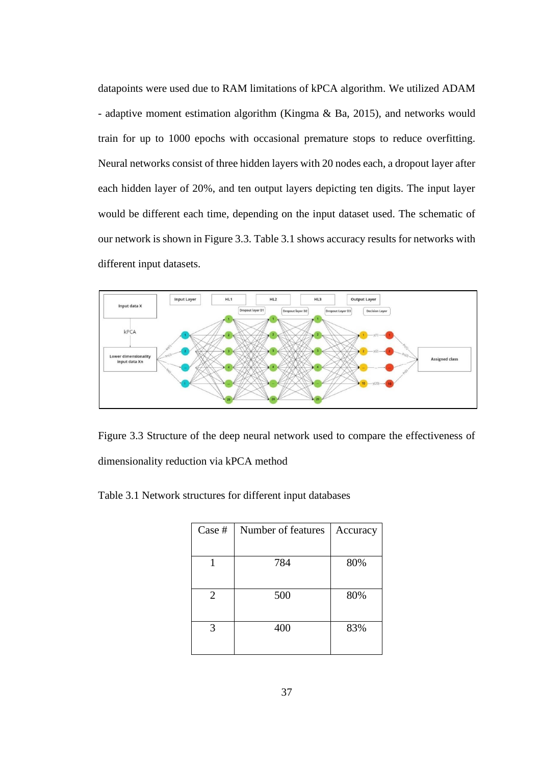datapoints were used due to RAM limitations of kPCA algorithm. We utilized ADAM - adaptive moment estimation algorithm (Kingma & Ba, 2015), and networks would train for up to 1000 epochs with occasional premature stops to reduce overfitting. Neural networks consist of three hidden layers with 20 nodes each, a dropout layer after each hidden layer of 20%, and ten output layers depicting ten digits. The input layer would be different each time, depending on the input dataset used. The schematic of our network is shown in Figure 3.3. Table 3.1 shows accuracy results for networks with different input datasets.

Figure 3.3 Structure of the deep neural network used to compare the effectiveness of dimensionality reduction via kPCA method

Table 3.1 Network structures for different input databases

| Case # | Number of features | Accuracy |
|---|---|---|
| 1 | 784 | 80% |
| 2 | 500 | 80% |
| 3 | 400 | 83% |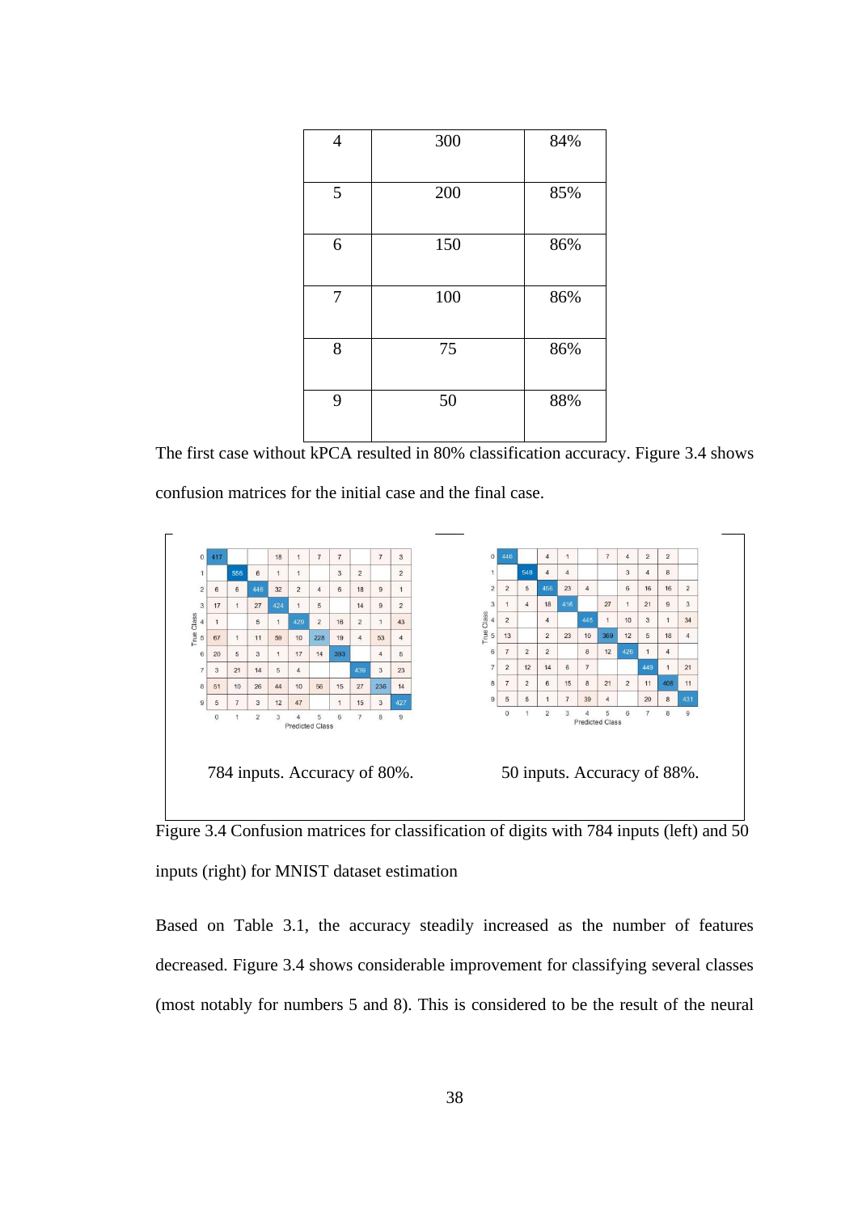| 4 | 300 | 84% |
|---|---|---|
| 5 | 200 | 85% |
| 6 | 150 | 86% |
| 7 | 100 | 86% |
| 8 | 75 | 86% |
| 9 | 50 | 88% |

The first case without kPCA resulted in 80% classification accuracy. Figure 3.4 shows confusion matrices for the initial case and the final case.

784 inputs. Accuracy of 80%.

50 inputs. Accuracy of 88%.

Figure 3.4 Confusion matrices for classification of digits with 784 inputs (left) and 50 inputs (right) for MNIST dataset estimation

Based on Table 3.1, the accuracy steadily increased as the number of features decreased. Figure 3.4 shows considerable improvement for classifying several classes (most notably for numbers 5 and 8). This is considered to be the result of the neural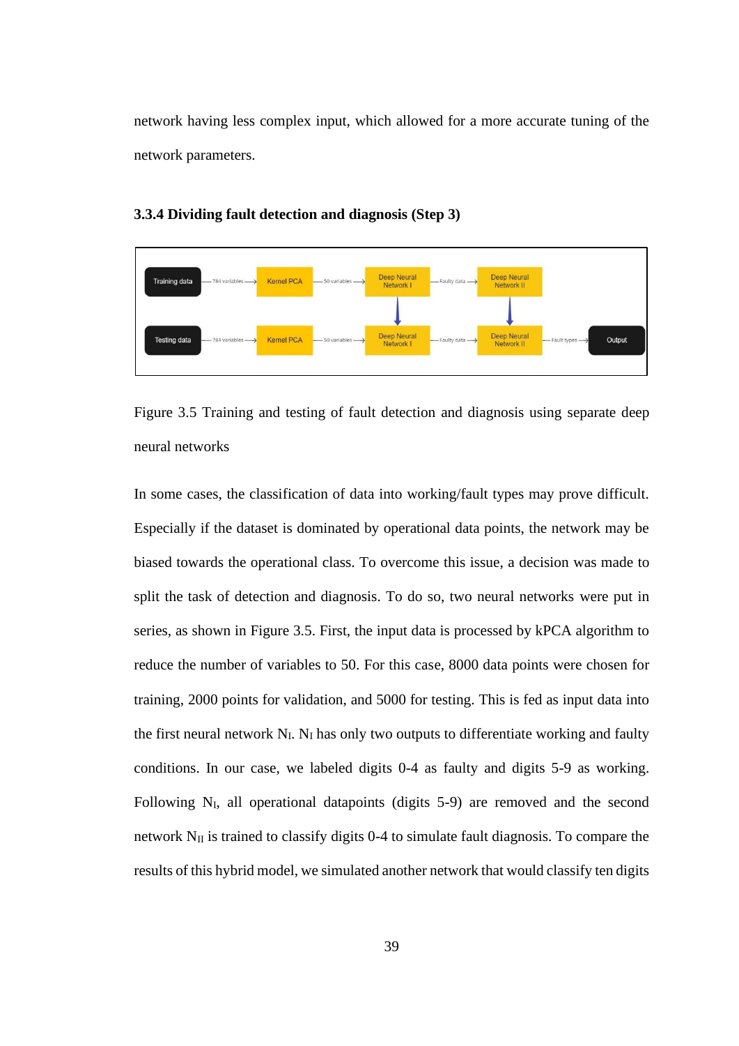network having less complex input, which allowed for a more accurate tuning of the network parameters.

### 3.3.4 Dividing fault detection and diagnosis (Step 3)

Figure 3.5 Training and testing of fault detection and diagnosis using separate deep neural networks

In some cases, the classification of data into working/fault types may prove difficult. Especially if the dataset is dominated by operational data points, the network may be biased towards the operational class. To overcome this issue, a decision was made to split the task of detection and diagnosis. To do so, two neural networks were put in series, as shown in Figure 3.5. First, the input data is processed by kPCA algorithm to reduce the number of variables to 50. For this case, 8000 data points were chosen for training, 2000 points for validation, and 5000 for testing. This is fed as input data into the first neural network $N_I$. $N_I$ has only two outputs to differentiate working and faulty conditions. In our case, we labeled digits 0-4 as faulty and digits 5-9 as working. Following $N_I$, all operational datapoints (digits 5-9) are removed and the second network $N_{II}$ is trained to classify digits 0-4 to simulate fault diagnosis. To compare the results of this hybrid model, we simulated another network that would classify ten digits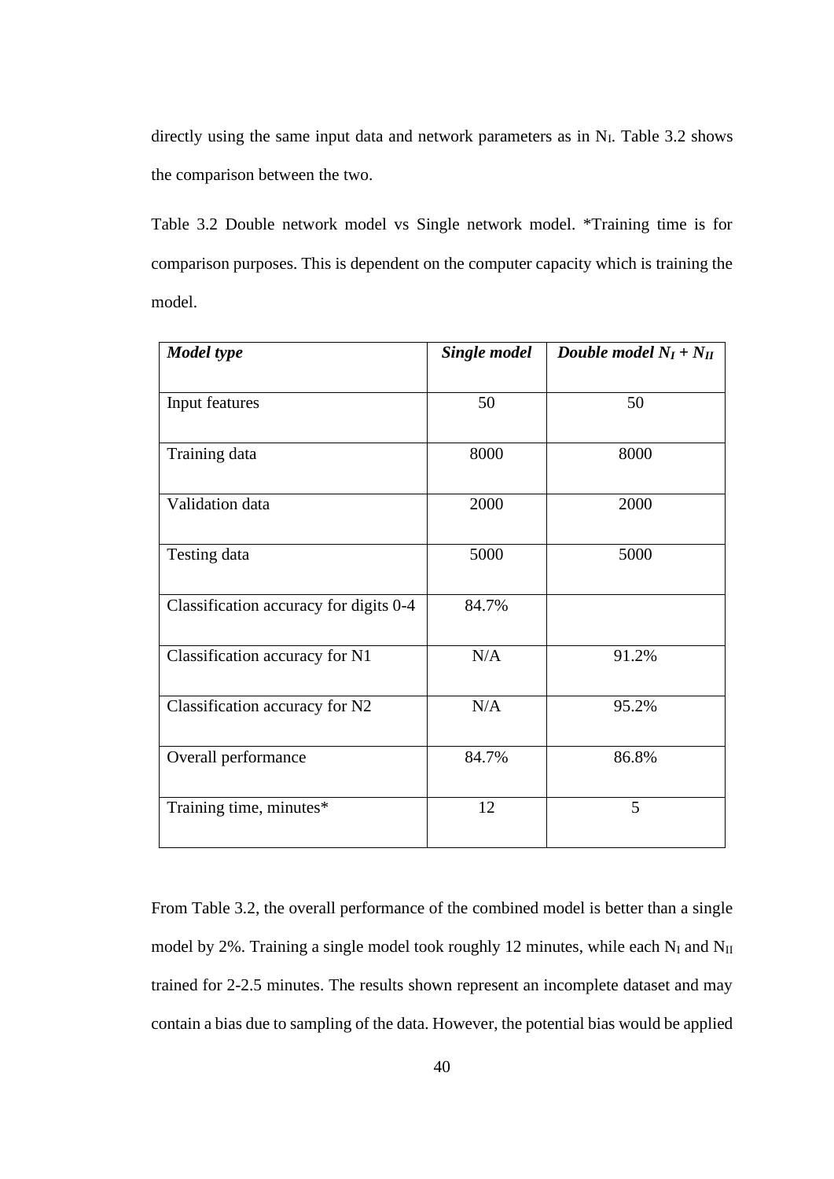directly using the same input data and network parameters as in $N_I$. Table 3.2 shows the comparison between the two.

Table 3.2 Double network model vs Single network model. *Training time is for comparison purposes. This is dependent on the computer capacity which is training the model.

| ***Model type*** | ***Single model*** | ***Double model $N_I + N_{II}$*** |
|---|---|---|
| Input features | 50 | 50 |
| Training data | 8000 | 8000 |
| Validation data | 2000 | 2000 |
| Testing data | 5000 | 5000 |
| Classification accuracy for digits 0-4 | 84.7% | |
| Classification accuracy for N1 | N/A | 91.2% |
| Classification accuracy for N2 | N/A | 95.2% |
| Overall performance | 84.7% | 86.8% |
| Training time, minutes* | 12 | 5 |

From Table 3.2, the overall performance of the combined model is better than a single model by 2%. Training a single model took roughly 12 minutes, while each $N_I$ and $N_{II}$ trained for 2-2.5 minutes. The results shown represent an incomplete dataset and may contain a bias due to sampling of the data. However, the potential bias would be applied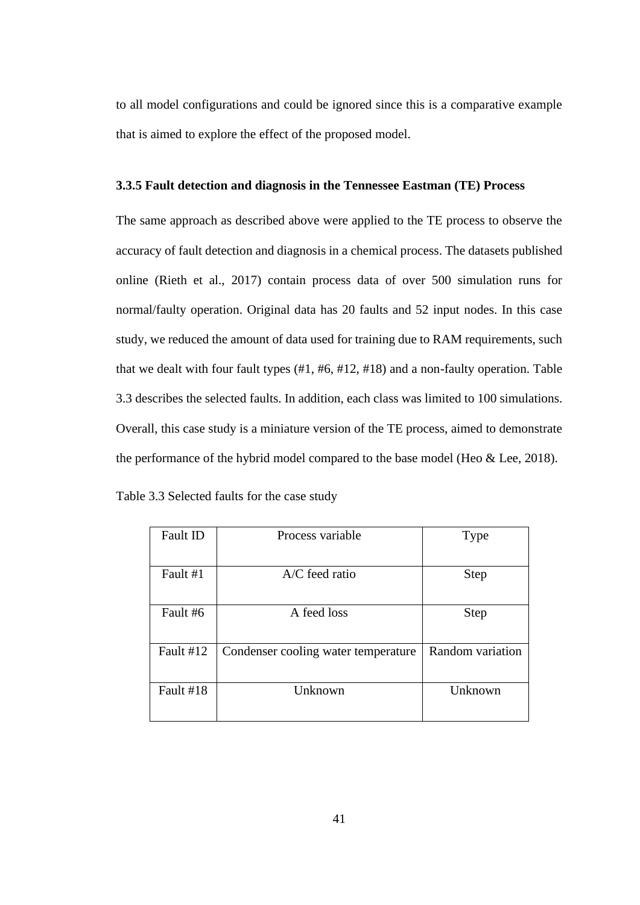to all model configurations and could be ignored since this is a comparative example that is aimed to explore the effect of the proposed model.

### 3.3.5 Fault detection and diagnosis in the Tennessee Eastman (TE) Process

The same approach as described above were applied to the TE process to observe the accuracy of fault detection and diagnosis in a chemical process. The datasets published online (Rieth et al., 2017) contain process data of over 500 simulation runs for normal/faulty operation. Original data has 20 faults and 52 input nodes. In this case study, we reduced the amount of data used for training due to RAM requirements, such that we dealt with four fault types (#1, #6, #12, #18) and a non-faulty operation. Table 3.3 describes the selected faults. In addition, each class was limited to 100 simulations. Overall, this case study is a miniature version of the TE process, aimed to demonstrate the performance of the hybrid model compared to the base model (Heo & Lee, 2018).

Table 3.3 Selected faults for the case study

| Fault ID | Process variable | Type |
| --- | --- | --- |
| Fault #1 | A/C feed ratio | Step |
| Fault #6 | A feed loss | Step |
| Fault #12 | Condenser cooling water temperature | Random variation |
| Fault #18 | Unknown | Unknown |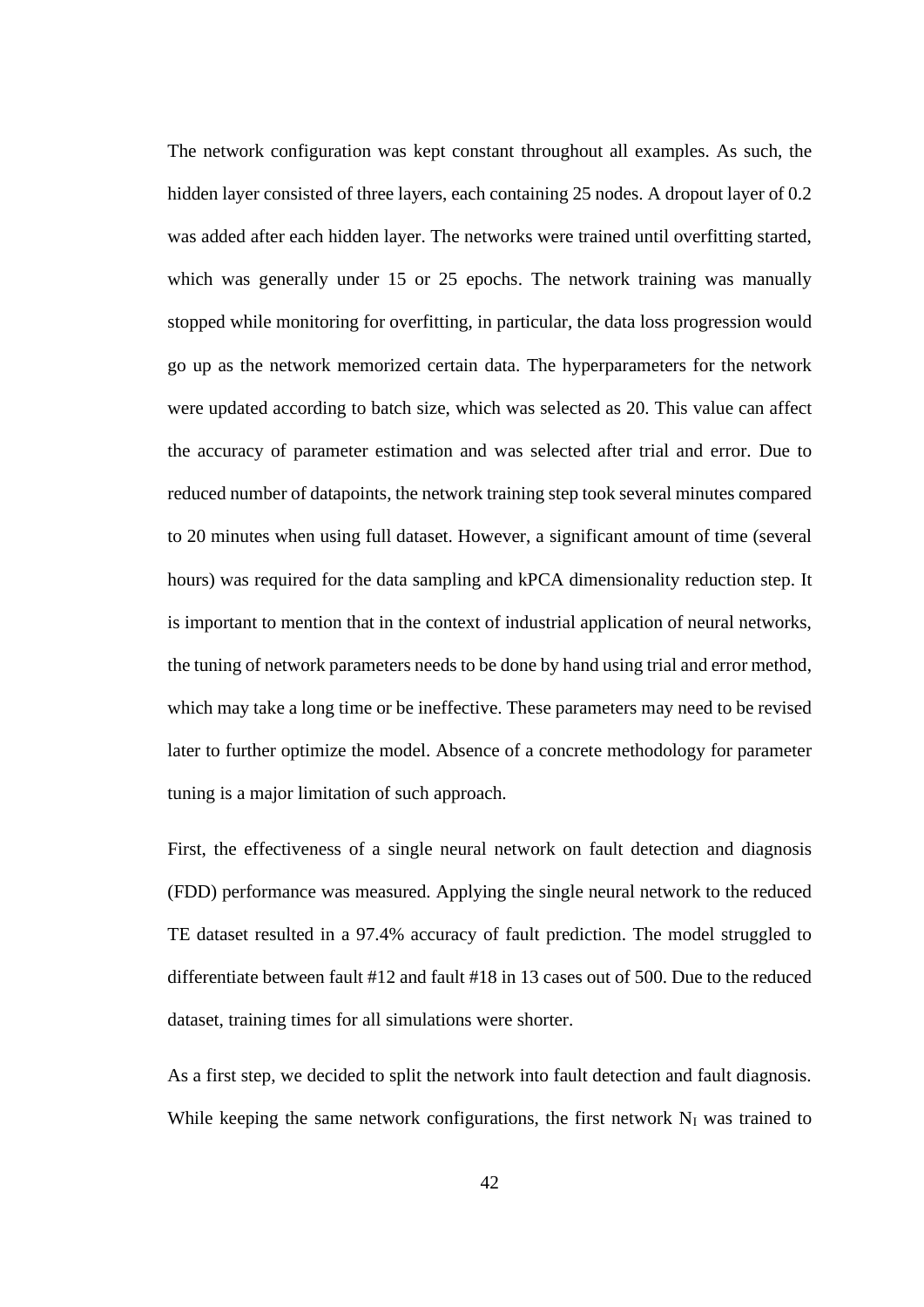The network configuration was kept constant throughout all examples. As such, the hidden layer consisted of three layers, each containing 25 nodes. A dropout layer of 0.2 was added after each hidden layer. The networks were trained until overfitting started, which was generally under 15 or 25 epochs. The network training was manually stopped while monitoring for overfitting, in particular, the data loss progression would go up as the network memorized certain data. The hyperparameters for the network were updated according to batch size, which was selected as 20. This value can affect the accuracy of parameter estimation and was selected after trial and error. Due to reduced number of datapoints, the network training step took several minutes compared to 20 minutes when using full dataset. However, a significant amount of time (several hours) was required for the data sampling and kPCA dimensionality reduction step. It is important to mention that in the context of industrial application of neural networks, the tuning of network parameters needs to be done by hand using trial and error method, which may take a long time or be ineffective. These parameters may need to be revised later to further optimize the model. Absence of a concrete methodology for parameter tuning is a major limitation of such approach.

First, the effectiveness of a single neural network on fault detection and diagnosis (FDD) performance was measured. Applying the single neural network to the reduced TE dataset resulted in a 97.4% accuracy of fault prediction. The model struggled to differentiate between fault #12 and fault #18 in 13 cases out of 500. Due to the reduced dataset, training times for all simulations were shorter.

As a first step, we decided to split the network into fault detection and fault diagnosis. While keeping the same network configurations, the first network $N_I$ was trained to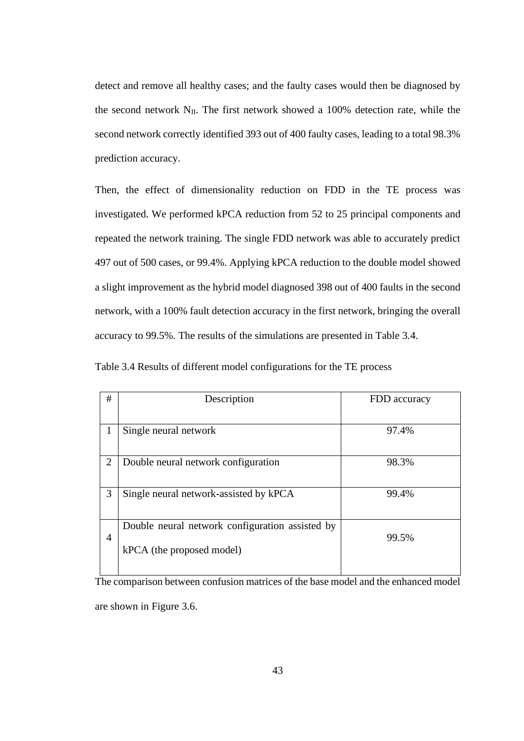detect and remove all healthy cases; and the faulty cases would then be diagnosed by the second network $N_{II}$. The first network showed a 100% detection rate, while the second network correctly identified 393 out of 400 faulty cases, leading to a total 98.3% prediction accuracy.

Then, the effect of dimensionality reduction on FDD in the TE process was investigated. We performed kPCA reduction from 52 to 25 principal components and repeated the network training. The single FDD network was able to accurately predict 497 out of 500 cases, or 99.4%. Applying kPCA reduction to the double model showed a slight improvement as the hybrid model diagnosed 398 out of 400 faults in the second network, with a 100% fault detection accuracy in the first network, bringing the overall accuracy to 99.5%. The results of the simulations are presented in Table 3.4.

Table 3.4 Results of different model configurations for the TE process

| # | Description | FDD accuracy |
|---|---|---|
| 1 | Single neural network | 97.4% |
| 2 | Double neural network configuration | 98.3% |
| 3 | Single neural network-assisted by kPCA | 99.4% |
| 4 | Double neural network configuration assisted by kPCA (the proposed model) | 99.5% |

The comparison between confusion matrices of the base model and the enhanced model are shown in Figure 3.6.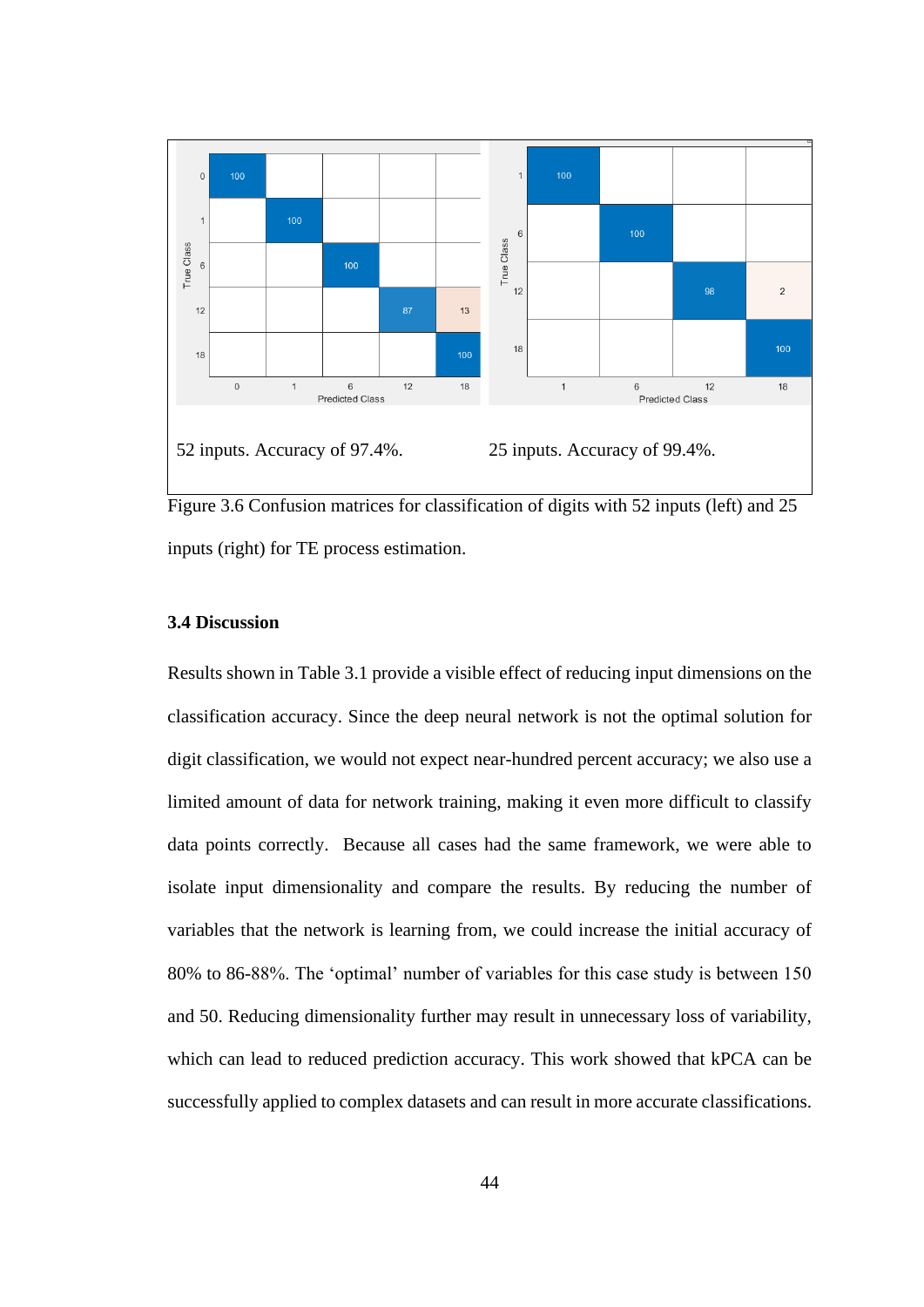| True Class \ Predicted Class | 0 | 1 | 6 | 12 | 18 |
|---|---|---|---|---|---|
| 0 | 100 | | | | |
| 1 | | 100 | | | |
| 6 | | | 100 | | |
| 12 | | | | 87 | 13 |
| 18 | | | | | 100 |

52 inputs. Accuracy of 97.4%.

| True Class \ Predicted Class | 1 | 6 | 12 | 18 |
|---|---|---|---|---|
| 1 | 100 | | | |
| 6 | | 100 | | |
| 12 | | | 98 | 2 |
| 18 | | | | 100 |

25 inputs. Accuracy of 99.4%.

Figure 3.6 Confusion matrices for classification of digits with 52 inputs (left) and 25 inputs (right) for TE process estimation.

### 3.4 Discussion

Results shown in Table 3.1 provide a visible effect of reducing input dimensions on the classification accuracy. Since the deep neural network is not the optimal solution for digit classification, we would not expect near-hundred percent accuracy; we also use a limited amount of data for network training, making it even more difficult to classify data points correctly. Because all cases had the same framework, we were able to isolate input dimensionality and compare the results. By reducing the number of variables that the network is learning from, we could increase the initial accuracy of 80% to 86-88%. The 'optimal' number of variables for this case study is between 150 and 50. Reducing dimensionality further may result in unnecessary loss of variability, which can lead to reduced prediction accuracy. This work showed that kPCA can be successfully applied to complex datasets and can result in more accurate classifications.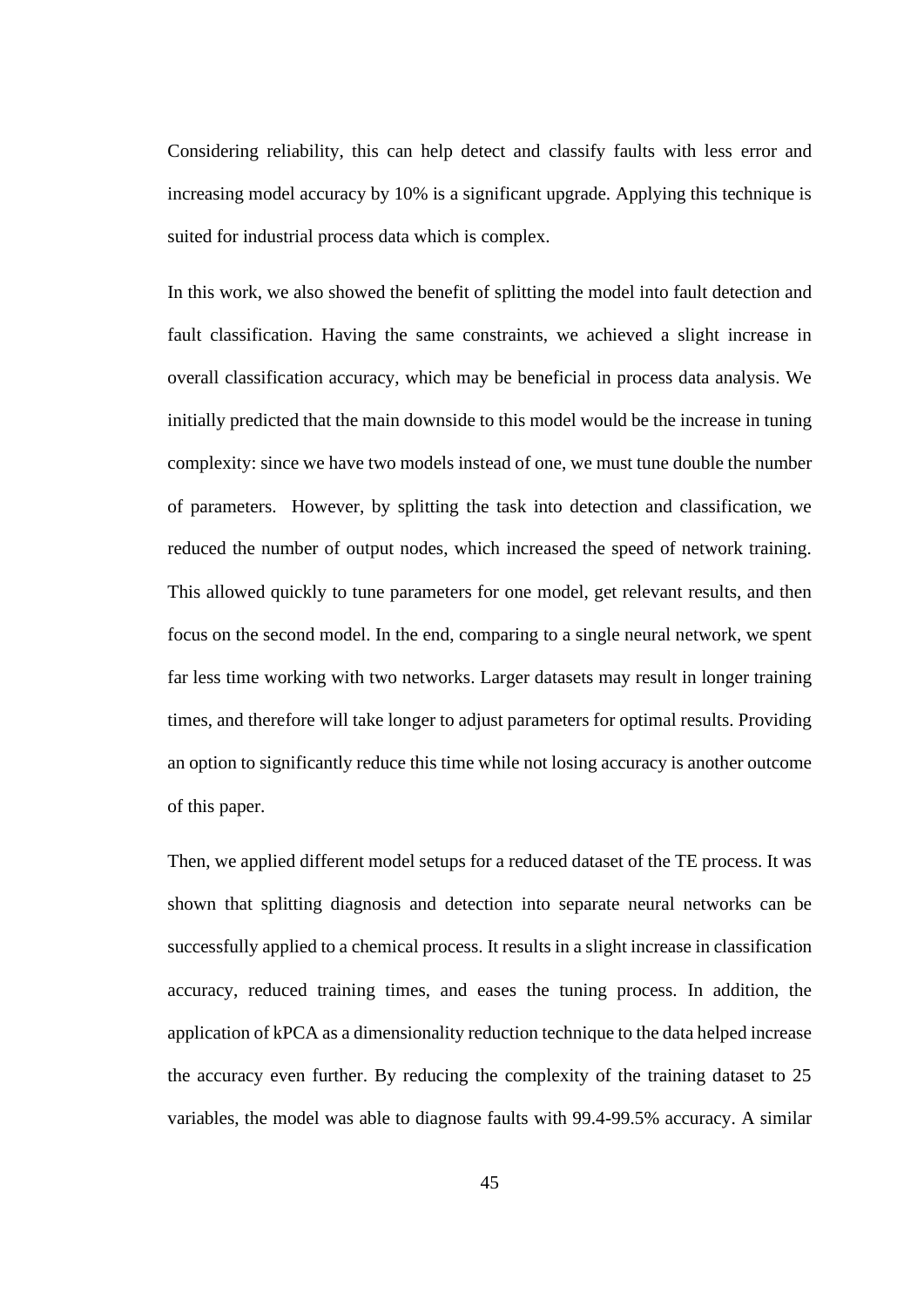Considering reliability, this can help detect and classify faults with less error and increasing model accuracy by 10% is a significant upgrade. Applying this technique is suited for industrial process data which is complex.

In this work, we also showed the benefit of splitting the model into fault detection and fault classification. Having the same constraints, we achieved a slight increase in overall classification accuracy, which may be beneficial in process data analysis. We initially predicted that the main downside to this model would be the increase in tuning complexity: since we have two models instead of one, we must tune double the number of parameters. However, by splitting the task into detection and classification, we reduced the number of output nodes, which increased the speed of network training. This allowed quickly to tune parameters for one model, get relevant results, and then focus on the second model. In the end, comparing to a single neural network, we spent far less time working with two networks. Larger datasets may result in longer training times, and therefore will take longer to adjust parameters for optimal results. Providing an option to significantly reduce this time while not losing accuracy is another outcome of this paper.

Then, we applied different model setups for a reduced dataset of the TE process. It was shown that splitting diagnosis and detection into separate neural networks can be successfully applied to a chemical process. It results in a slight increase in classification accuracy, reduced training times, and eases the tuning process. In addition, the application of kPCA as a dimensionality reduction technique to the data helped increase the accuracy even further. By reducing the complexity of the training dataset to 25 variables, the model was able to diagnose faults with 99.4-99.5% accuracy. A similar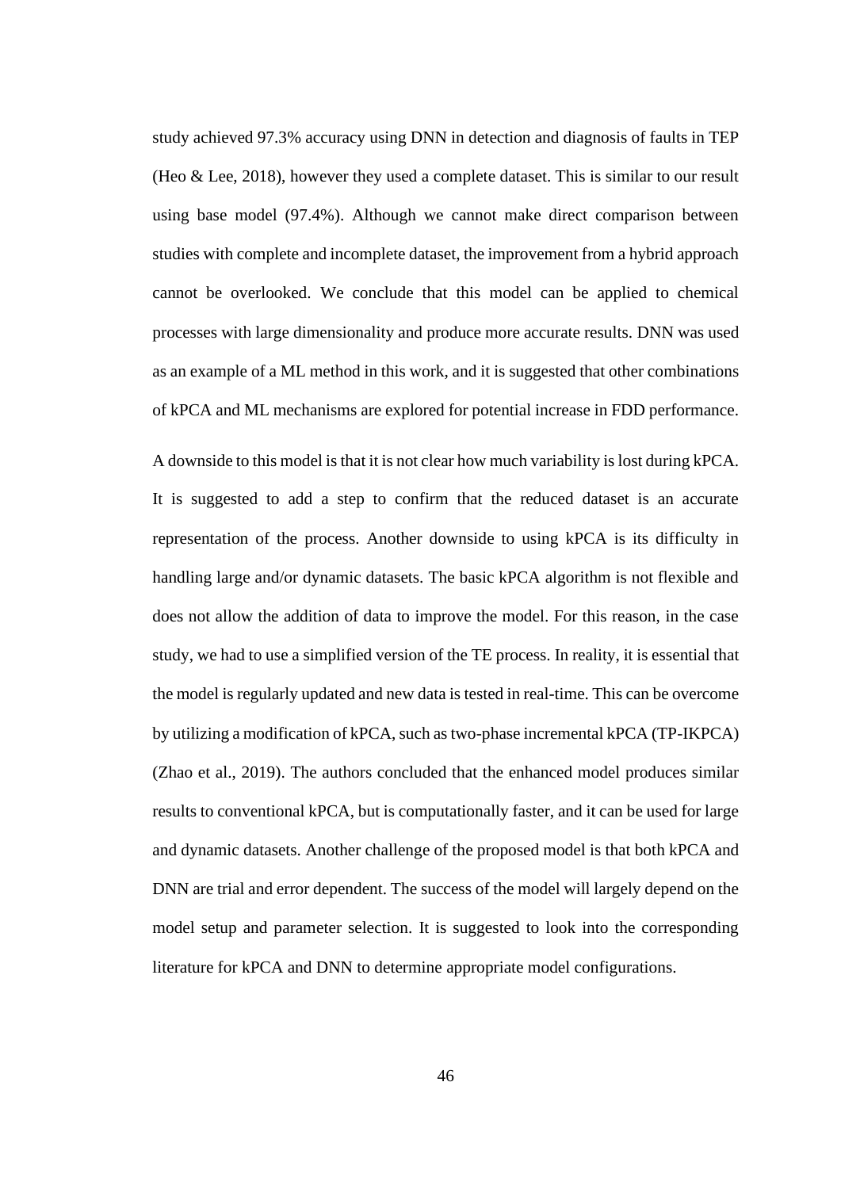study achieved 97.3% accuracy using DNN in detection and diagnosis of faults in TEP (Heo & Lee, 2018), however they used a complete dataset. This is similar to our result using base model (97.4%). Although we cannot make direct comparison between studies with complete and incomplete dataset, the improvement from a hybrid approach cannot be overlooked. We conclude that this model can be applied to chemical processes with large dimensionality and produce more accurate results. DNN was used as an example of a ML method in this work, and it is suggested that other combinations of kPCA and ML mechanisms are explored for potential increase in FDD performance.

A downside to this model is that it is not clear how much variability is lost during kPCA. It is suggested to add a step to confirm that the reduced dataset is an accurate representation of the process. Another downside to using kPCA is its difficulty in handling large and/or dynamic datasets. The basic kPCA algorithm is not flexible and does not allow the addition of data to improve the model. For this reason, in the case study, we had to use a simplified version of the TE process. In reality, it is essential that the model is regularly updated and new data is tested in real-time. This can be overcome by utilizing a modification of kPCA, such as two-phase incremental kPCA (TP-IKPCA) (Zhao et al., 2019). The authors concluded that the enhanced model produces similar results to conventional kPCA, but is computationally faster, and it can be used for large and dynamic datasets. Another challenge of the proposed model is that both kPCA and DNN are trial and error dependent. The success of the model will largely depend on the model setup and parameter selection. It is suggested to look into the corresponding literature for kPCA and DNN to determine appropriate model configurations.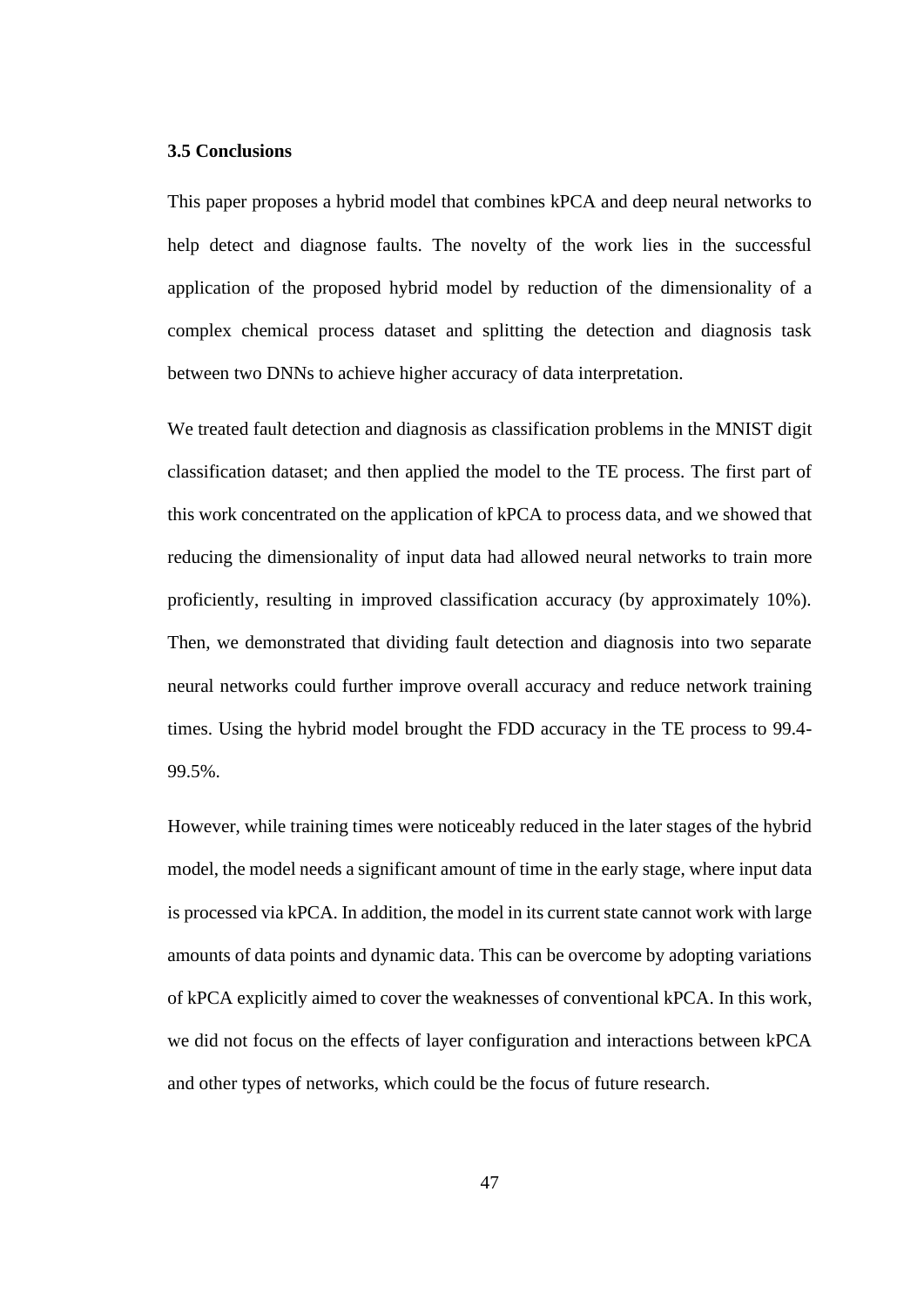### 3.5 Conclusions

This paper proposes a hybrid model that combines kPCA and deep neural networks to help detect and diagnose faults. The novelty of the work lies in the successful application of the proposed hybrid model by reduction of the dimensionality of a complex chemical process dataset and splitting the detection and diagnosis task between two DNNs to achieve higher accuracy of data interpretation.

We treated fault detection and diagnosis as classification problems in the MNIST digit classification dataset; and then applied the model to the TE process. The first part of this work concentrated on the application of kPCA to process data, and we showed that reducing the dimensionality of input data had allowed neural networks to train more proficiently, resulting in improved classification accuracy (by approximately 10%). Then, we demonstrated that dividing fault detection and diagnosis into two separate neural networks could further improve overall accuracy and reduce network training times. Using the hybrid model brought the FDD accuracy in the TE process to 99.4-99.5%.

However, while training times were noticeably reduced in the later stages of the hybrid model, the model needs a significant amount of time in the early stage, where input data is processed via kPCA. In addition, the model in its current state cannot work with large amounts of data points and dynamic data. This can be overcome by adopting variations of kPCA explicitly aimed to cover the weaknesses of conventional kPCA. In this work, we did not focus on the effects of layer configuration and interactions between kPCA and other types of networks, which could be the focus of future research.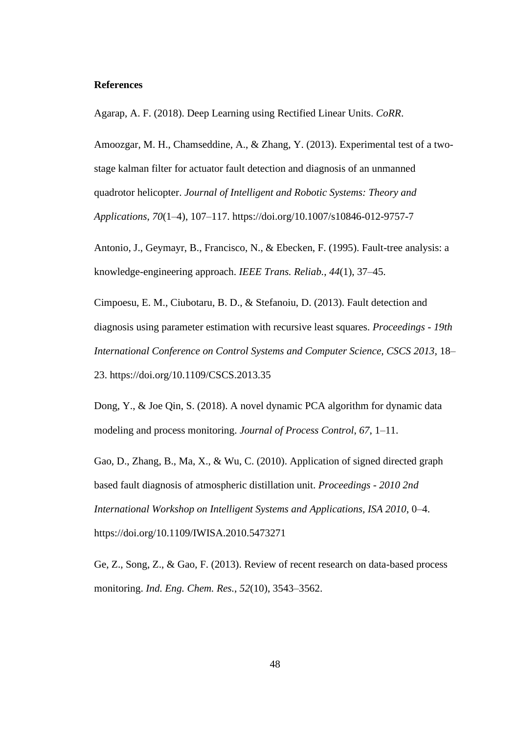**References**

Agarap, A. F. (2018). Deep Learning using Rectified Linear Units. *CoRR*.

Amoozgar, M. H., Chamseddine, A., & Zhang, Y. (2013). Experimental test of a two-stage kalman filter for actuator fault detection and diagnosis of an unmanned quadrotor helicopter. *Journal of Intelligent and Robotic Systems: Theory and Applications*, *70*(1–4), 107–117. https://doi.org/10.1007/s10846-012-9757-7

Antonio, J., Geymayr, B., Francisco, N., & Ebecken, F. (1995). Fault-tree analysis: a knowledge-engineering approach. *IEEE Trans. Reliab.*, *44*(1), 37–45.

Cimpoesu, E. M., Ciubotaru, B. D., & Stefanoiu, D. (2013). Fault detection and diagnosis using parameter estimation with recursive least squares. *Proceedings - 19th International Conference on Control Systems and Computer Science, CSCS 2013*, 18–23. https://doi.org/10.1109/CSCS.2013.35

Dong, Y., & Joe Qin, S. (2018). A novel dynamic PCA algorithm for dynamic data modeling and process monitoring. *Journal of Process Control*, *67*, 1–11.

Gao, D., Zhang, B., Ma, X., & Wu, C. (2010). Application of signed directed graph based fault diagnosis of atmospheric distillation unit. *Proceedings - 2010 2nd International Workshop on Intelligent Systems and Applications, ISA 2010*, 0–4. https://doi.org/10.1109/IWISA.2010.5473271

Ge, Z., Song, Z., & Gao, F. (2013). Review of recent research on data-based process monitoring. *Ind. Eng. Chem. Res.*, *52*(10), 3543–3562.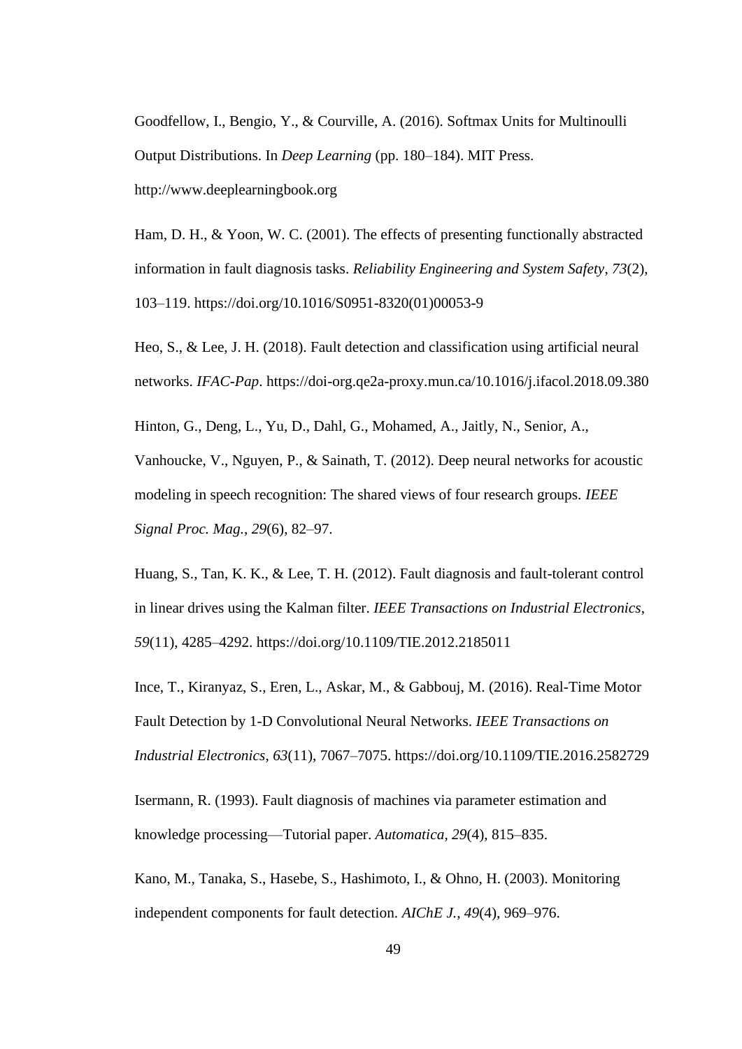Goodfellow, I., Bengio, Y., & Courville, A. (2016). Softmax Units for Multinoulli Output Distributions. In *Deep Learning* (pp. 180–184). MIT Press. http://www.deeplearningbook.org

Ham, D. H., & Yoon, W. C. (2001). The effects of presenting functionally abstracted information in fault diagnosis tasks. *Reliability Engineering and System Safety*, *73*(2), 103–119. https://doi.org/10.1016/S0951-8320(01)00053-9

Heo, S., & Lee, J. H. (2018). Fault detection and classification using artificial neural networks. *IFAC-Pap*. https://doi-org.qe2a-proxy.mun.ca/10.1016/j.ifacol.2018.09.380

Hinton, G., Deng, L., Yu, D., Dahl, G., Mohamed, A., Jaitly, N., Senior, A., Vanhoucke, V., Nguyen, P., & Sainath, T. (2012). Deep neural networks for acoustic modeling in speech recognition: The shared views of four research groups. *IEEE Signal Proc. Mag.*, *29*(6), 82–97.

Huang, S., Tan, K. K., & Lee, T. H. (2012). Fault diagnosis and fault-tolerant control in linear drives using the Kalman filter. *IEEE Transactions on Industrial Electronics*, *59*(11), 4285–4292. https://doi.org/10.1109/TIE.2012.2185011

Ince, T., Kiranyaz, S., Eren, L., Askar, M., & Gabbouj, M. (2016). Real-Time Motor Fault Detection by 1-D Convolutional Neural Networks. *IEEE Transactions on Industrial Electronics*, *63*(11), 7067–7075. https://doi.org/10.1109/TIE.2016.2582729

Isermann, R. (1993). Fault diagnosis of machines via parameter estimation and knowledge processing—Tutorial paper. *Automatica*, *29*(4), 815–835.

Kano, M., Tanaka, S., Hasebe, S., Hashimoto, I., & Ohno, H. (2003). Monitoring independent components for fault detection. *AIChE J.*, *49*(4), 969–976.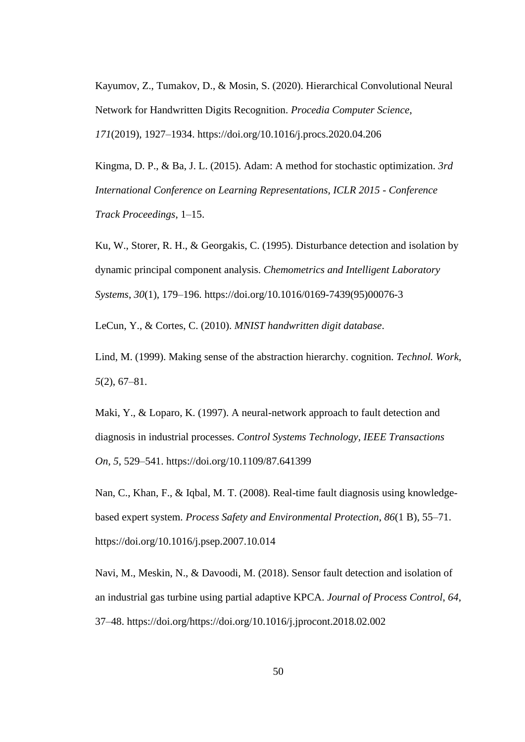Kayumov, Z., Tumakov, D., & Mosin, S. (2020). Hierarchical Convolutional Neural Network for Handwritten Digits Recognition. *Procedia Computer Science*, *171*(2019), 1927–1934. https://doi.org/10.1016/j.procs.2020.04.206

Kingma, D. P., & Ba, J. L. (2015). Adam: A method for stochastic optimization. *3rd International Conference on Learning Representations, ICLR 2015 - Conference Track Proceedings*, 1–15.

Ku, W., Storer, R. H., & Georgakis, C. (1995). Disturbance detection and isolation by dynamic principal component analysis. *Chemometrics and Intelligent Laboratory Systems*, *30*(1), 179–196. https://doi.org/10.1016/0169-7439(95)00076-3

LeCun, Y., & Cortes, C. (2010). *MNIST handwritten digit database*.

Lind, M. (1999). Making sense of the abstraction hierarchy. cognition. *Technol. Work*, *5*(2), 67–81.

Maki, Y., & Loparo, K. (1997). A neural-network approach to fault detection and diagnosis in industrial processes. *Control Systems Technology, IEEE Transactions On*, *5*, 529–541. https://doi.org/10.1109/87.641399

Nan, C., Khan, F., & Iqbal, M. T. (2008). Real-time fault diagnosis using knowledge-based expert system. *Process Safety and Environmental Protection*, *86*(1 B), 55–71. https://doi.org/10.1016/j.psep.2007.10.014

Navi, M., Meskin, N., & Davoodi, M. (2018). Sensor fault detection and isolation of an industrial gas turbine using partial adaptive KPCA. *Journal of Process Control*, *64*, 37–48. https://doi.org/https://doi.org/10.1016/j.jprocont.2018.02.002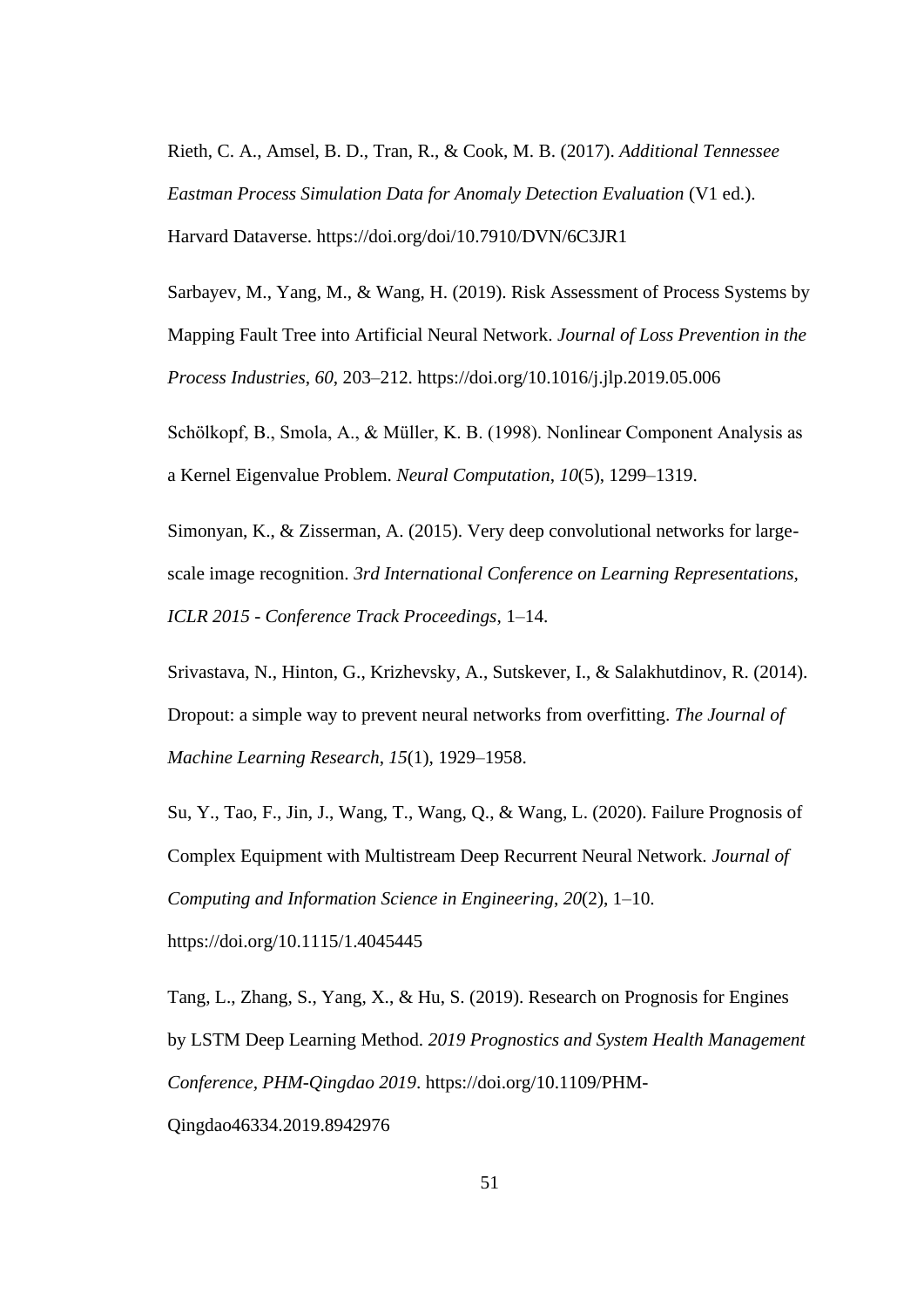Rieth, C. A., Amsel, B. D., Tran, R., & Cook, M. B. (2017). *Additional Tennessee Eastman Process Simulation Data for Anomaly Detection Evaluation* (V1 ed.). Harvard Dataverse. https://doi.org/doi/10.7910/DVN/6C3JR1

Sarbayev, M., Yang, M., & Wang, H. (2019). Risk Assessment of Process Systems by Mapping Fault Tree into Artificial Neural Network. *Journal of Loss Prevention in the Process Industries*, *60*, 203–212. https://doi.org/10.1016/j.jlp.2019.05.006

Schölkopf, B., Smola, A., & Müller, K. B. (1998). Nonlinear Component Analysis as a Kernel Eigenvalue Problem. *Neural Computation*, *10*(5), 1299–1319.

Simonyan, K., & Zisserman, A. (2015). Very deep convolutional networks for large-scale image recognition. *3rd International Conference on Learning Representations, ICLR 2015 - Conference Track Proceedings*, 1–14.

Srivastava, N., Hinton, G., Krizhevsky, A., Sutskever, I., & Salakhutdinov, R. (2014). Dropout: a simple way to prevent neural networks from overfitting. *The Journal of Machine Learning Research*, *15*(1), 1929–1958.

Su, Y., Tao, F., Jin, J., Wang, T., Wang, Q., & Wang, L. (2020). Failure Prognosis of Complex Equipment with Multistream Deep Recurrent Neural Network. *Journal of Computing and Information Science in Engineering*, *20*(2), 1–10. https://doi.org/10.1115/1.4045445

Tang, L., Zhang, S., Yang, X., & Hu, S. (2019). Research on Prognosis for Engines by LSTM Deep Learning Method. *2019 Prognostics and System Health Management Conference, PHM-Qingdao 2019*. https://doi.org/10.1109/PHM-Qingdao46334.2019.8942976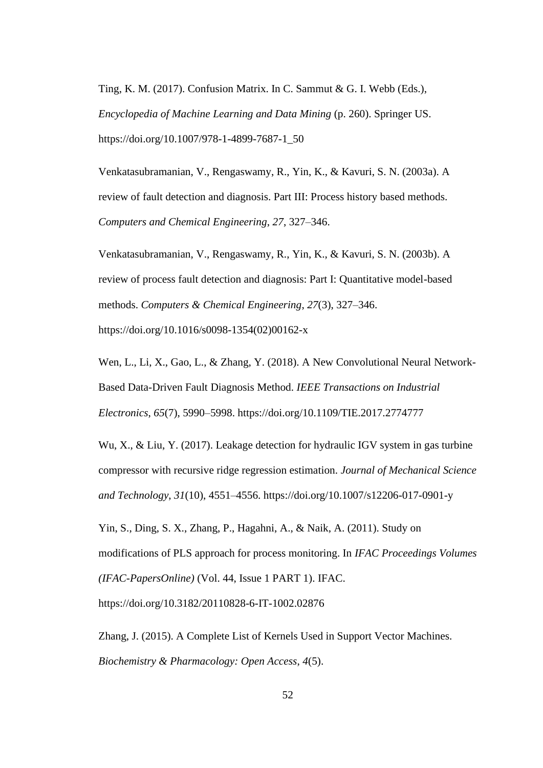Ting, K. M. (2017). Confusion Matrix. In C. Sammut & G. I. Webb (Eds.), *Encyclopedia of Machine Learning and Data Mining* (p. 260). Springer US. https://doi.org/10.1007/978-1-4899-7687-1_50

Venkatasubramanian, V., Rengaswamy, R., Yin, K., & Kavuri, S. N. (2003a). A review of fault detection and diagnosis. Part III: Process history based methods. *Computers and Chemical Engineering*, *27*, 327–346.

Venkatasubramanian, V., Rengaswamy, R., Yin, K., & Kavuri, S. N. (2003b). A review of process fault detection and diagnosis: Part I: Quantitative model-based methods. *Computers & Chemical Engineering*, *27*(3), 327–346. https://doi.org/10.1016/s0098-1354(02)00162-x

Wen, L., Li, X., Gao, L., & Zhang, Y. (2018). A New Convolutional Neural Network-Based Data-Driven Fault Diagnosis Method. *IEEE Transactions on Industrial Electronics*, *65*(7), 5990–5998. https://doi.org/10.1109/TIE.2017.2774777

Wu, X., & Liu, Y. (2017). Leakage detection for hydraulic IGV system in gas turbine compressor with recursive ridge regression estimation. *Journal of Mechanical Science and Technology*, *31*(10), 4551–4556. https://doi.org/10.1007/s12206-017-0901-y

Yin, S., Ding, S. X., Zhang, P., Hagahni, A., & Naik, A. (2011). Study on modifications of PLS approach for process monitoring. In *IFAC Proceedings Volumes (IFAC-PapersOnline)* (Vol. 44, Issue 1 PART 1). IFAC. https://doi.org/10.3182/20110828-6-IT-1002.02876

Zhang, J. (2015). A Complete List of Kernels Used in Support Vector Machines. *Biochemistry & Pharmacology: Open Access*, *4*(5).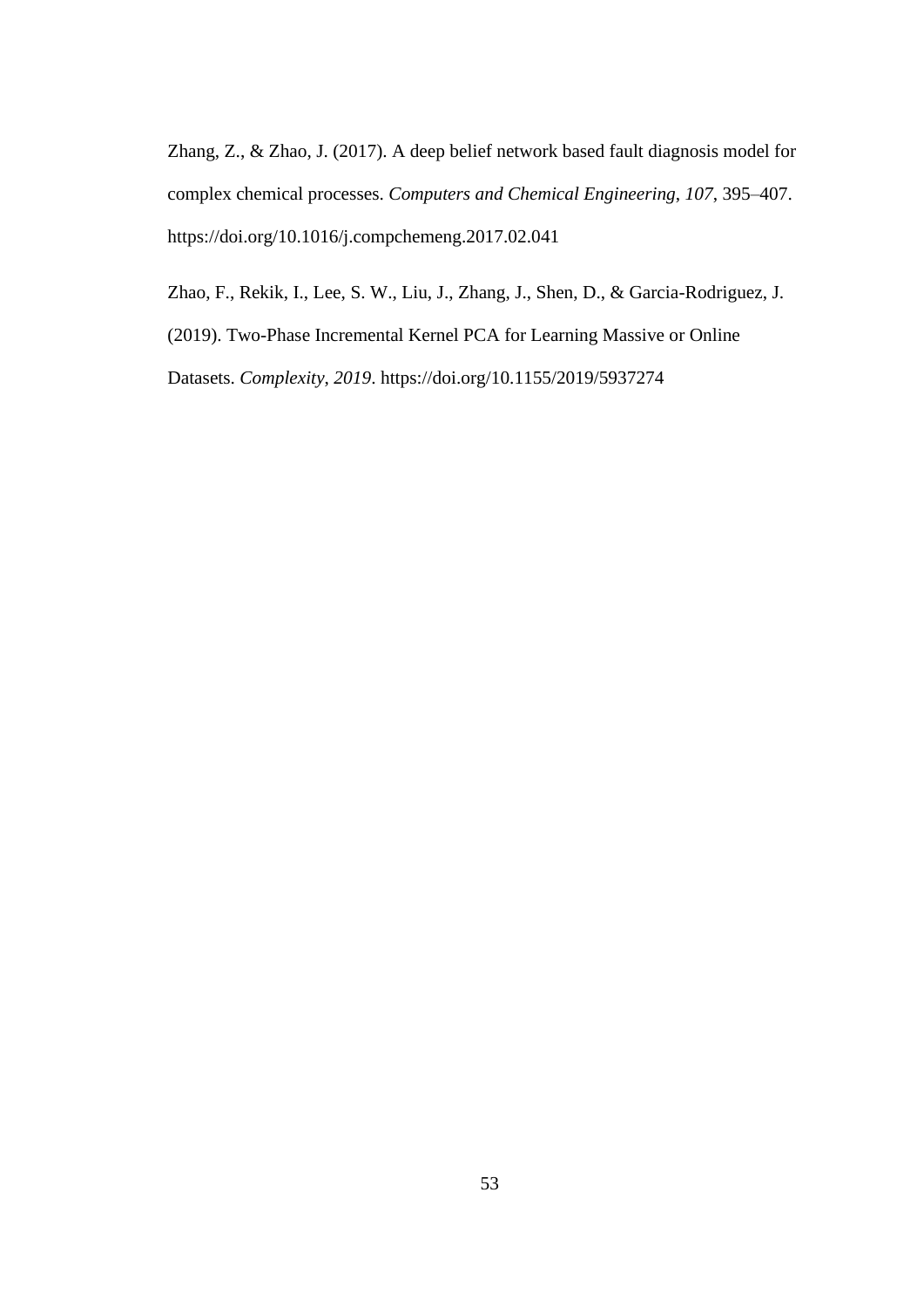Zhang, Z., & Zhao, J. (2017). A deep belief network based fault diagnosis model for complex chemical processes. *Computers and Chemical Engineering*, *107*, 395–407. https://doi.org/10.1016/j.compchemeng.2017.02.041

Zhao, F., Rekik, I., Lee, S. W., Liu, J., Zhang, J., Shen, D., & Garcia-Rodriguez, J. (2019). Two-Phase Incremental Kernel PCA for Learning Massive or Online Datasets. *Complexity*, *2019*. https://doi.org/10.1155/2019/5937274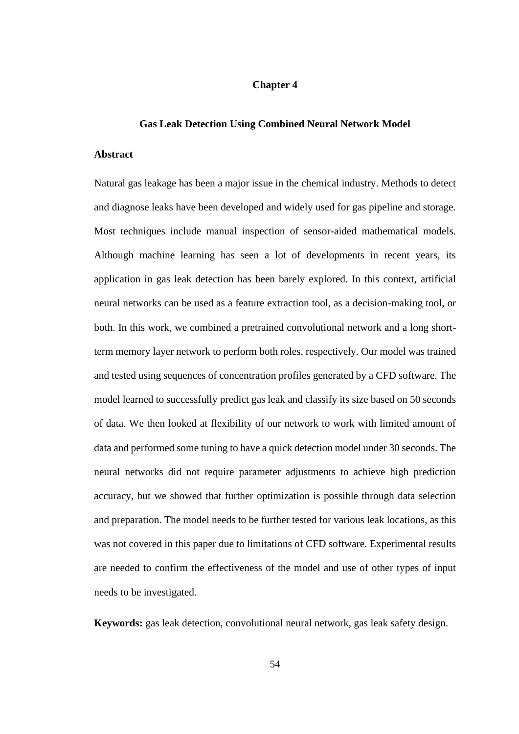# Chapter 4

## Gas Leak Detection Using Combined Neural Network Model

### Abstract

Natural gas leakage has been a major issue in the chemical industry. Methods to detect and diagnose leaks have been developed and widely used for gas pipeline and storage. Most techniques include manual inspection of sensor-aided mathematical models. Although machine learning has seen a lot of developments in recent years, its application in gas leak detection has been barely explored. In this context, artificial neural networks can be used as a feature extraction tool, as a decision-making tool, or both. In this work, we combined a pretrained convolutional network and a long short-term memory layer network to perform both roles, respectively. Our model was trained and tested using sequences of concentration profiles generated by a CFD software. The model learned to successfully predict gas leak and classify its size based on 50 seconds of data. We then looked at flexibility of our network to work with limited amount of data and performed some tuning to have a quick detection model under 30 seconds. The neural networks did not require parameter adjustments to achieve high prediction accuracy, but we showed that further optimization is possible through data selection and preparation. The model needs to be further tested for various leak locations, as this was not covered in this paper due to limitations of CFD software. Experimental results are needed to confirm the effectiveness of the model and use of other types of input needs to be investigated.

**Keywords:** gas leak detection, convolutional neural network, gas leak safety design.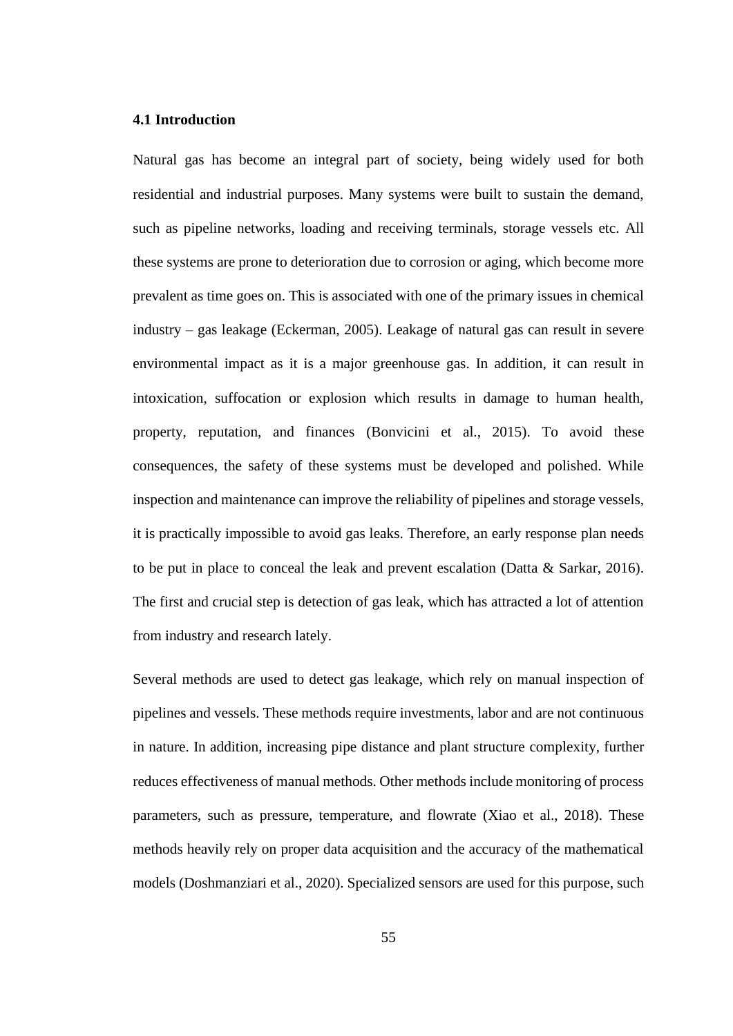### 4.1 Introduction

Natural gas has become an integral part of society, being widely used for both residential and industrial purposes. Many systems were built to sustain the demand, such as pipeline networks, loading and receiving terminals, storage vessels etc. All these systems are prone to deterioration due to corrosion or aging, which become more prevalent as time goes on. This is associated with one of the primary issues in chemical industry – gas leakage (Eckerman, 2005). Leakage of natural gas can result in severe environmental impact as it is a major greenhouse gas. In addition, it can result in intoxication, suffocation or explosion which results in damage to human health, property, reputation, and finances (Bonvicini et al., 2015). To avoid these consequences, the safety of these systems must be developed and polished. While inspection and maintenance can improve the reliability of pipelines and storage vessels, it is practically impossible to avoid gas leaks. Therefore, an early response plan needs to be put in place to conceal the leak and prevent escalation (Datta & Sarkar, 2016). The first and crucial step is detection of gas leak, which has attracted a lot of attention from industry and research lately.

Several methods are used to detect gas leakage, which rely on manual inspection of pipelines and vessels. These methods require investments, labor and are not continuous in nature. In addition, increasing pipe distance and plant structure complexity, further reduces effectiveness of manual methods. Other methods include monitoring of process parameters, such as pressure, temperature, and flowrate (Xiao et al., 2018). These methods heavily rely on proper data acquisition and the accuracy of the mathematical models (Doshmanziari et al., 2020). Specialized sensors are used for this purpose, such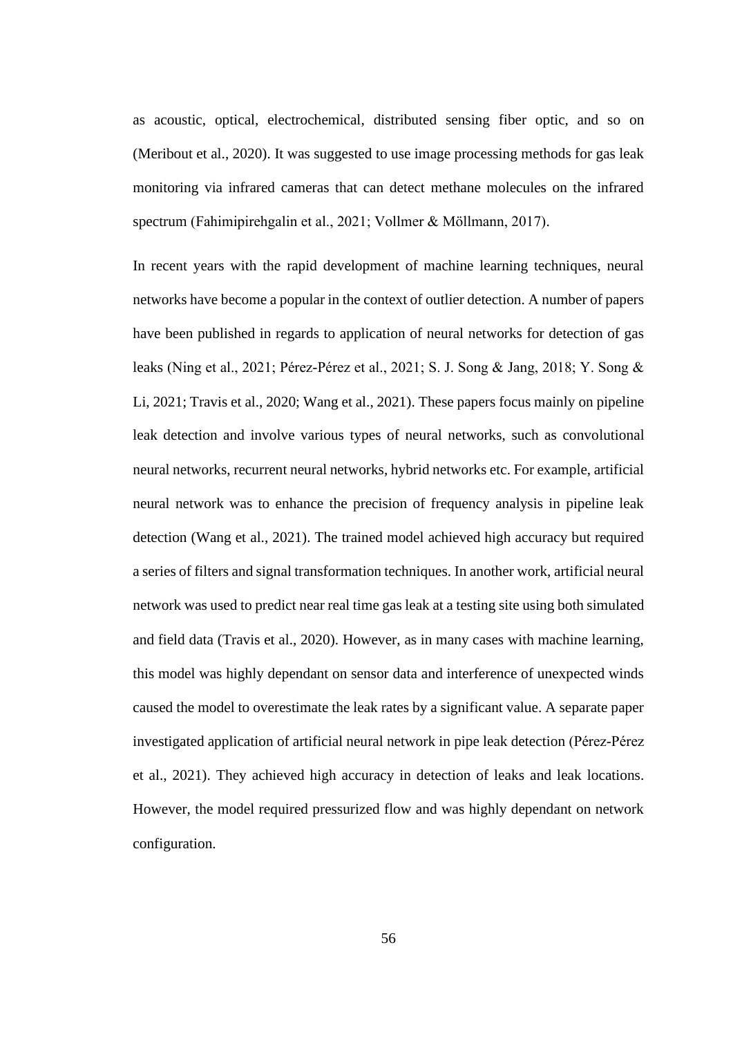as acoustic, optical, electrochemical, distributed sensing fiber optic, and so on (Meribout et al., 2020). It was suggested to use image processing methods for gas leak monitoring via infrared cameras that can detect methane molecules on the infrared spectrum (Fahimipirehgalin et al., 2021; Vollmer & Möllmann, 2017).

In recent years with the rapid development of machine learning techniques, neural networks have become a popular in the context of outlier detection. A number of papers have been published in regards to application of neural networks for detection of gas leaks (Ning et al., 2021; Pérez-Pérez et al., 2021; S. J. Song & Jang, 2018; Y. Song & Li, 2021; Travis et al., 2020; Wang et al., 2021). These papers focus mainly on pipeline leak detection and involve various types of neural networks, such as convolutional neural networks, recurrent neural networks, hybrid networks etc. For example, artificial neural network was to enhance the precision of frequency analysis in pipeline leak detection (Wang et al., 2021). The trained model achieved high accuracy but required a series of filters and signal transformation techniques. In another work, artificial neural network was used to predict near real time gas leak at a testing site using both simulated and field data (Travis et al., 2020). However, as in many cases with machine learning, this model was highly dependant on sensor data and interference of unexpected winds caused the model to overestimate the leak rates by a significant value. A separate paper investigated application of artificial neural network in pipe leak detection (Pérez-Pérez et al., 2021). They achieved high accuracy in detection of leaks and leak locations. However, the model required pressurized flow and was highly dependant on network configuration.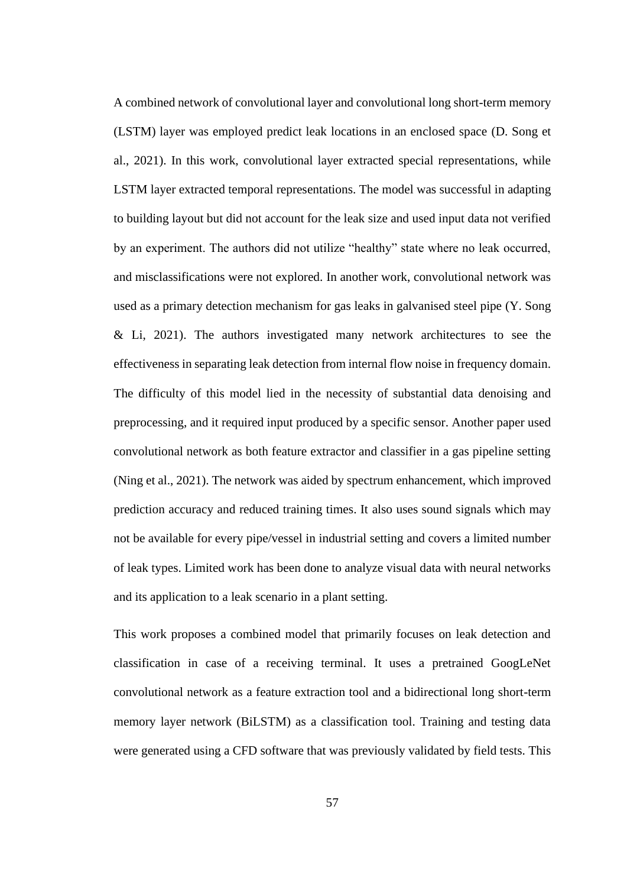A combined network of convolutional layer and convolutional long short-term memory (LSTM) layer was employed predict leak locations in an enclosed space (D. Song et al., 2021). In this work, convolutional layer extracted special representations, while LSTM layer extracted temporal representations. The model was successful in adapting to building layout but did not account for the leak size and used input data not verified by an experiment. The authors did not utilize "healthy" state where no leak occurred, and misclassifications were not explored. In another work, convolutional network was used as a primary detection mechanism for gas leaks in galvanised steel pipe (Y. Song & Li, 2021). The authors investigated many network architectures to see the effectiveness in separating leak detection from internal flow noise in frequency domain. The difficulty of this model lied in the necessity of substantial data denoising and preprocessing, and it required input produced by a specific sensor. Another paper used convolutional network as both feature extractor and classifier in a gas pipeline setting (Ning et al., 2021). The network was aided by spectrum enhancement, which improved prediction accuracy and reduced training times. It also uses sound signals which may not be available for every pipe/vessel in industrial setting and covers a limited number of leak types. Limited work has been done to analyze visual data with neural networks and its application to a leak scenario in a plant setting.

This work proposes a combined model that primarily focuses on leak detection and classification in case of a receiving terminal. It uses a pretrained GoogLeNet convolutional network as a feature extraction tool and a bidirectional long short-term memory layer network (BiLSTM) as a classification tool. Training and testing data were generated using a CFD software that was previously validated by field tests. This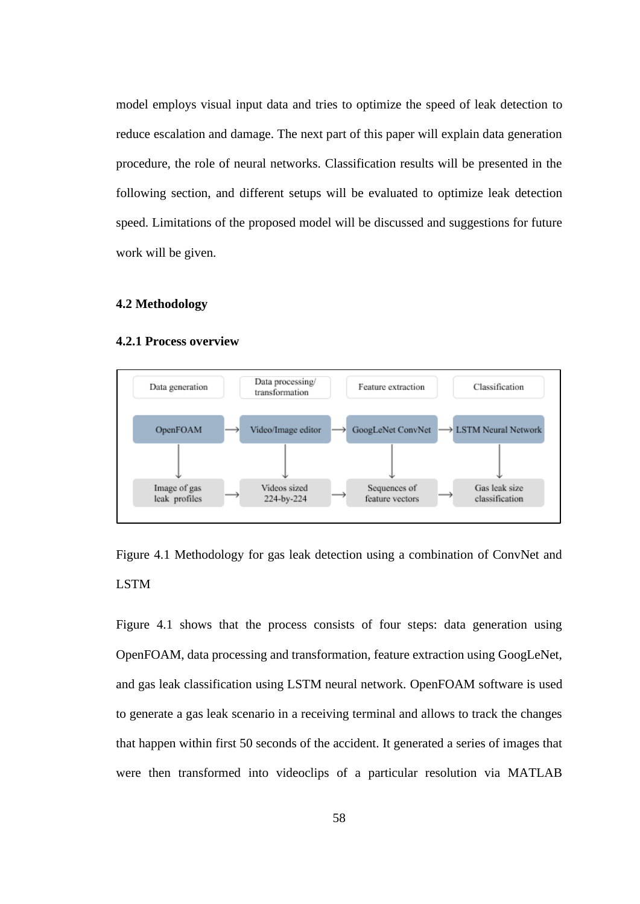model employs visual input data and tries to optimize the speed of leak detection to reduce escalation and damage. The next part of this paper will explain data generation procedure, the role of neural networks. Classification results will be presented in the following section, and different setups will be evaluated to optimize leak detection speed. Limitations of the proposed model will be discussed and suggestions for future work will be given.

## 4.2 Methodology

### 4.2.1 Process overview

| Data generation | Data processing/ transformation | Feature extraction | Classification |
|---|---|---|---|
| OpenFOAM → | Video/Image editor → | GoogLeNet ConvNet → | LSTM Neural Network |
| ↓ | ↓ | ↓ | ↓ |
| Image of gas leak profiles → | Videos sized 224-by-224 → | Sequences of feature vectors → | Gas leak size classification |

Figure 4.1 Methodology for gas leak detection using a combination of ConvNet and LSTM

Figure 4.1 shows that the process consists of four steps: data generation using OpenFOAM, data processing and transformation, feature extraction using GoogLeNet, and gas leak classification using LSTM neural network. OpenFOAM software is used to generate a gas leak scenario in a receiving terminal and allows to track the changes that happen within first 50 seconds of the accident. It generated a series of images that were then transformed into videoclips of a particular resolution via MATLAB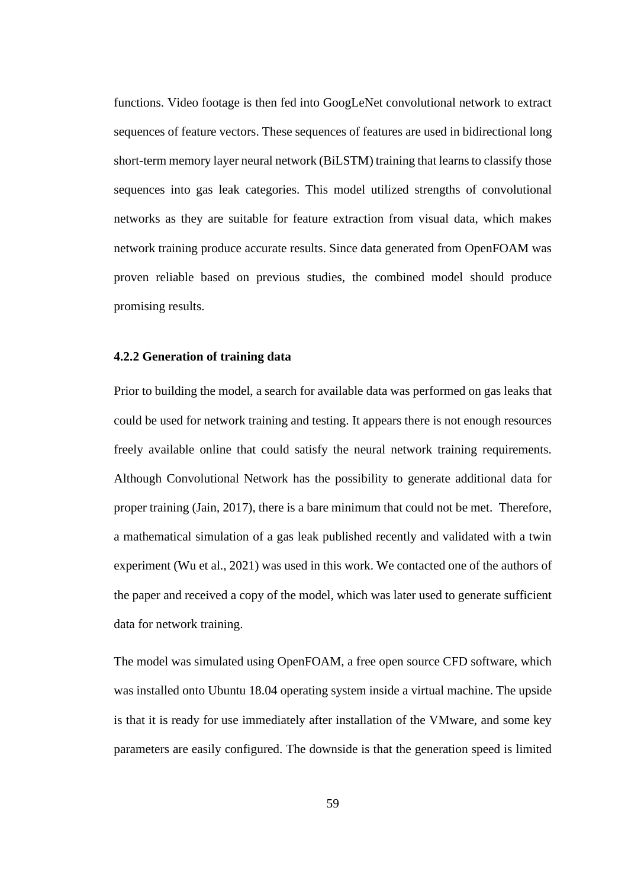functions. Video footage is then fed into GoogLeNet convolutional network to extract sequences of feature vectors. These sequences of features are used in bidirectional long short-term memory layer neural network (BiLSTM) training that learns to classify those sequences into gas leak categories. This model utilized strengths of convolutional networks as they are suitable for feature extraction from visual data, which makes network training produce accurate results. Since data generated from OpenFOAM was proven reliable based on previous studies, the combined model should produce promising results.

### 4.2.2 Generation of training data

Prior to building the model, a search for available data was performed on gas leaks that could be used for network training and testing. It appears there is not enough resources freely available online that could satisfy the neural network training requirements. Although Convolutional Network has the possibility to generate additional data for proper training (Jain, 2017), there is a bare minimum that could not be met. Therefore, a mathematical simulation of a gas leak published recently and validated with a twin experiment (Wu et al., 2021) was used in this work. We contacted one of the authors of the paper and received a copy of the model, which was later used to generate sufficient data for network training.

The model was simulated using OpenFOAM, a free open source CFD software, which was installed onto Ubuntu 18.04 operating system inside a virtual machine. The upside is that it is ready for use immediately after installation of the VMware, and some key parameters are easily configured. The downside is that the generation speed is limited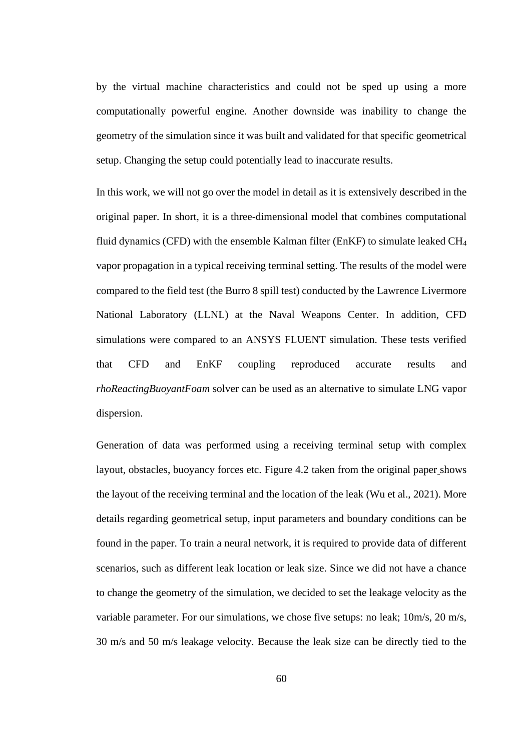by the virtual machine characteristics and could not be sped up using a more computationally powerful engine. Another downside was inability to change the geometry of the simulation since it was built and validated for that specific geometrical setup. Changing the setup could potentially lead to inaccurate results.

In this work, we will not go over the model in detail as it is extensively described in the original paper. In short, it is a three-dimensional model that combines computational fluid dynamics (CFD) with the ensemble Kalman filter (EnKF) to simulate leaked $CH_4$ vapor propagation in a typical receiving terminal setting. The results of the model were compared to the field test (the Burro 8 spill test) conducted by the Lawrence Livermore National Laboratory (LLNL) at the Naval Weapons Center. In addition, CFD simulations were compared to an ANSYS FLUENT simulation. These tests verified that CFD and EnKF coupling reproduced accurate results and *rhoReactingBuoyantFoam* solver can be used as an alternative to simulate LNG vapor dispersion.

Generation of data was performed using a receiving terminal setup with complex layout, obstacles, buoyancy forces etc. Figure 4.2 taken from the original paper shows the layout of the receiving terminal and the location of the leak (Wu et al., 2021). More details regarding geometrical setup, input parameters and boundary conditions can be found in the paper. To train a neural network, it is required to provide data of different scenarios, such as different leak location or leak size. Since we did not have a chance to change the geometry of the simulation, we decided to set the leakage velocity as the variable parameter. For our simulations, we chose five setups: no leak; 10m/s, 20 m/s, 30 m/s and 50 m/s leakage velocity. Because the leak size can be directly tied to the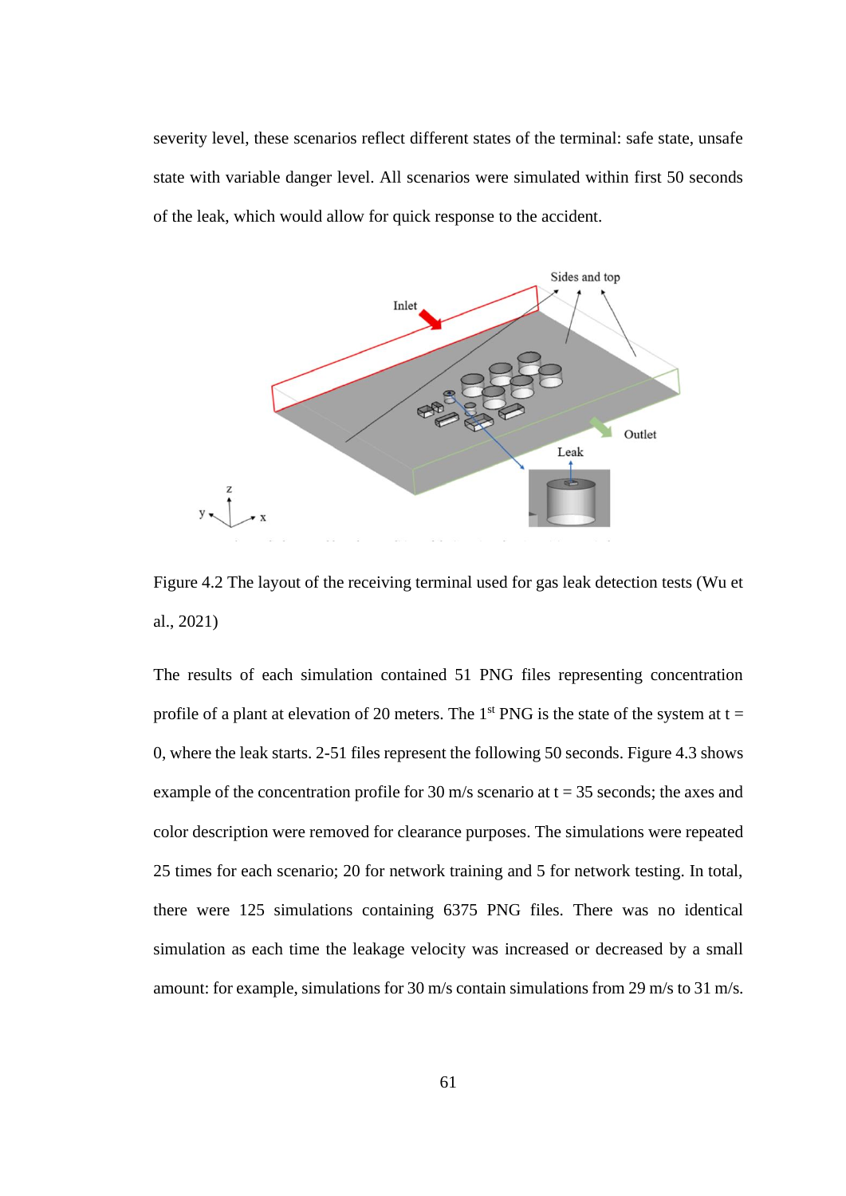severity level, these scenarios reflect different states of the terminal: safe state, unsafe state with variable danger level. All scenarios were simulated within first 50 seconds of the leak, which would allow for quick response to the accident.

Figure 4.2 The layout of the receiving terminal used for gas leak detection tests (Wu et al., 2021)

The results of each simulation contained 51 PNG files representing concentration profile of a plant at elevation of 20 meters. The 1st PNG is the state of the system at t = 0, where the leak starts. 2-51 files represent the following 50 seconds. Figure 4.3 shows example of the concentration profile for 30 m/s scenario at t = 35 seconds; the axes and color description were removed for clearance purposes. The simulations were repeated 25 times for each scenario; 20 for network training and 5 for network testing. In total, there were 125 simulations containing 6375 PNG files. There was no identical simulation as each time the leakage velocity was increased or decreased by a small amount: for example, simulations for 30 m/s contain simulations from 29 m/s to 31 m/s.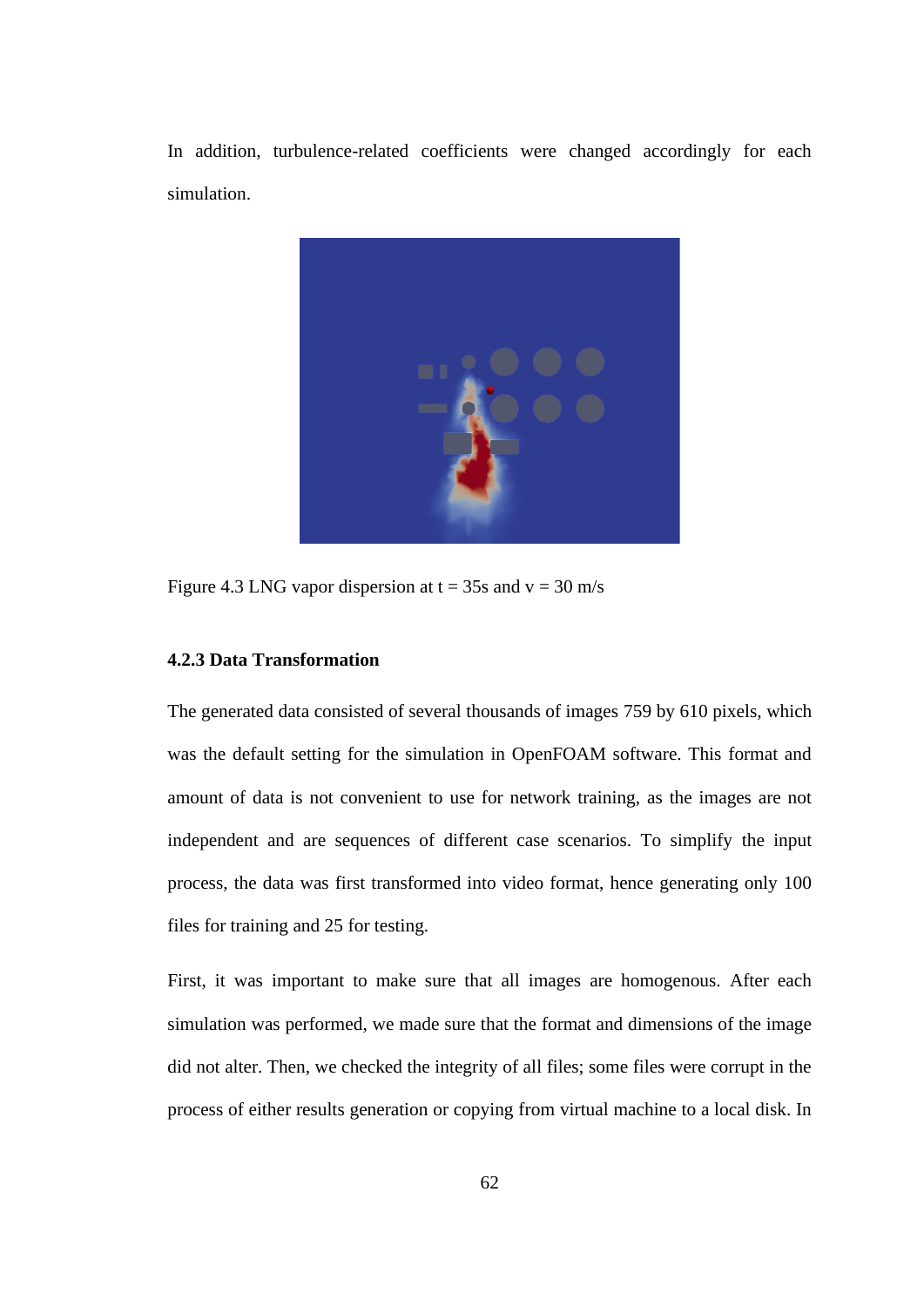In addition, turbulence-related coefficients were changed accordingly for each simulation.

Figure 4.3 LNG vapor dispersion at t = 35s and v = 30 m/s

### 4.2.3 Data Transformation

The generated data consisted of several thousands of images 759 by 610 pixels, which was the default setting for the simulation in OpenFOAM software. This format and amount of data is not convenient to use for network training, as the images are not independent and are sequences of different case scenarios. To simplify the input process, the data was first transformed into video format, hence generating only 100 files for training and 25 for testing.

First, it was important to make sure that all images are homogenous. After each simulation was performed, we made sure that the format and dimensions of the image did not alter. Then, we checked the integrity of all files; some files were corrupt in the process of either results generation or copying from virtual machine to a local disk. In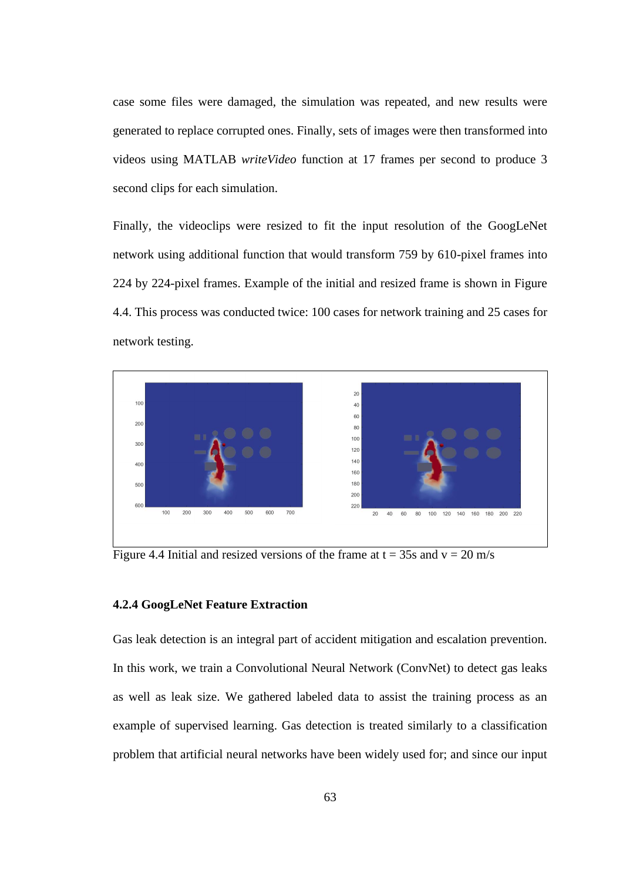case some files were damaged, the simulation was repeated, and new results were generated to replace corrupted ones. Finally, sets of images were then transformed into videos using MATLAB *writeVideo* function at 17 frames per second to produce 3 second clips for each simulation.

Finally, the videoclips were resized to fit the input resolution of the GoogLeNet network using additional function that would transform 759 by 610-pixel frames into 224 by 224-pixel frames. Example of the initial and resized frame is shown in Figure 4.4. This process was conducted twice: 100 cases for network training and 25 cases for network testing.

Figure 4.4 Initial and resized versions of the frame at t = 35s and v = 20 m/s

#### 4.2.4 GoogLeNet Feature Extraction

Gas leak detection is an integral part of accident mitigation and escalation prevention. In this work, we train a Convolutional Neural Network (ConvNet) to detect gas leaks as well as leak size. We gathered labeled data to assist the training process as an example of supervised learning. Gas detection is treated similarly to a classification problem that artificial neural networks have been widely used for; and since our input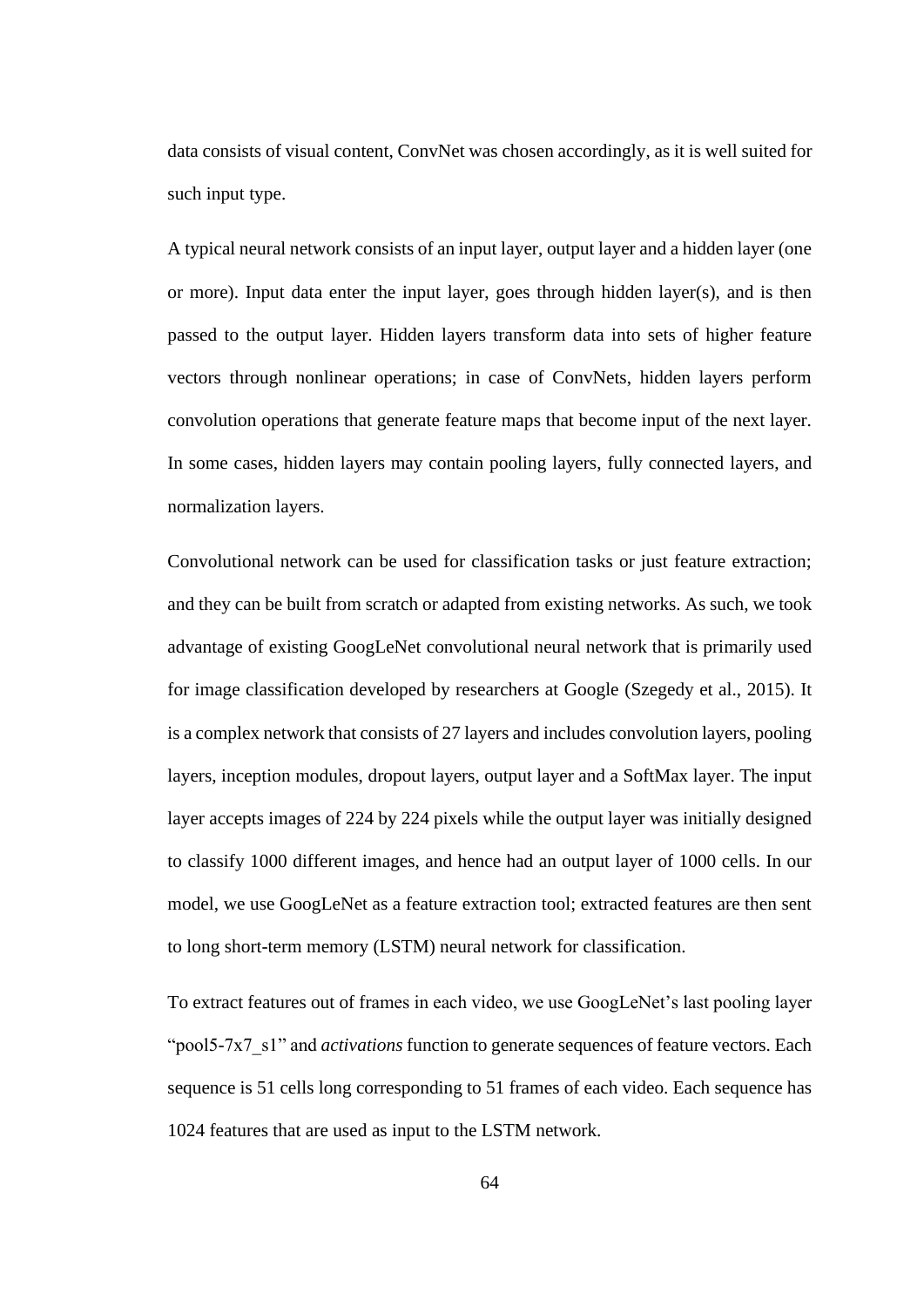data consists of visual content, ConvNet was chosen accordingly, as it is well suited for such input type.

A typical neural network consists of an input layer, output layer and a hidden layer (one or more). Input data enter the input layer, goes through hidden layer(s), and is then passed to the output layer. Hidden layers transform data into sets of higher feature vectors through nonlinear operations; in case of ConvNets, hidden layers perform convolution operations that generate feature maps that become input of the next layer. In some cases, hidden layers may contain pooling layers, fully connected layers, and normalization layers.

Convolutional network can be used for classification tasks or just feature extraction; and they can be built from scratch or adapted from existing networks. As such, we took advantage of existing GoogLeNet convolutional neural network that is primarily used for image classification developed by researchers at Google (Szegedy et al., 2015). It is a complex network that consists of 27 layers and includes convolution layers, pooling layers, inception modules, dropout layers, output layer and a SoftMax layer. The input layer accepts images of 224 by 224 pixels while the output layer was initially designed to classify 1000 different images, and hence had an output layer of 1000 cells. In our model, we use GoogLeNet as a feature extraction tool; extracted features are then sent to long short-term memory (LSTM) neural network for classification.

To extract features out of frames in each video, we use GoogLeNet's last pooling layer "pool5-7x7_s1" and *activations* function to generate sequences of feature vectors. Each sequence is 51 cells long corresponding to 51 frames of each video. Each sequence has 1024 features that are used as input to the LSTM network.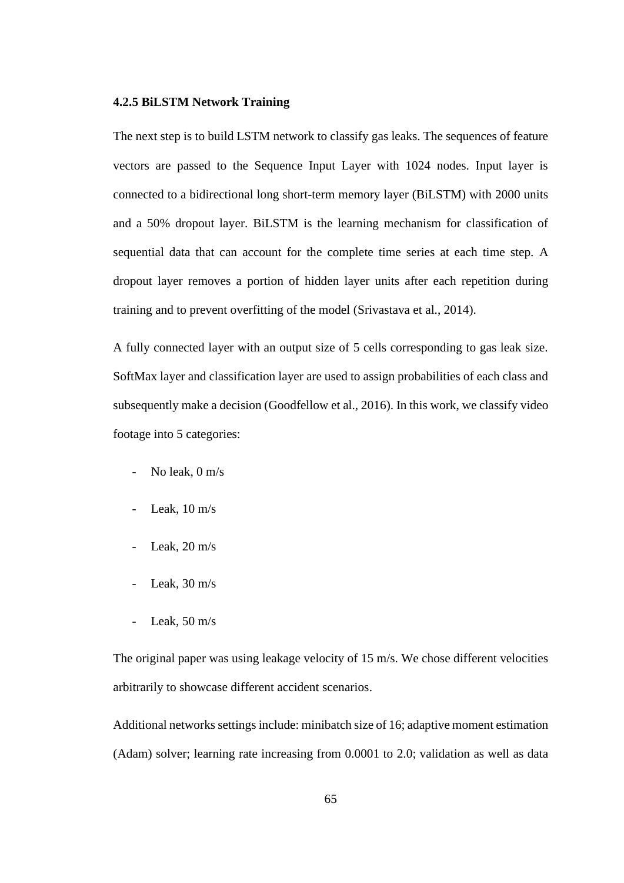### 4.2.5 BiLSTM Network Training

The next step is to build LSTM network to classify gas leaks. The sequences of feature vectors are passed to the Sequence Input Layer with 1024 nodes. Input layer is connected to a bidirectional long short-term memory layer (BiLSTM) with 2000 units and a 50% dropout layer. BiLSTM is the learning mechanism for classification of sequential data that can account for the complete time series at each time step. A dropout layer removes a portion of hidden layer units after each repetition during training and to prevent overfitting of the model (Srivastava et al., 2014).

A fully connected layer with an output size of 5 cells corresponding to gas leak size. SoftMax layer and classification layer are used to assign probabilities of each class and subsequently make a decision (Goodfellow et al., 2016). In this work, we classify video footage into 5 categories:

- No leak, 0 m/s
- Leak, 10 m/s
- Leak, 20 m/s
- Leak, 30 m/s
- Leak, 50 m/s

The original paper was using leakage velocity of 15 m/s. We chose different velocities arbitrarily to showcase different accident scenarios.

Additional networks settings include: minibatch size of 16; adaptive moment estimation (Adam) solver; learning rate increasing from 0.0001 to 2.0; validation as well as data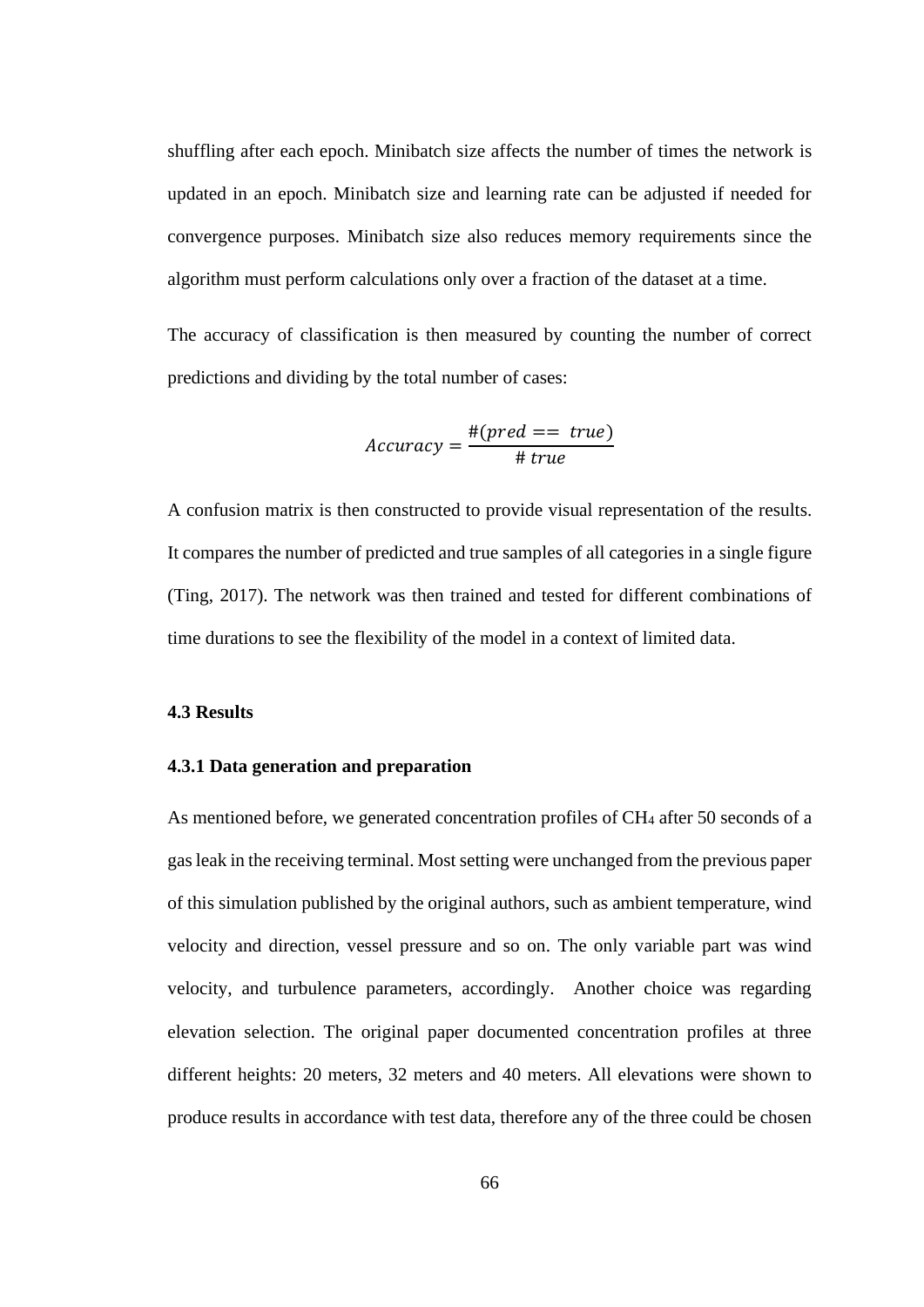shuffling after each epoch. Minibatch size affects the number of times the network is updated in an epoch. Minibatch size and learning rate can be adjusted if needed for convergence purposes. Minibatch size also reduces memory requirements since the algorithm must perform calculations only over a fraction of the dataset at a time.

The accuracy of classification is then measured by counting the number of correct predictions and dividing by the total number of cases:

$$Accuracy = \frac{\#(pred == \ true)}{\#\ true}$$

A confusion matrix is then constructed to provide visual representation of the results. It compares the number of predicted and true samples of all categories in a single figure (Ting, 2017). The network was then trained and tested for different combinations of time durations to see the flexibility of the model in a context of limited data.

### 4.3 Results

#### 4.3.1 Data generation and preparation

As mentioned before, we generated concentration profiles of $CH_4$ after 50 seconds of a gas leak in the receiving terminal. Most setting were unchanged from the previous paper of this simulation published by the original authors, such as ambient temperature, wind velocity and direction, vessel pressure and so on. The only variable part was wind velocity, and turbulence parameters, accordingly. Another choice was regarding elevation selection. The original paper documented concentration profiles at three different heights: 20 meters, 32 meters and 40 meters. All elevations were shown to produce results in accordance with test data, therefore any of the three could be chosen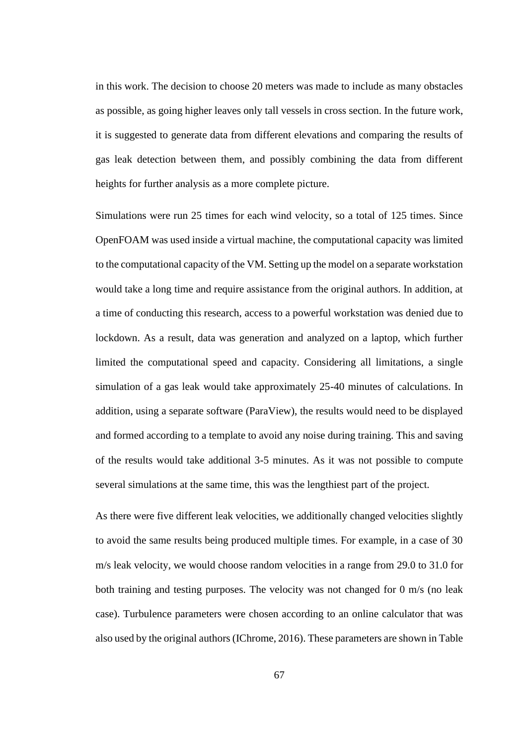in this work. The decision to choose 20 meters was made to include as many obstacles as possible, as going higher leaves only tall vessels in cross section. In the future work, it is suggested to generate data from different elevations and comparing the results of gas leak detection between them, and possibly combining the data from different heights for further analysis as a more complete picture.

Simulations were run 25 times for each wind velocity, so a total of 125 times. Since OpenFOAM was used inside a virtual machine, the computational capacity was limited to the computational capacity of the VM. Setting up the model on a separate workstation would take a long time and require assistance from the original authors. In addition, at a time of conducting this research, access to a powerful workstation was denied due to lockdown. As a result, data was generation and analyzed on a laptop, which further limited the computational speed and capacity. Considering all limitations, a single simulation of a gas leak would take approximately 25-40 minutes of calculations. In addition, using a separate software (ParaView), the results would need to be displayed and formed according to a template to avoid any noise during training. This and saving of the results would take additional 3-5 minutes. As it was not possible to compute several simulations at the same time, this was the lengthiest part of the project.

As there were five different leak velocities, we additionally changed velocities slightly to avoid the same results being produced multiple times. For example, in a case of 30 m/s leak velocity, we would choose random velocities in a range from 29.0 to 31.0 for both training and testing purposes. The velocity was not changed for 0 m/s (no leak case). Turbulence parameters were chosen according to an online calculator that was also used by the original authors (IChrome, 2016). These parameters are shown in Table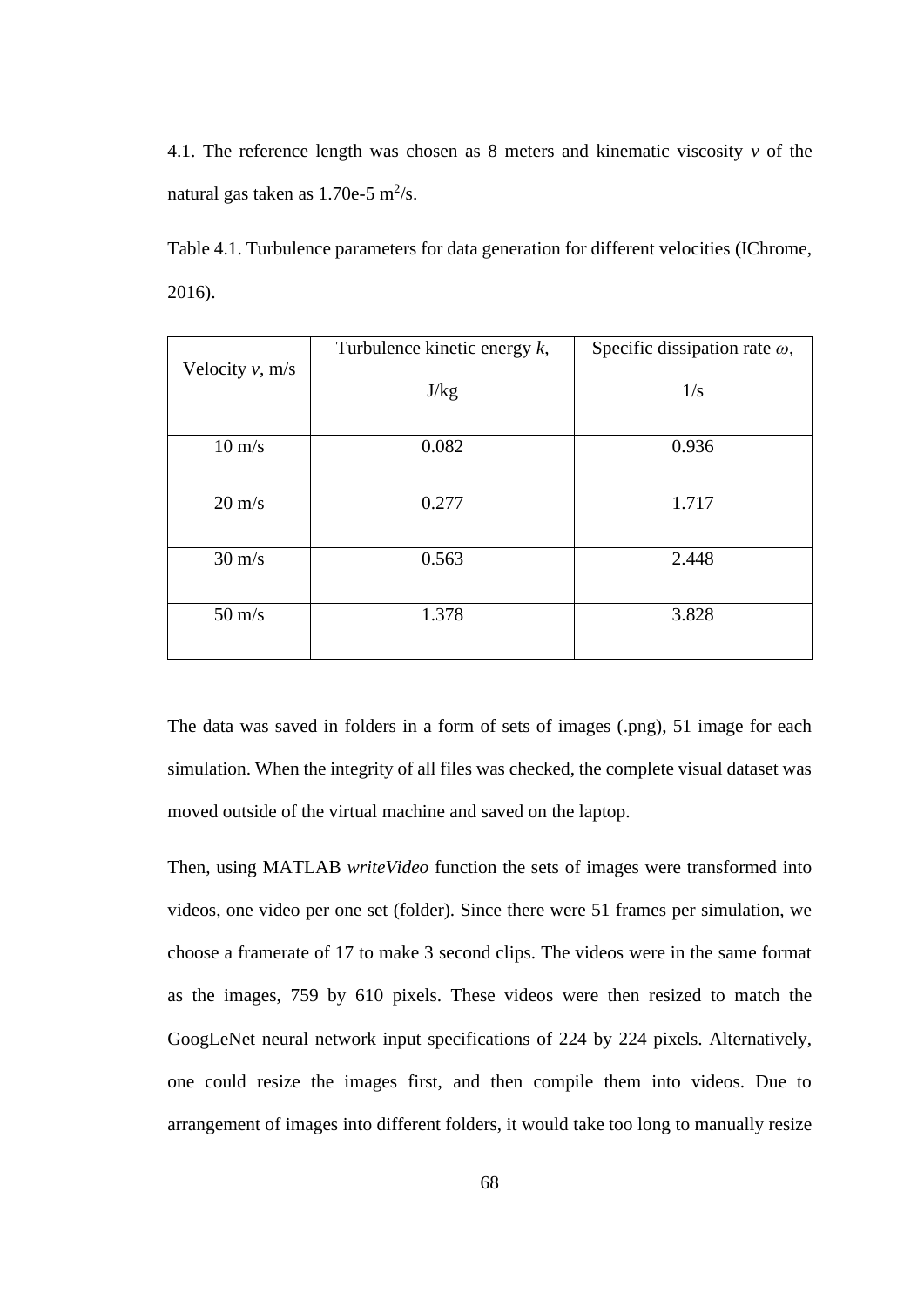4.1. The reference length was chosen as 8 meters and kinematic viscosity *v* of the natural gas taken as 1.70e-5 $m^2/s$.

Table 4.1. Turbulence parameters for data generation for different velocities (IChrome, 2016).

| Velocity *v*, m/s | Turbulence kinetic energy *k*, J/kg | Specific dissipation rate $\omega$, 1/s |
|---|---|---|
| 10 m/s | 0.082 | 0.936 |
| 20 m/s | 0.277 | 1.717 |
| 30 m/s | 0.563 | 2.448 |
| 50 m/s | 1.378 | 3.828 |

The data was saved in folders in a form of sets of images (.png), 51 image for each simulation. When the integrity of all files was checked, the complete visual dataset was moved outside of the virtual machine and saved on the laptop.

Then, using MATLAB *writeVideo* function the sets of images were transformed into videos, one video per one set (folder). Since there were 51 frames per simulation, we choose a framerate of 17 to make 3 second clips. The videos were in the same format as the images, 759 by 610 pixels. These videos were then resized to match the GoogLeNet neural network input specifications of 224 by 224 pixels. Alternatively, one could resize the images first, and then compile them into videos. Due to arrangement of images into different folders, it would take too long to manually resize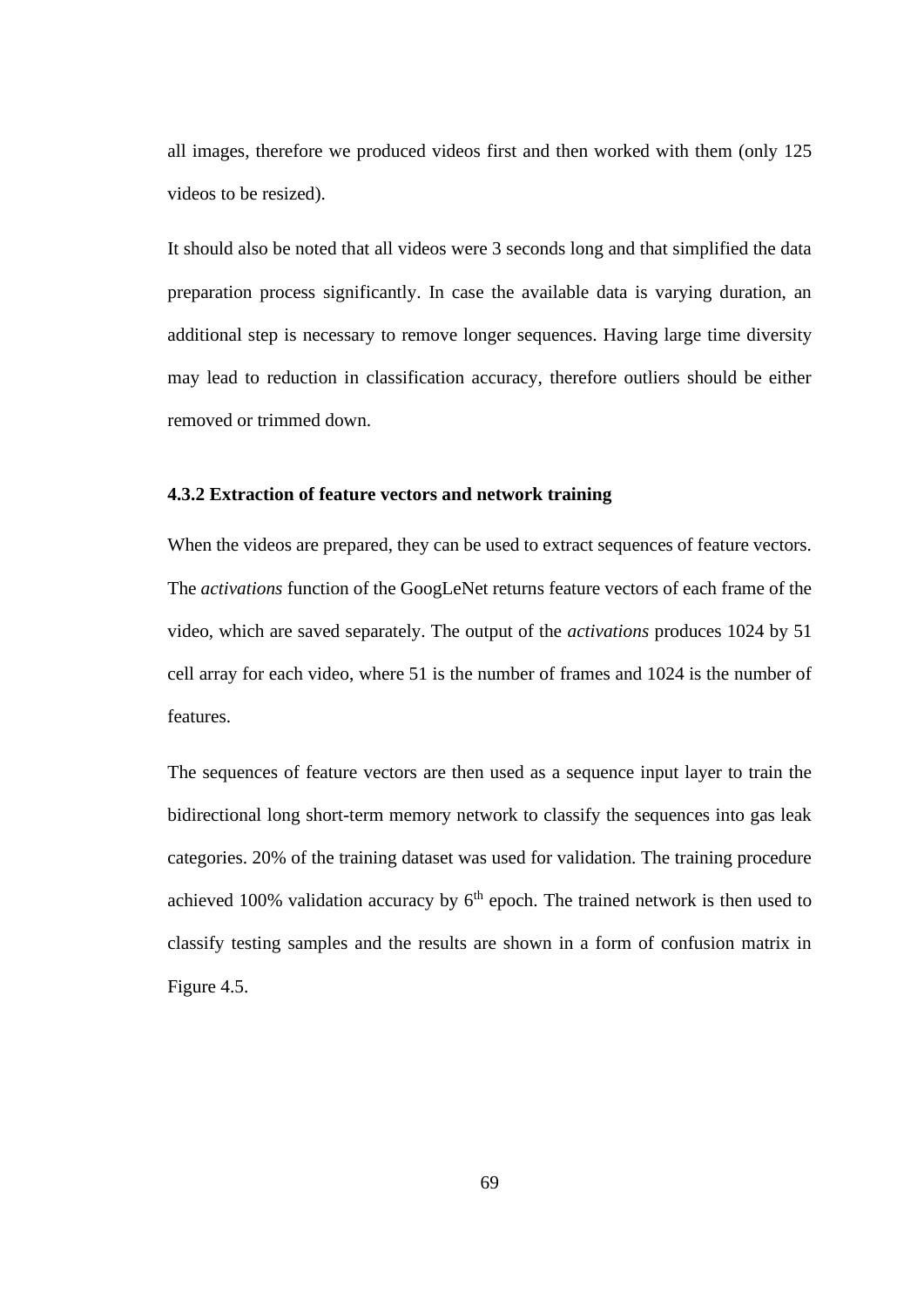all images, therefore we produced videos first and then worked with them (only 125 videos to be resized).

It should also be noted that all videos were 3 seconds long and that simplified the data preparation process significantly. In case the available data is varying duration, an additional step is necessary to remove longer sequences. Having large time diversity may lead to reduction in classification accuracy, therefore outliers should be either removed or trimmed down.

### 4.3.2 Extraction of feature vectors and network training

When the videos are prepared, they can be used to extract sequences of feature vectors. The *activations* function of the GoogLeNet returns feature vectors of each frame of the video, which are saved separately. The output of the *activations* produces 1024 by 51 cell array for each video, where 51 is the number of frames and 1024 is the number of features.

The sequences of feature vectors are then used as a sequence input layer to train the bidirectional long short-term memory network to classify the sequences into gas leak categories. 20% of the training dataset was used for validation. The training procedure achieved 100% validation accuracy by 6$^{th}$ epoch. The trained network is then used to classify testing samples and the results are shown in a form of confusion matrix in Figure 4.5.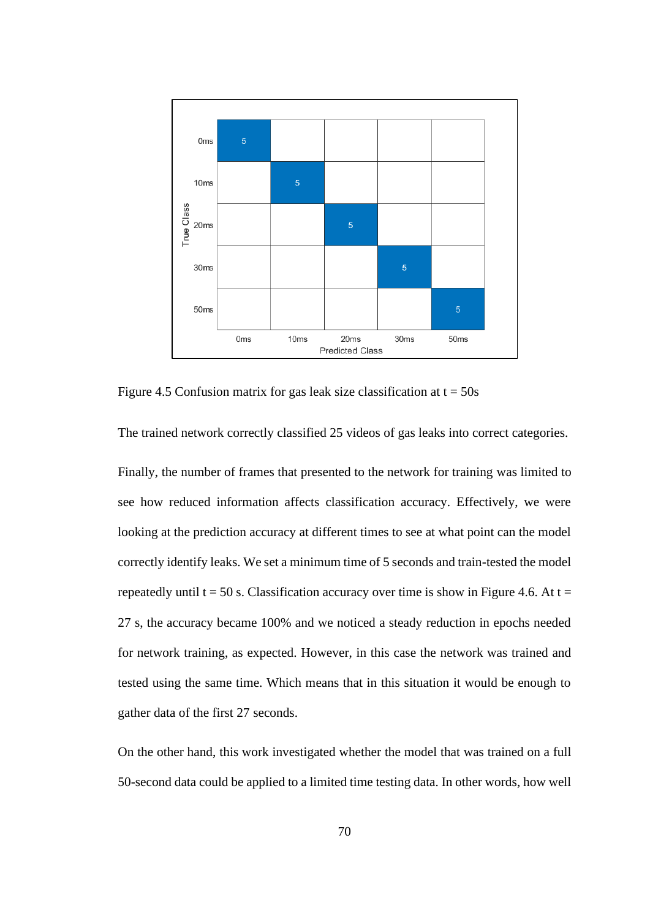| True Class \ Predicted Class | 0ms | 10ms | 20ms | 30ms | 50ms |
|---|---|---|---|---|---|
| 0ms | 5 | | | | |
| 10ms | | 5 | | | |
| 20ms | | | 5 | | |
| 30ms | | | | 5 | |
| 50ms | | | | | 5 |

Figure 4.5 Confusion matrix for gas leak size classification at t = 50s

The trained network correctly classified 25 videos of gas leaks into correct categories.

Finally, the number of frames that presented to the network for training was limited to see how reduced information affects classification accuracy. Effectively, we were looking at the prediction accuracy at different times to see at what point can the model correctly identify leaks. We set a minimum time of 5 seconds and train-tested the model repeatedly until t = 50 s. Classification accuracy over time is show in Figure 4.6. At t = 27 s, the accuracy became 100% and we noticed a steady reduction in epochs needed for network training, as expected. However, in this case the network was trained and tested using the same time. Which means that in this situation it would be enough to gather data of the first 27 seconds.

On the other hand, this work investigated whether the model that was trained on a full 50-second data could be applied to a limited time testing data. In other words, how well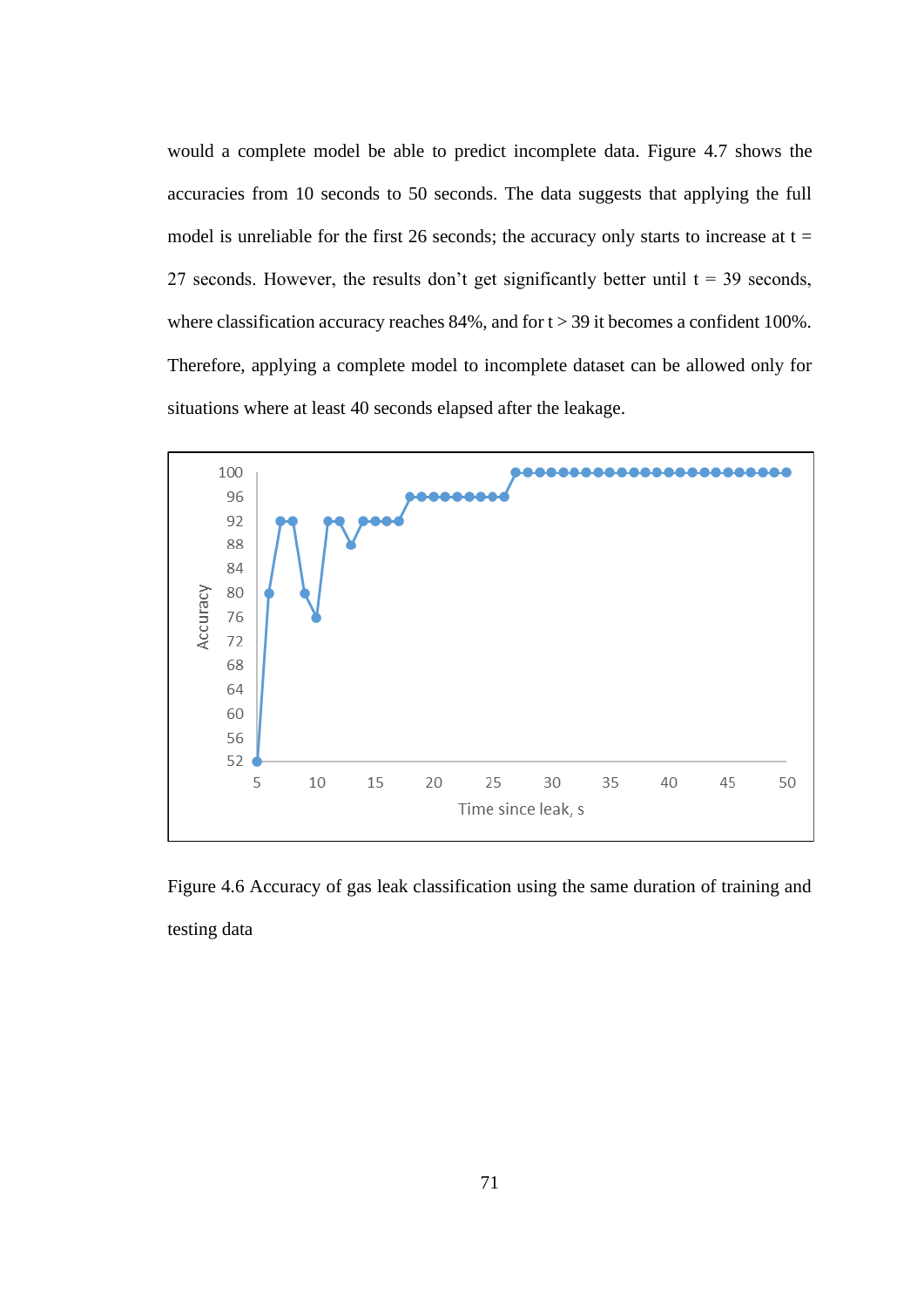would a complete model be able to predict incomplete data. Figure 4.7 shows the accuracies from 10 seconds to 50 seconds. The data suggests that applying the full model is unreliable for the first 26 seconds; the accuracy only starts to increase at t = 27 seconds. However, the results don't get significantly better until t = 39 seconds, where classification accuracy reaches 84%, and for t > 39 it becomes a confident 100%. Therefore, applying a complete model to incomplete dataset can be allowed only for situations where at least 40 seconds elapsed after the leakage.

Figure 4.6 Accuracy of gas leak classification using the same duration of training and testing data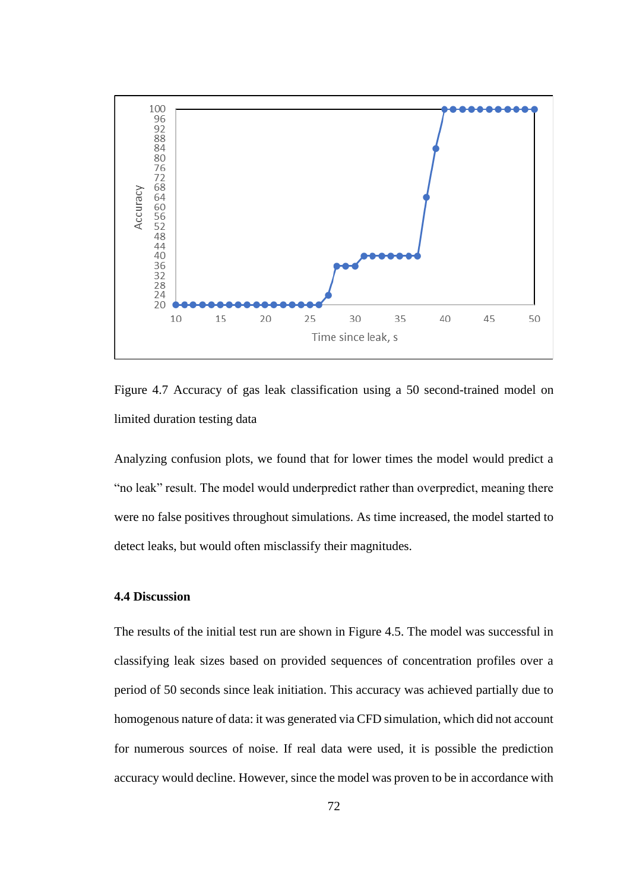Figure 4.7 Accuracy of gas leak classification using a 50 second-trained model on limited duration testing data

Analyzing confusion plots, we found that for lower times the model would predict a "no leak" result. The model would underpredict rather than overpredict, meaning there were no false positives throughout simulations. As time increased, the model started to detect leaks, but would often misclassify their magnitudes.

### 4.4 Discussion

The results of the initial test run are shown in Figure 4.5. The model was successful in classifying leak sizes based on provided sequences of concentration profiles over a period of 50 seconds since leak initiation. This accuracy was achieved partially due to homogenous nature of data: it was generated via CFD simulation, which did not account for numerous sources of noise. If real data were used, it is possible the prediction accuracy would decline. However, since the model was proven to be in accordance with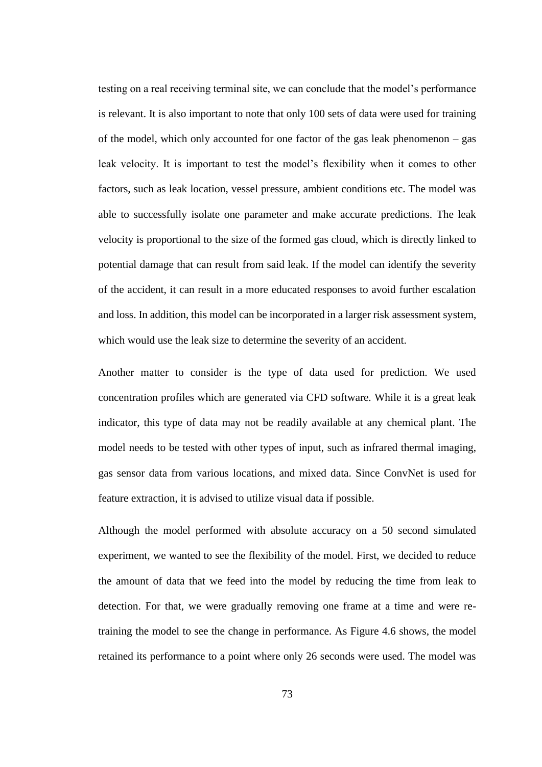testing on a real receiving terminal site, we can conclude that the model's performance is relevant. It is also important to note that only 100 sets of data were used for training of the model, which only accounted for one factor of the gas leak phenomenon – gas leak velocity. It is important to test the model's flexibility when it comes to other factors, such as leak location, vessel pressure, ambient conditions etc. The model was able to successfully isolate one parameter and make accurate predictions. The leak velocity is proportional to the size of the formed gas cloud, which is directly linked to potential damage that can result from said leak. If the model can identify the severity of the accident, it can result in a more educated responses to avoid further escalation and loss. In addition, this model can be incorporated in a larger risk assessment system, which would use the leak size to determine the severity of an accident.

Another matter to consider is the type of data used for prediction. We used concentration profiles which are generated via CFD software. While it is a great leak indicator, this type of data may not be readily available at any chemical plant. The model needs to be tested with other types of input, such as infrared thermal imaging, gas sensor data from various locations, and mixed data. Since ConvNet is used for feature extraction, it is advised to utilize visual data if possible.

Although the model performed with absolute accuracy on a 50 second simulated experiment, we wanted to see the flexibility of the model. First, we decided to reduce the amount of data that we feed into the model by reducing the time from leak to detection. For that, we were gradually removing one frame at a time and were re-training the model to see the change in performance. As Figure 4.6 shows, the model retained its performance to a point where only 26 seconds were used. The model was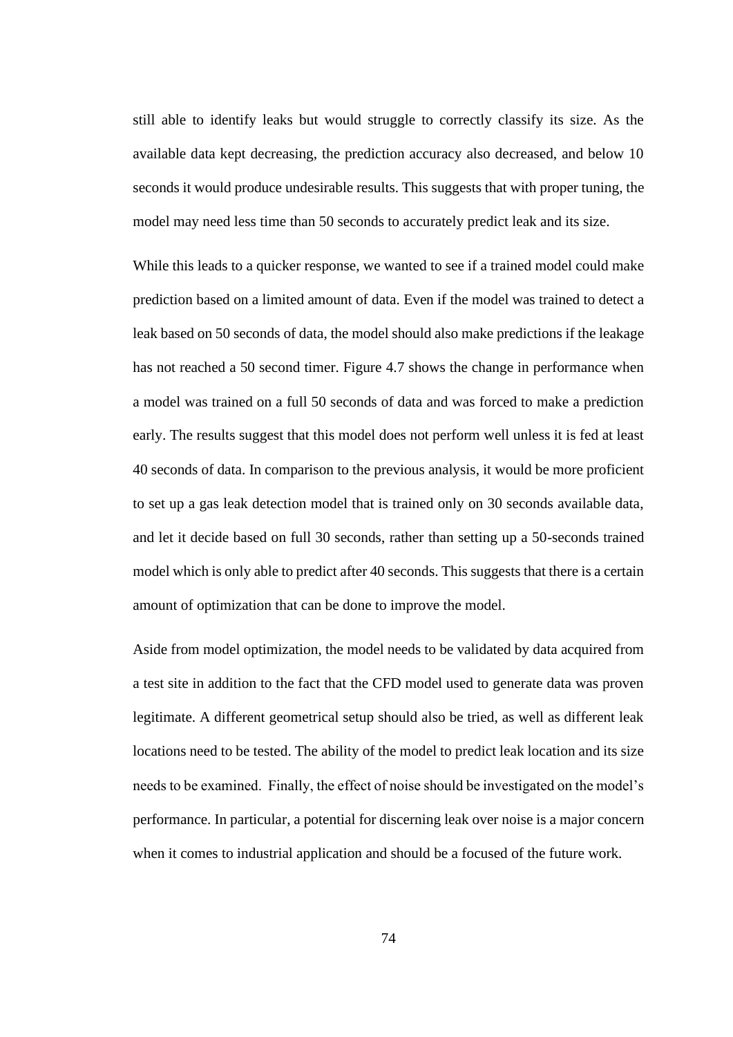still able to identify leaks but would struggle to correctly classify its size. As the available data kept decreasing, the prediction accuracy also decreased, and below 10 seconds it would produce undesirable results. This suggests that with proper tuning, the model may need less time than 50 seconds to accurately predict leak and its size.

While this leads to a quicker response, we wanted to see if a trained model could make prediction based on a limited amount of data. Even if the model was trained to detect a leak based on 50 seconds of data, the model should also make predictions if the leakage has not reached a 50 second timer. Figure 4.7 shows the change in performance when a model was trained on a full 50 seconds of data and was forced to make a prediction early. The results suggest that this model does not perform well unless it is fed at least 40 seconds of data. In comparison to the previous analysis, it would be more proficient to set up a gas leak detection model that is trained only on 30 seconds available data, and let it decide based on full 30 seconds, rather than setting up a 50-seconds trained model which is only able to predict after 40 seconds. This suggests that there is a certain amount of optimization that can be done to improve the model.

Aside from model optimization, the model needs to be validated by data acquired from a test site in addition to the fact that the CFD model used to generate data was proven legitimate. A different geometrical setup should also be tried, as well as different leak locations need to be tested. The ability of the model to predict leak location and its size needs to be examined. Finally, the effect of noise should be investigated on the model's performance. In particular, a potential for discerning leak over noise is a major concern when it comes to industrial application and should be a focused of the future work.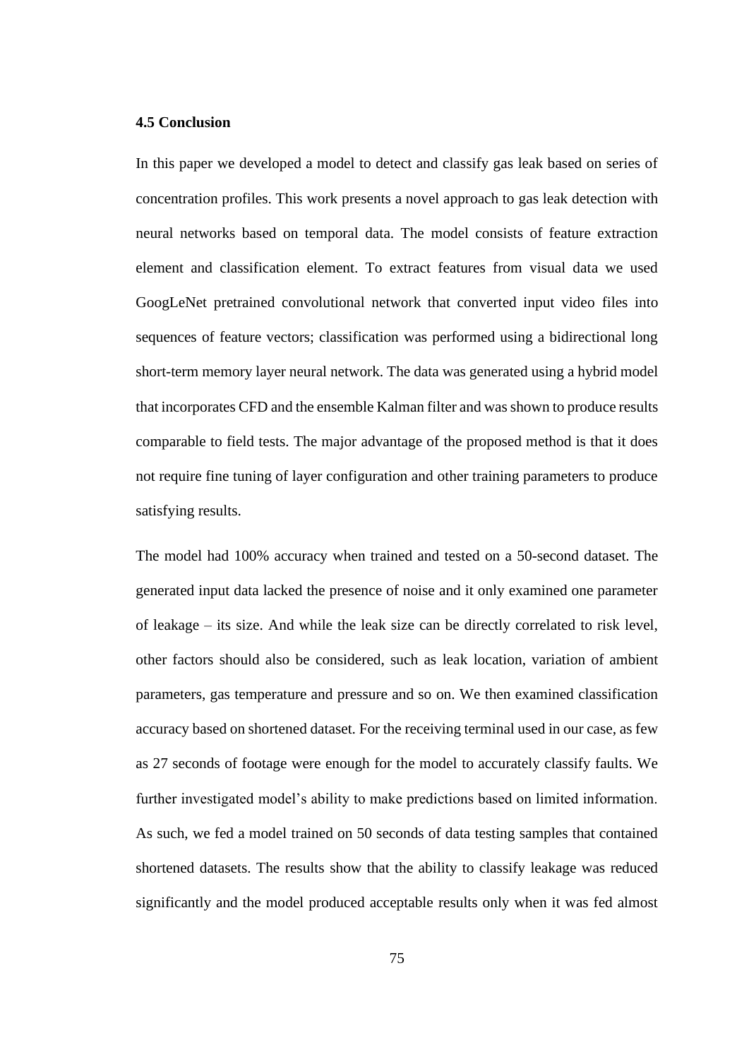### 4.5 Conclusion

In this paper we developed a model to detect and classify gas leak based on series of concentration profiles. This work presents a novel approach to gas leak detection with neural networks based on temporal data. The model consists of feature extraction element and classification element. To extract features from visual data we used GoogLeNet pretrained convolutional network that converted input video files into sequences of feature vectors; classification was performed using a bidirectional long short-term memory layer neural network. The data was generated using a hybrid model that incorporates CFD and the ensemble Kalman filter and was shown to produce results comparable to field tests. The major advantage of the proposed method is that it does not require fine tuning of layer configuration and other training parameters to produce satisfying results.

The model had 100% accuracy when trained and tested on a 50-second dataset. The generated input data lacked the presence of noise and it only examined one parameter of leakage – its size. And while the leak size can be directly correlated to risk level, other factors should also be considered, such as leak location, variation of ambient parameters, gas temperature and pressure and so on. We then examined classification accuracy based on shortened dataset. For the receiving terminal used in our case, as few as 27 seconds of footage were enough for the model to accurately classify faults. We further investigated model's ability to make predictions based on limited information. As such, we fed a model trained on 50 seconds of data testing samples that contained shortened datasets. The results show that the ability to classify leakage was reduced significantly and the model produced acceptable results only when it was fed almost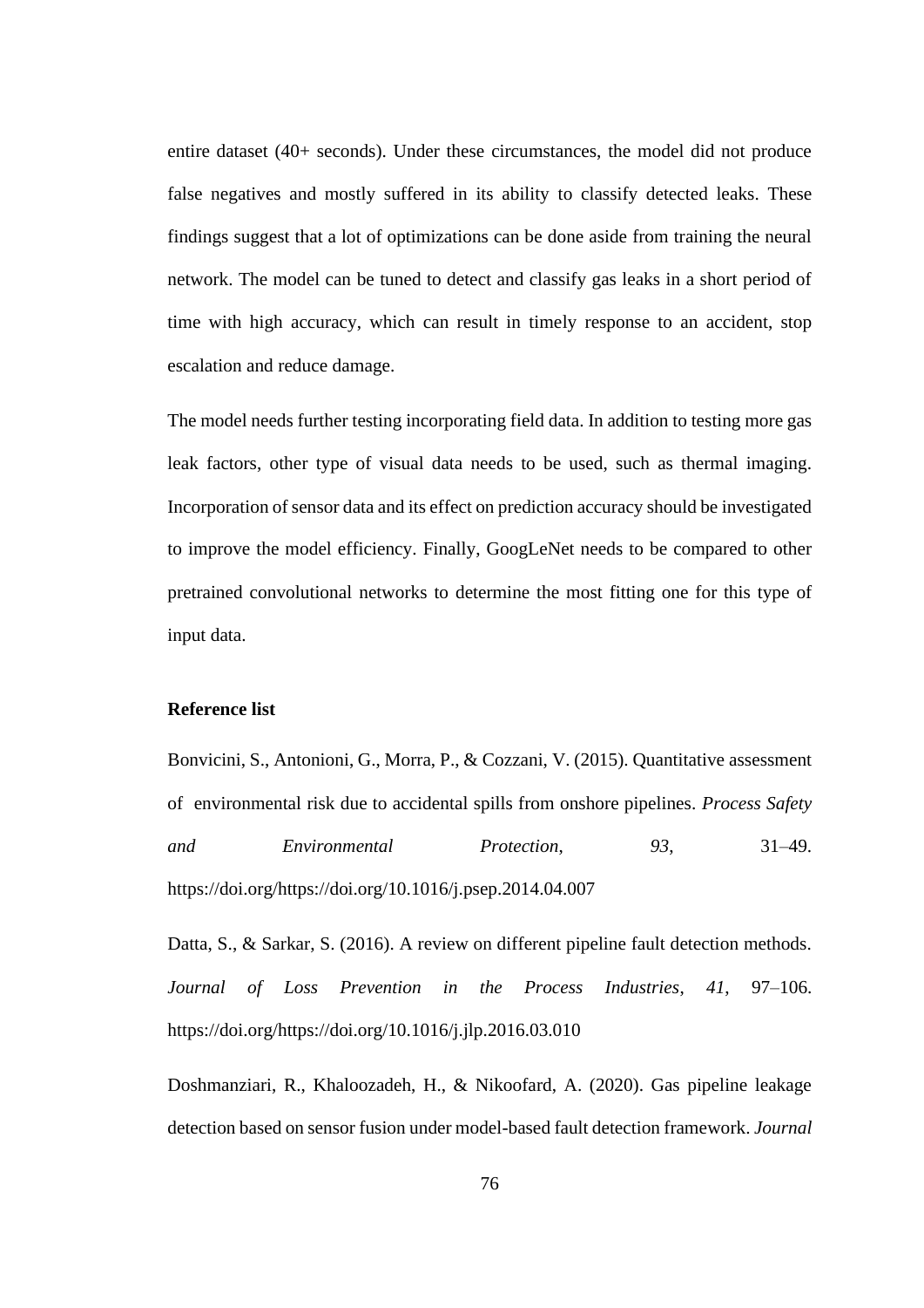entire dataset (40+ seconds). Under these circumstances, the model did not produce false negatives and mostly suffered in its ability to classify detected leaks. These findings suggest that a lot of optimizations can be done aside from training the neural network. The model can be tuned to detect and classify gas leaks in a short period of time with high accuracy, which can result in timely response to an accident, stop escalation and reduce damage.

The model needs further testing incorporating field data. In addition to testing more gas leak factors, other type of visual data needs to be used, such as thermal imaging. Incorporation of sensor data and its effect on prediction accuracy should be investigated to improve the model efficiency. Finally, GoogLeNet needs to be compared to other pretrained convolutional networks to determine the most fitting one for this type of input data.

**Reference list**

Bonvicini, S., Antonioni, G., Morra, P., & Cozzani, V. (2015). Quantitative assessment of environmental risk due to accidental spills from onshore pipelines. *Process Safety and Environmental Protection*, *93*, 31–49. https://doi.org/https://doi.org/10.1016/j.psep.2014.04.007

Datta, S., & Sarkar, S. (2016). A review on different pipeline fault detection methods. *Journal of Loss Prevention in the Process Industries*, *41*, 97–106. https://doi.org/https://doi.org/10.1016/j.jlp.2016.03.010

Doshmanziari, R., Khaloozadeh, H., & Nikoofard, A. (2020). Gas pipeline leakage detection based on sensor fusion under model-based fault detection framework. *Journal*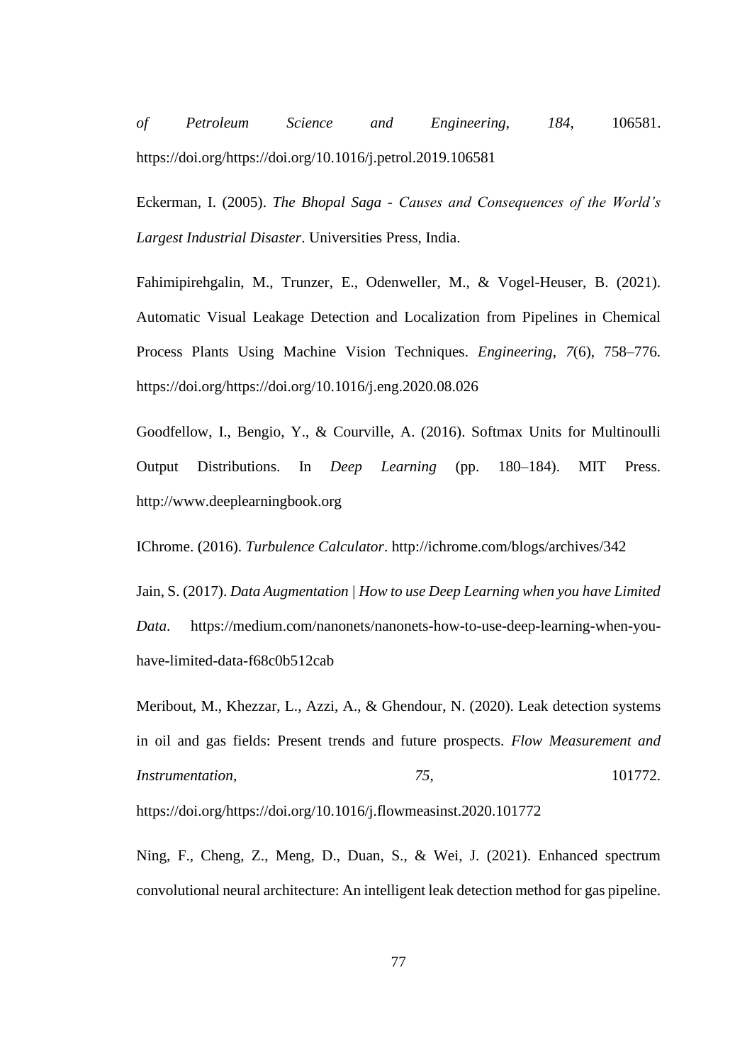*of Petroleum Science and Engineering*, *184*, 106581. https://doi.org/https://doi.org/10.1016/j.petrol.2019.106581

Eckerman, I. (2005). *The Bhopal Saga - Causes and Consequences of the World's Largest Industrial Disaster*. Universities Press, India.

Fahimipirehgalin, M., Trunzer, E., Odenweller, M., & Vogel-Heuser, B. (2021). Automatic Visual Leakage Detection and Localization from Pipelines in Chemical Process Plants Using Machine Vision Techniques. *Engineering*, *7*(6), 758–776. https://doi.org/https://doi.org/10.1016/j.eng.2020.08.026

Goodfellow, I., Bengio, Y., & Courville, A. (2016). Softmax Units for Multinoulli Output Distributions. In *Deep Learning* (pp. 180–184). MIT Press. http://www.deeplearningbook.org

IChrome. (2016). *Turbulence Calculator*. http://ichrome.com/blogs/archives/342

Jain, S. (2017). *Data Augmentation | How to use Deep Learning when you have Limited Data*. https://medium.com/nanonets/nanonets-how-to-use-deep-learning-when-you-have-limited-data-f68c0b512cab

Meribout, M., Khezzar, L., Azzi, A., & Ghendour, N. (2020). Leak detection systems in oil and gas fields: Present trends and future prospects. *Flow Measurement and Instrumentation*, *75*, 101772. https://doi.org/https://doi.org/10.1016/j.flowmeasinst.2020.101772

Ning, F., Cheng, Z., Meng, D., Duan, S., & Wei, J. (2021). Enhanced spectrum convolutional neural architecture: An intelligent leak detection method for gas pipeline.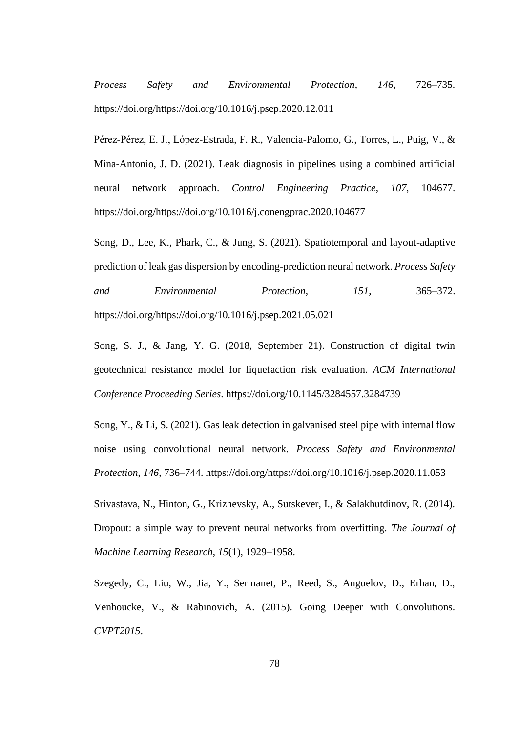*Process Safety and Environmental Protection*, *146*, 726–735. https://doi.org/https://doi.org/10.1016/j.psep.2020.12.011

Pérez-Pérez, E. J., López-Estrada, F. R., Valencia-Palomo, G., Torres, L., Puig, V., & Mina-Antonio, J. D. (2021). Leak diagnosis in pipelines using a combined artificial neural network approach. *Control Engineering Practice*, *107*, 104677. https://doi.org/https://doi.org/10.1016/j.conengprac.2020.104677

Song, D., Lee, K., Phark, C., & Jung, S. (2021). Spatiotemporal and layout-adaptive prediction of leak gas dispersion by encoding-prediction neural network. *Process Safety and Environmental Protection*, *151*, 365–372. https://doi.org/https://doi.org/10.1016/j.psep.2021.05.021

Song, S. J., & Jang, Y. G. (2018, September 21). Construction of digital twin geotechnical resistance model for liquefaction risk evaluation. *ACM International Conference Proceeding Series*. https://doi.org/10.1145/3284557.3284739

Song, Y., & Li, S. (2021). Gas leak detection in galvanised steel pipe with internal flow noise using convolutional neural network. *Process Safety and Environmental Protection*, *146*, 736–744. https://doi.org/https://doi.org/10.1016/j.psep.2020.11.053

Srivastava, N., Hinton, G., Krizhevsky, A., Sutskever, I., & Salakhutdinov, R. (2014). Dropout: a simple way to prevent neural networks from overfitting. *The Journal of Machine Learning Research*, *15*(1), 1929–1958.

Szegedy, C., Liu, W., Jia, Y., Sermanet, P., Reed, S., Anguelov, D., Erhan, D., Venhoucke, V., & Rabinovich, A. (2015). Going Deeper with Convolutions. *CVPT2015*.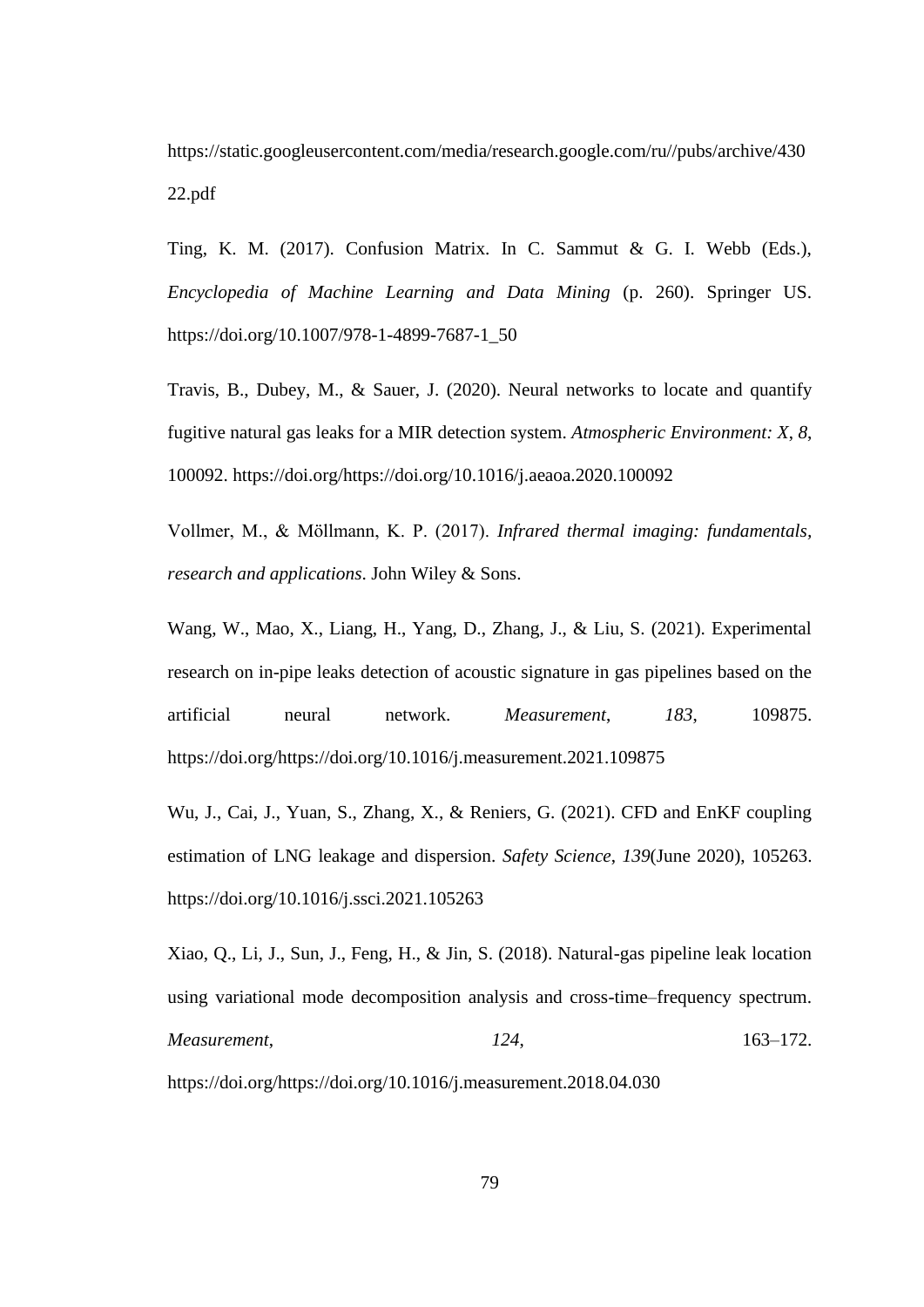https://static.googleusercontent.com/media/research.google.com/ru//pubs/archive/43022.pdf

Ting, K. M. (2017). Confusion Matrix. In C. Sammut & G. I. Webb (Eds.), *Encyclopedia of Machine Learning and Data Mining* (p. 260). Springer US. https://doi.org/10.1007/978-1-4899-7687-1_50

Travis, B., Dubey, M., & Sauer, J. (2020). Neural networks to locate and quantify fugitive natural gas leaks for a MIR detection system. *Atmospheric Environment: X*, *8*, 100092. https://doi.org/https://doi.org/10.1016/j.aeaoa.2020.100092

Vollmer, M., & Möllmann, K. P. (2017). *Infrared thermal imaging: fundamentals, research and applications*. John Wiley & Sons.

Wang, W., Mao, X., Liang, H., Yang, D., Zhang, J., & Liu, S. (2021). Experimental research on in-pipe leaks detection of acoustic signature in gas pipelines based on the artificial neural network. *Measurement*, *183*, 109875. https://doi.org/https://doi.org/10.1016/j.measurement.2021.109875

Wu, J., Cai, J., Yuan, S., Zhang, X., & Reniers, G. (2021). CFD and EnKF coupling estimation of LNG leakage and dispersion. *Safety Science*, *139*(June 2020), 105263. https://doi.org/10.1016/j.ssci.2021.105263

Xiao, Q., Li, J., Sun, J., Feng, H., & Jin, S. (2018). Natural-gas pipeline leak location using variational mode decomposition analysis and cross-time–frequency spectrum. *Measurement*, *124*, 163–172. https://doi.org/https://doi.org/10.1016/j.measurement.2018.04.030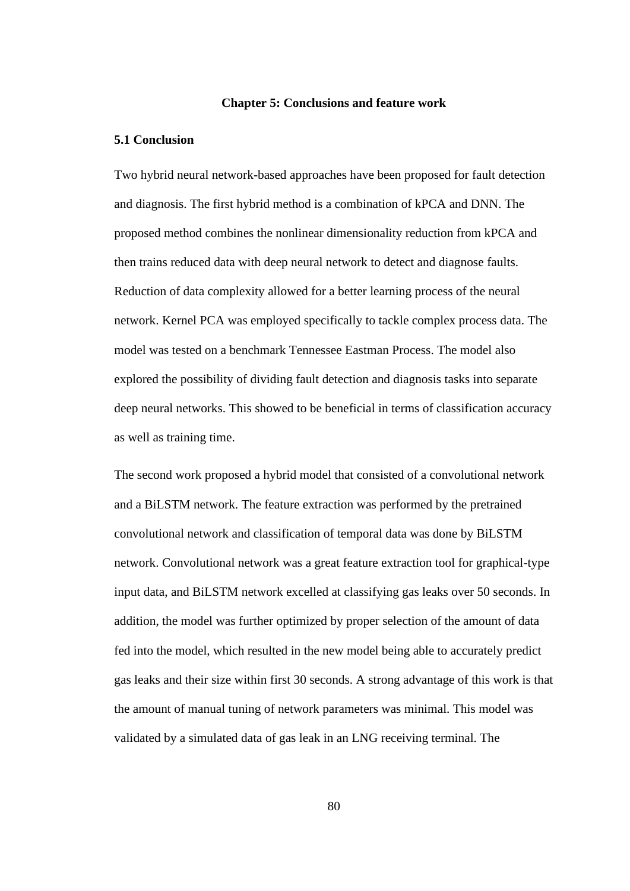# Chapter 5: Conclusions and feature work

## 5.1 Conclusion

Two hybrid neural network-based approaches have been proposed for fault detection and diagnosis. The first hybrid method is a combination of kPCA and DNN. The proposed method combines the nonlinear dimensionality reduction from kPCA and then trains reduced data with deep neural network to detect and diagnose faults. Reduction of data complexity allowed for a better learning process of the neural network. Kernel PCA was employed specifically to tackle complex process data. The model was tested on a benchmark Tennessee Eastman Process. The model also explored the possibility of dividing fault detection and diagnosis tasks into separate deep neural networks. This showed to be beneficial in terms of classification accuracy as well as training time.

The second work proposed a hybrid model that consisted of a convolutional network and a BiLSTM network. The feature extraction was performed by the pretrained convolutional network and classification of temporal data was done by BiLSTM network. Convolutional network was a great feature extraction tool for graphical-type input data, and BiLSTM network excelled at classifying gas leaks over 50 seconds. In addition, the model was further optimized by proper selection of the amount of data fed into the model, which resulted in the new model being able to accurately predict gas leaks and their size within first 30 seconds. A strong advantage of this work is that the amount of manual tuning of network parameters was minimal. This model was validated by a simulated data of gas leak in an LNG receiving terminal. The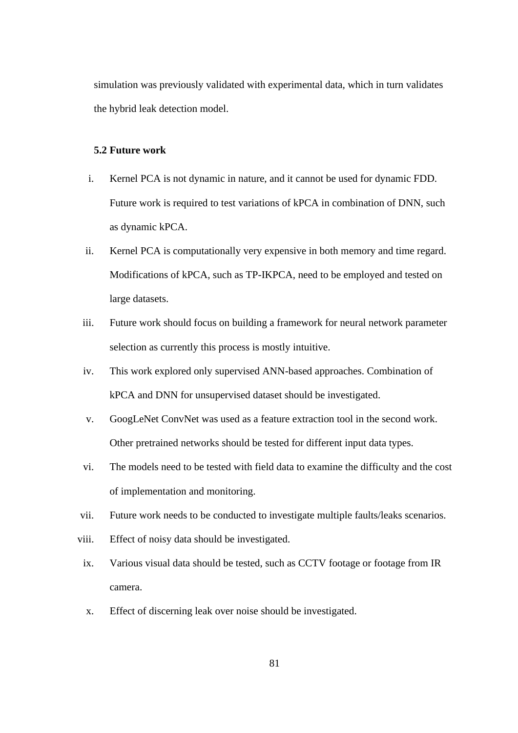simulation was previously validated with experimental data, which in turn validates the hybrid leak detection model.

### 5.2 Future work

i. Kernel PCA is not dynamic in nature, and it cannot be used for dynamic FDD. Future work is required to test variations of kPCA in combination of DNN, such as dynamic kPCA.

ii. Kernel PCA is computationally very expensive in both memory and time regard. Modifications of kPCA, such as TP-IKPCA, need to be employed and tested on large datasets.

iii. Future work should focus on building a framework for neural network parameter selection as currently this process is mostly intuitive.

iv. This work explored only supervised ANN-based approaches. Combination of kPCA and DNN for unsupervised dataset should be investigated.

v. GoogLeNet ConvNet was used as a feature extraction tool in the second work. Other pretrained networks should be tested for different input data types.

vi. The models need to be tested with field data to examine the difficulty and the cost of implementation and monitoring.

vii. Future work needs to be conducted to investigate multiple faults/leaks scenarios.

viii. Effect of noisy data should be investigated.

ix. Various visual data should be tested, such as CCTV footage or footage from IR camera.

x. Effect of discerning leak over noise should be investigated.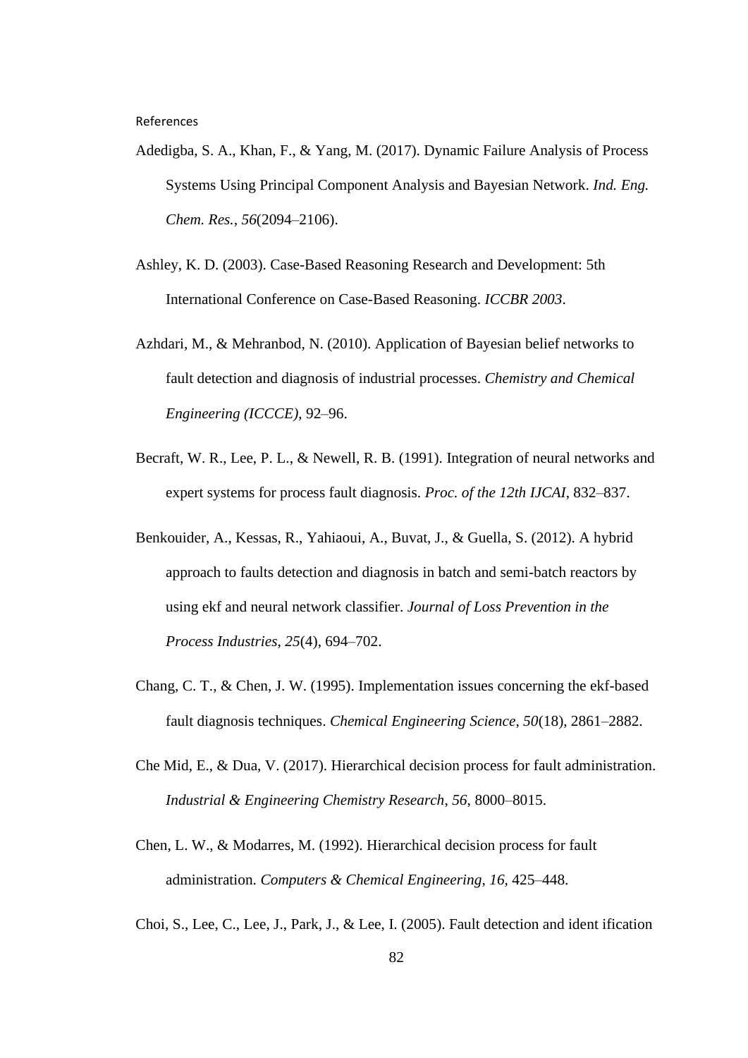References

Adedigba, S. A., Khan, F., & Yang, M. (2017). Dynamic Failure Analysis of Process Systems Using Principal Component Analysis and Bayesian Network. *Ind. Eng. Chem. Res.*, *56*(2094–2106).

Ashley, K. D. (2003). Case-Based Reasoning Research and Development: 5th International Conference on Case-Based Reasoning. *ICCBR 2003*.

Azhdari, M., & Mehranbod, N. (2010). Application of Bayesian belief networks to fault detection and diagnosis of industrial processes. *Chemistry and Chemical Engineering (ICCCE)*, 92–96.

Becraft, W. R., Lee, P. L., & Newell, R. B. (1991). Integration of neural networks and expert systems for process fault diagnosis. *Proc. of the 12th IJCAI*, 832–837.

Benkouider, A., Kessas, R., Yahiaoui, A., Buvat, J., & Guella, S. (2012). A hybrid approach to faults detection and diagnosis in batch and semi-batch reactors by using ekf and neural network classifier. *Journal of Loss Prevention in the Process Industries*, *25*(4), 694–702.

Chang, C. T., & Chen, J. W. (1995). Implementation issues concerning the ekf-based fault diagnosis techniques. *Chemical Engineering Science*, *50*(18), 2861–2882.

Che Mid, E., & Dua, V. (2017). Hierarchical decision process for fault administration. *Industrial & Engineering Chemistry Research*, *56*, 8000–8015.

Chen, L. W., & Modarres, M. (1992). Hierarchical decision process for fault administration. *Computers & Chemical Engineering*, *16*, 425–448.

Choi, S., Lee, C., Lee, J., Park, J., & Lee, I. (2005). Fault detection and ident ification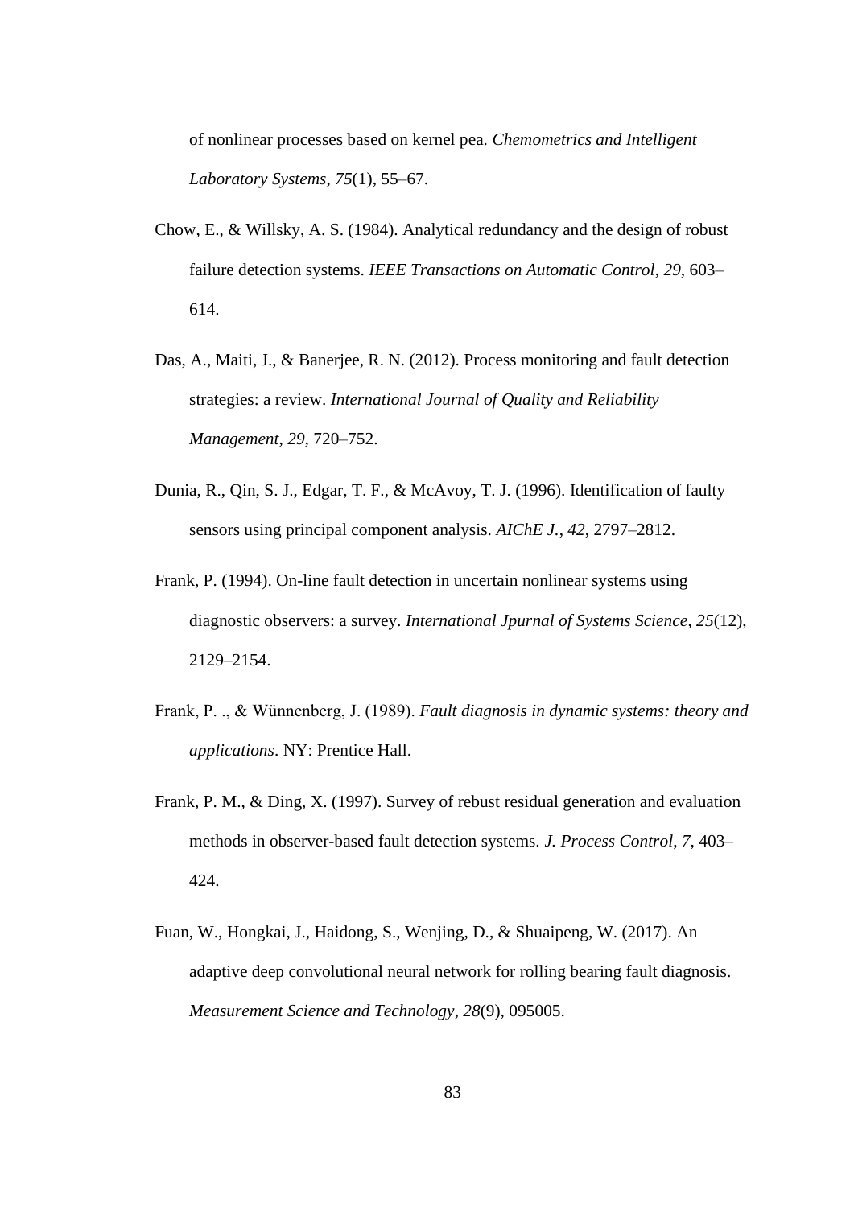of nonlinear processes based on kernel pca. *Chemometrics and Intelligent Laboratory Systems*, *75*(1), 55–67.

Chow, E., & Willsky, A. S. (1984). Analytical redundancy and the design of robust failure detection systems. *IEEE Transactions on Automatic Control*, *29*, 603–614.

Das, A., Maiti, J., & Banerjee, R. N. (2012). Process monitoring and fault detection strategies: a review. *International Journal of Quality and Reliability Management*, *29*, 720–752.

Dunia, R., Qin, S. J., Edgar, T. F., & McAvoy, T. J. (1996). Identification of faulty sensors using principal component analysis. *AIChE J.*, *42*, 2797–2812.

Frank, P. (1994). On-line fault detection in uncertain nonlinear systems using diagnostic observers: a survey. *International Jpurnal of Systems Science*, *25*(12), 2129–2154.

Frank, P. ., & Wünnenberg, J. (1989). *Fault diagnosis in dynamic systems: theory and applications*. NY: Prentice Hall.

Frank, P. M., & Ding, X. (1997). Survey of rebust residual generation and evaluation methods in observer-based fault detection systems. *J. Process Control*, *7*, 403–424.

Fuan, W., Hongkai, J., Haidong, S., Wenjing, D., & Shuaipeng, W. (2017). An adaptive deep convolutional neural network for rolling bearing fault diagnosis. *Measurement Science and Technology*, *28*(9), 095005.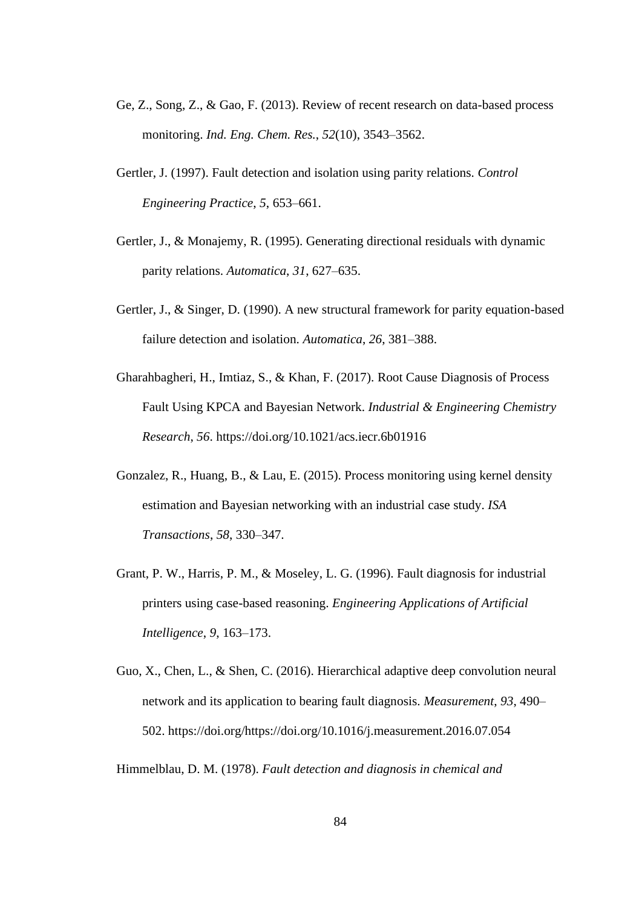Ge, Z., Song, Z., & Gao, F. (2013). Review of recent research on data-based process monitoring. *Ind. Eng. Chem. Res.*, *52*(10), 3543–3562.

Gertler, J. (1997). Fault detection and isolation using parity relations. *Control Engineering Practice*, *5*, 653–661.

Gertler, J., & Monajemy, R. (1995). Generating directional residuals with dynamic parity relations. *Automatica*, *31*, 627–635.

Gertler, J., & Singer, D. (1990). A new structural framework for parity equation-based failure detection and isolation. *Automatica*, *26*, 381–388.

Gharahbagheri, H., Imtiaz, S., & Khan, F. (2017). Root Cause Diagnosis of Process Fault Using KPCA and Bayesian Network. *Industrial & Engineering Chemistry Research*, *56*. https://doi.org/10.1021/acs.iecr.6b01916

Gonzalez, R., Huang, B., & Lau, E. (2015). Process monitoring using kernel density estimation and Bayesian networking with an industrial case study. *ISA Transactions*, *58*, 330–347.

Grant, P. W., Harris, P. M., & Moseley, L. G. (1996). Fault diagnosis for industrial printers using case-based reasoning. *Engineering Applications of Artificial Intelligence*, *9*, 163–173.

Guo, X., Chen, L., & Shen, C. (2016). Hierarchical adaptive deep convolution neural network and its application to bearing fault diagnosis. *Measurement*, *93*, 490–502. https://doi.org/https://doi.org/10.1016/j.measurement.2016.07.054

Himmelblau, D. M. (1978). *Fault detection and diagnosis in chemical and*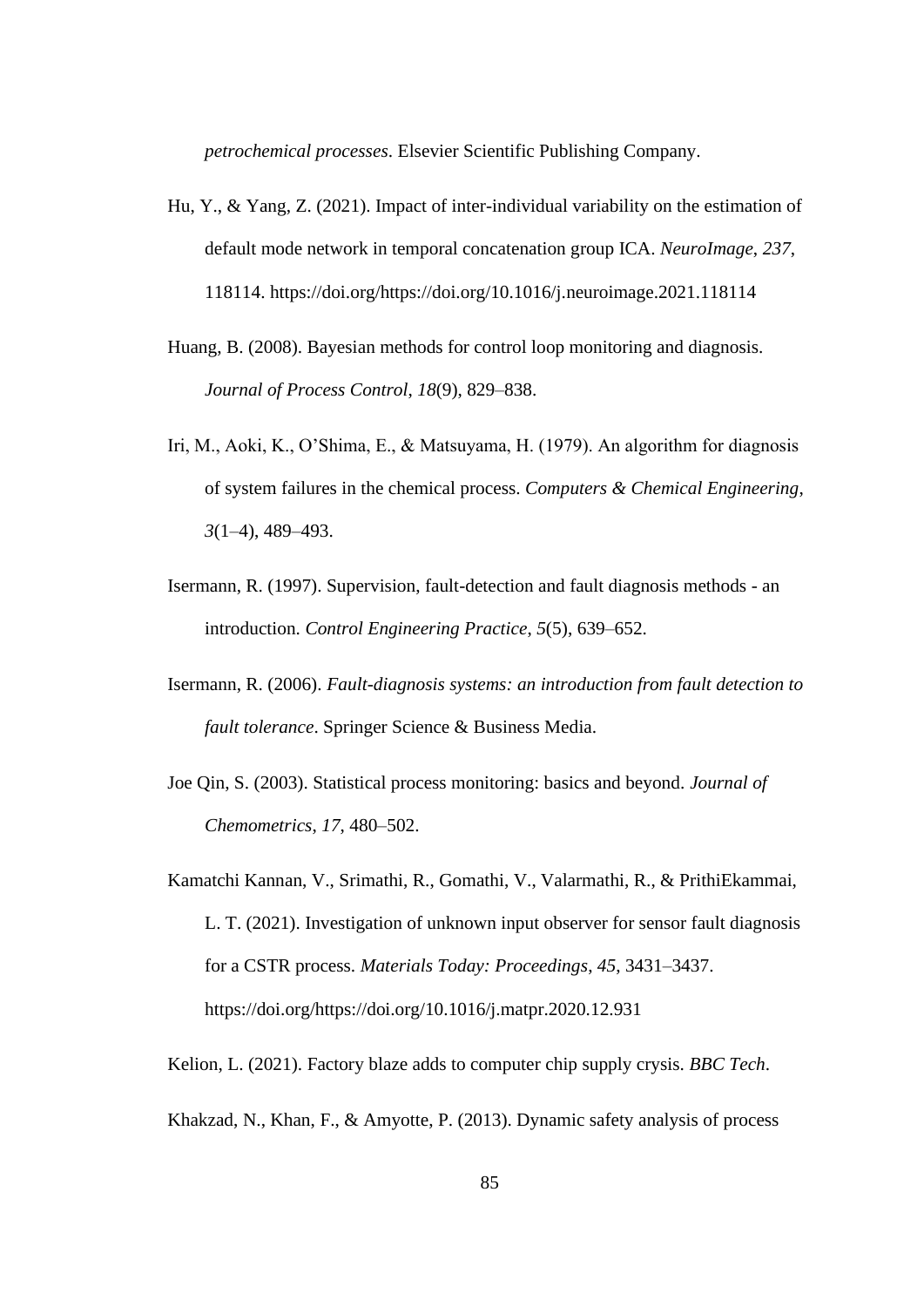*petrochemical processes*. Elsevier Scientific Publishing Company.

Hu, Y., & Yang, Z. (2021). Impact of inter-individual variability on the estimation of default mode network in temporal concatenation group ICA. *NeuroImage*, *237*, 118114. https://doi.org/https://doi.org/10.1016/j.neuroimage.2021.118114

Huang, B. (2008). Bayesian methods for control loop monitoring and diagnosis. *Journal of Process Control*, *18*(9), 829–838.

Iri, M., Aoki, K., O'Shima, E., & Matsuyama, H. (1979). An algorithm for diagnosis of system failures in the chemical process. *Computers & Chemical Engineering*, *3*(1–4), 489–493.

Isermann, R. (1997). Supervision, fault-detection and fault diagnosis methods - an introduction. *Control Engineering Practice*, *5*(5), 639–652.

Isermann, R. (2006). *Fault-diagnosis systems: an introduction from fault detection to fault tolerance*. Springer Science & Business Media.

Joe Qin, S. (2003). Statistical process monitoring: basics and beyond. *Journal of Chemometrics*, *17*, 480–502.

Kamatchi Kannan, V., Srimathi, R., Gomathi, V., Valarmathi, R., & PrithiEkammai, L. T. (2021). Investigation of unknown input observer for sensor fault diagnosis for a CSTR process. *Materials Today: Proceedings*, *45*, 3431–3437. https://doi.org/https://doi.org/10.1016/j.matpr.2020.12.931

Kelion, L. (2021). Factory blaze adds to computer chip supply crysis. *BBC Tech*.

Khakzad, N., Khan, F., & Amyotte, P. (2013). Dynamic safety analysis of process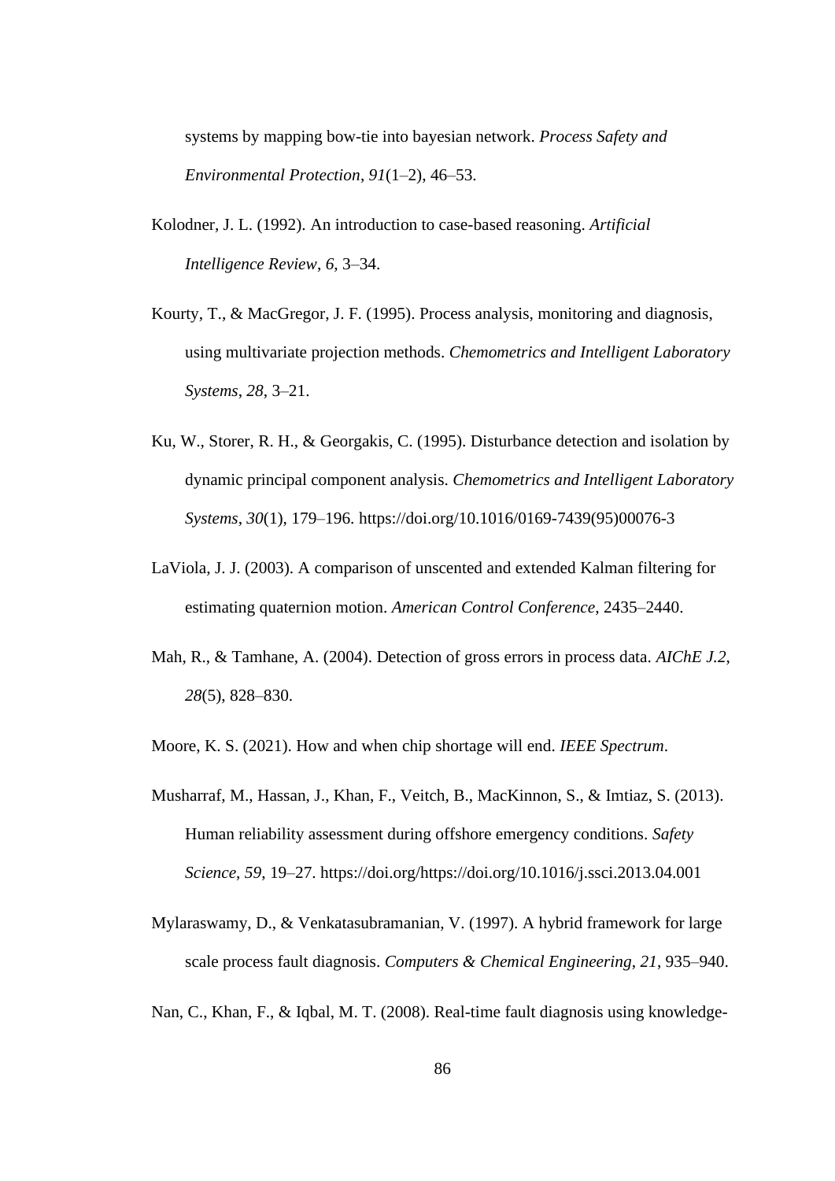systems by mapping bow-tie into bayesian network. *Process Safety and Environmental Protection*, *91*(1–2), 46–53.

Kolodner, J. L. (1992). An introduction to case-based reasoning. *Artificial Intelligence Review*, *6*, 3–34.

Kourty, T., & MacGregor, J. F. (1995). Process analysis, monitoring and diagnosis, using multivariate projection methods. *Chemometrics and Intelligent Laboratory Systems*, *28*, 3–21.

Ku, W., Storer, R. H., & Georgakis, C. (1995). Disturbance detection and isolation by dynamic principal component analysis. *Chemometrics and Intelligent Laboratory Systems*, *30*(1), 179–196. https://doi.org/10.1016/0169-7439(95)00076-3

LaViola, J. J. (2003). A comparison of unscented and extended Kalman filtering for estimating quaternion motion. *American Control Conference*, 2435–2440.

Mah, R., & Tamhane, A. (2004). Detection of gross errors in process data. *AIChE J.2*, *28*(5), 828–830.

Moore, K. S. (2021). How and when chip shortage will end. *IEEE Spectrum*.

Musharraf, M., Hassan, J., Khan, F., Veitch, B., MacKinnon, S., & Imtiaz, S. (2013). Human reliability assessment during offshore emergency conditions. *Safety Science*, *59*, 19–27. https://doi.org/https://doi.org/10.1016/j.ssci.2013.04.001

Mylaraswamy, D., & Venkatasubramanian, V. (1997). A hybrid framework for large scale process fault diagnosis. *Computers & Chemical Engineering*, *21*, 935–940.

Nan, C., Khan, F., & Iqbal, M. T. (2008). Real-time fault diagnosis using knowledge-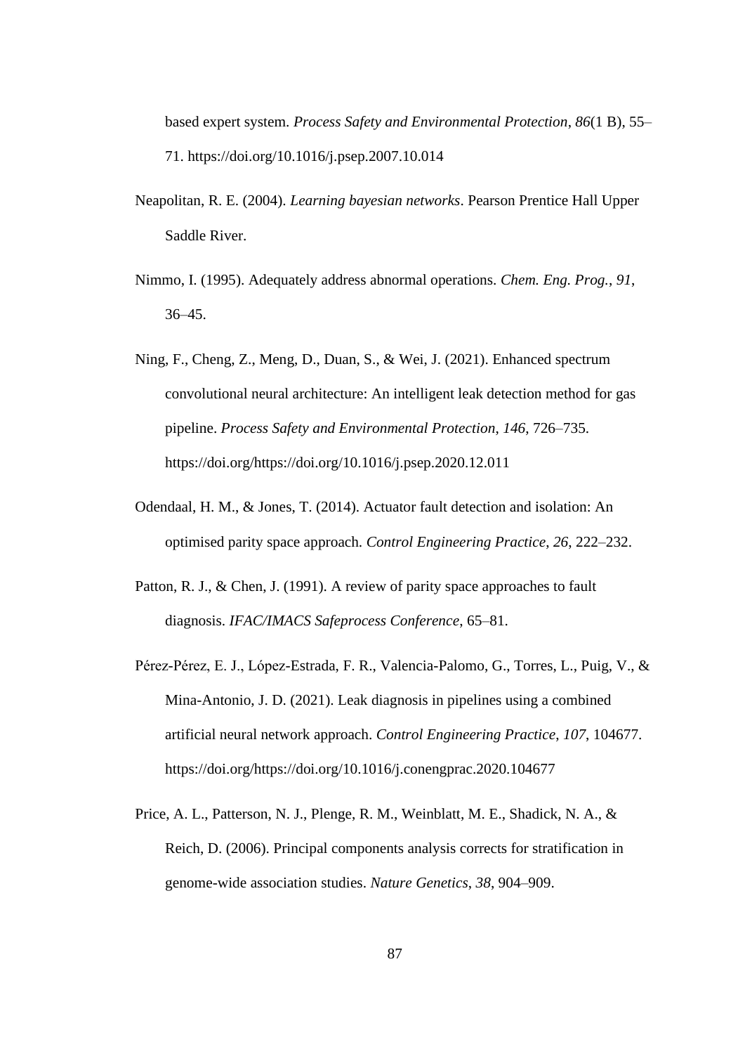based expert system. *Process Safety and Environmental Protection*, *86*(1 B), 55–71. https://doi.org/10.1016/j.psep.2007.10.014

Neapolitan, R. E. (2004). *Learning bayesian networks*. Pearson Prentice Hall Upper Saddle River.

Nimmo, I. (1995). Adequately address abnormal operations. *Chem. Eng. Prog.*, *91*, 36–45.

Ning, F., Cheng, Z., Meng, D., Duan, S., & Wei, J. (2021). Enhanced spectrum convolutional neural architecture: An intelligent leak detection method for gas pipeline. *Process Safety and Environmental Protection, 146*, 726–735. https://doi.org/https://doi.org/10.1016/j.psep.2020.12.011

Odendaal, H. M., & Jones, T. (2014). Actuator fault detection and isolation: An optimised parity space approach. *Control Engineering Practice*, *26*, 222–232.

Patton, R. J., & Chen, J. (1991). A review of parity space approaches to fault diagnosis. *IFAC/IMACS Safeprocess Conference*, 65–81.

Pérez-Pérez, E. J., López-Estrada, F. R., Valencia-Palomo, G., Torres, L., Puig, V., & Mina-Antonio, J. D. (2021). Leak diagnosis in pipelines using a combined artificial neural network approach. *Control Engineering Practice*, *107*, 104677. https://doi.org/https://doi.org/10.1016/j.conengprac.2020.104677

Price, A. L., Patterson, N. J., Plenge, R. M., Weinblatt, M. E., Shadick, N. A., & Reich, D. (2006). Principal components analysis corrects for stratification in genome-wide association studies. *Nature Genetics*, *38*, 904–909.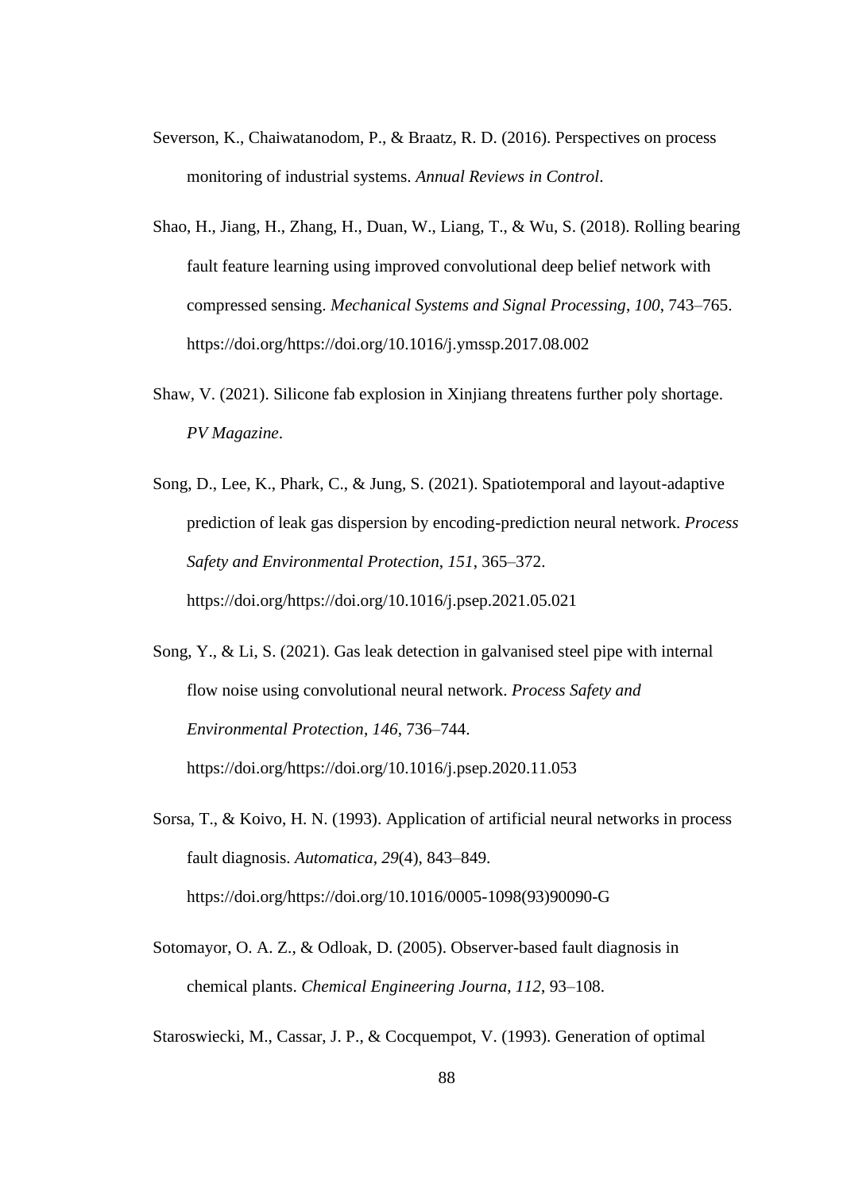Severson, K., Chaiwatanodom, P., & Braatz, R. D. (2016). Perspectives on process monitoring of industrial systems. *Annual Reviews in Control*.

Shao, H., Jiang, H., Zhang, H., Duan, W., Liang, T., & Wu, S. (2018). Rolling bearing fault feature learning using improved convolutional deep belief network with compressed sensing. *Mechanical Systems and Signal Processing*, *100*, 743–765. https://doi.org/https://doi.org/10.1016/j.ymssp.2017.08.002

Shaw, V. (2021). Silicone fab explosion in Xinjiang threatens further poly shortage. *PV Magazine*.

Song, D., Lee, K., Phark, C., & Jung, S. (2021). Spatiotemporal and layout-adaptive prediction of leak gas dispersion by encoding-prediction neural network. *Process Safety and Environmental Protection*, *151*, 365–372. https://doi.org/https://doi.org/10.1016/j.psep.2021.05.021

Song, Y., & Li, S. (2021). Gas leak detection in galvanised steel pipe with internal flow noise using convolutional neural network. *Process Safety and Environmental Protection*, *146*, 736–744. https://doi.org/https://doi.org/10.1016/j.psep.2020.11.053

Sorsa, T., & Koivo, H. N. (1993). Application of artificial neural networks in process fault diagnosis. *Automatica*, *29*(4), 843–849. https://doi.org/https://doi.org/10.1016/0005-1098(93)90090-G

Sotomayor, O. A. Z., & Odloak, D. (2005). Observer-based fault diagnosis in chemical plants. *Chemical Engineering Journa*, *112*, 93–108.

Staroswiecki, M., Cassar, J. P., & Cocquempot, V. (1993). Generation of optimal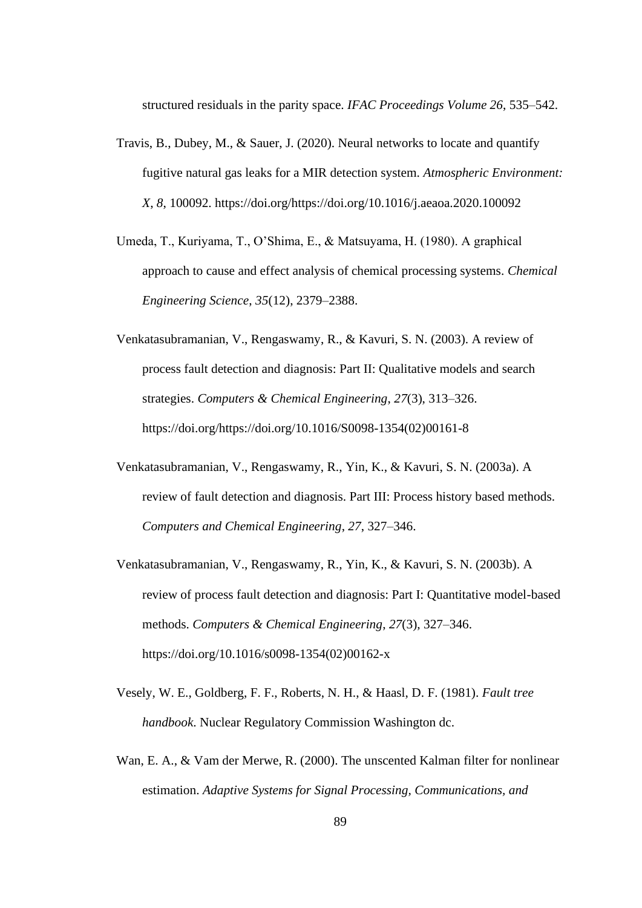structured residuals in the parity space. *IFAC Proceedings Volume 26*, 535–542.

Travis, B., Dubey, M., & Sauer, J. (2020). Neural networks to locate and quantify fugitive natural gas leaks for a MIR detection system. *Atmospheric Environment: X*, *8*, 100092. https://doi.org/https://doi.org/10.1016/j.aeaoa.2020.100092

Umeda, T., Kuriyama, T., O'Shima, E., & Matsuyama, H. (1980). A graphical approach to cause and effect analysis of chemical processing systems. *Chemical Engineering Science*, *35*(12), 2379–2388.

Venkatasubramanian, V., Rengaswamy, R., & Kavuri, S. N. (2003). A review of process fault detection and diagnosis: Part II: Qualitative models and search strategies. *Computers & Chemical Engineering*, *27*(3), 313–326. https://doi.org/https://doi.org/10.1016/S0098-1354(02)00161-8

Venkatasubramanian, V., Rengaswamy, R., Yin, K., & Kavuri, S. N. (2003a). A review of fault detection and diagnosis. Part III: Process history based methods. *Computers and Chemical Engineering*, *27*, 327–346.

Venkatasubramanian, V., Rengaswamy, R., Yin, K., & Kavuri, S. N. (2003b). A review of process fault detection and diagnosis: Part I: Quantitative model-based methods. *Computers & Chemical Engineering*, *27*(3), 327–346. https://doi.org/10.1016/s0098-1354(02)00162-x

Vesely, W. E., Goldberg, F. F., Roberts, N. H., & Haasl, D. F. (1981). *Fault tree handbook*. Nuclear Regulatory Commission Washington dc.

Wan, E. A., & Vam der Merwe, R. (2000). The unscented Kalman filter for nonlinear estimation. *Adaptive Systems for Signal Processing, Communications, and*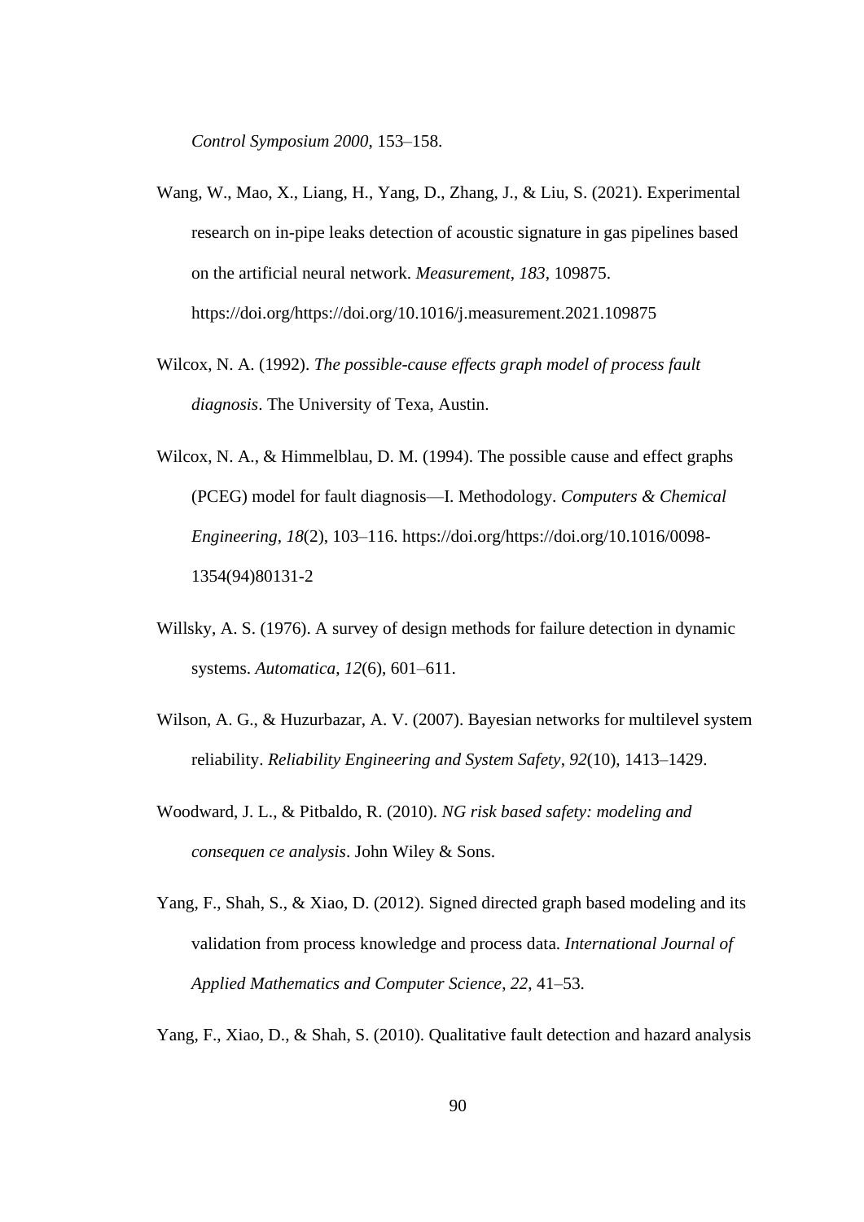*Control Symposium 2000*, 153–158.

Wang, W., Mao, X., Liang, H., Yang, D., Zhang, J., & Liu, S. (2021). Experimental research on in-pipe leaks detection of acoustic signature in gas pipelines based on the artificial neural network. *Measurement*, *183*, 109875. https://doi.org/https://doi.org/10.1016/j.measurement.2021.109875

Wilcox, N. A. (1992). *The possible-cause effects graph model of process fault diagnosis*. The University of Texa, Austin.

Wilcox, N. A., & Himmelblau, D. M. (1994). The possible cause and effect graphs (PCEG) model for fault diagnosis—I. Methodology. *Computers & Chemical Engineering*, *18*(2), 103–116. https://doi.org/https://doi.org/10.1016/0098-1354(94)80131-2

Willsky, A. S. (1976). A survey of design methods for failure detection in dynamic systems. *Automatica*, *12*(6), 601–611.

Wilson, A. G., & Huzurbazar, A. V. (2007). Bayesian networks for multilevel system reliability. *Reliability Engineering and System Safety*, *92*(10), 1413–1429.

Woodward, J. L., & Pitbaldo, R. (2010). *NG risk based safety: modeling and consequen ce analysis*. John Wiley & Sons.

Yang, F., Shah, S., & Xiao, D. (2012). Signed directed graph based modeling and its validation from process knowledge and process data. *International Journal of Applied Mathematics and Computer Science*, *22*, 41–53.

Yang, F., Xiao, D., & Shah, S. (2010). Qualitative fault detection and hazard analysis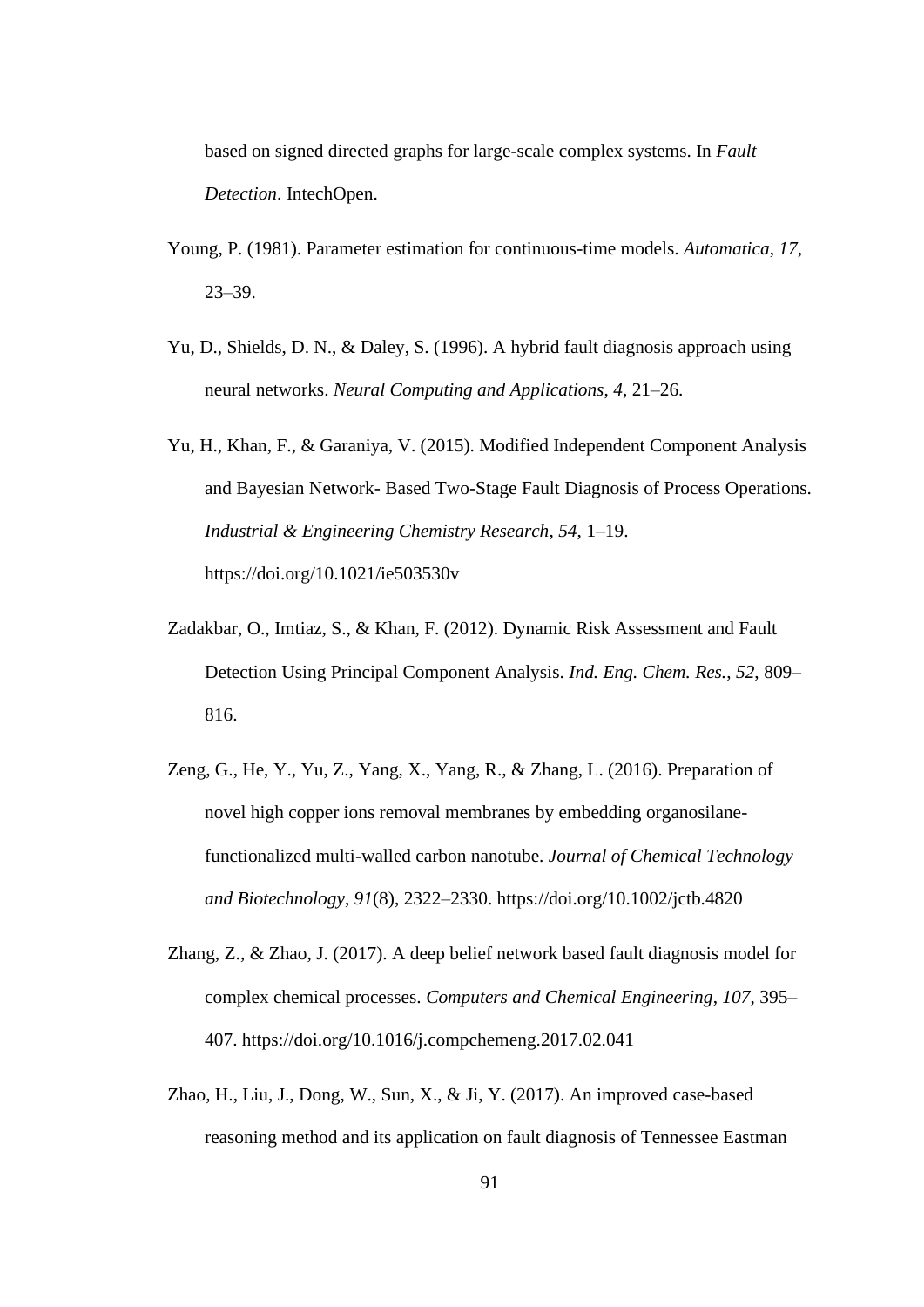based on signed directed graphs for large-scale complex systems. In *Fault Detection*. IntechOpen.

Young, P. (1981). Parameter estimation for continuous-time models. *Automatica*, *17*, 23–39.

Yu, D., Shields, D. N., & Daley, S. (1996). A hybrid fault diagnosis approach using neural networks. *Neural Computing and Applications*, *4*, 21–26.

Yu, H., Khan, F., & Garaniya, V. (2015). Modified Independent Component Analysis and Bayesian Network- Based Two-Stage Fault Diagnosis of Process Operations. *Industrial & Engineering Chemistry Research*, *54*, 1–19. https://doi.org/10.1021/ie503530v

Zadakbar, O., Imtiaz, S., & Khan, F. (2012). Dynamic Risk Assessment and Fault Detection Using Principal Component Analysis. *Ind. Eng. Chem. Res.*, *52*, 809–816.

Zeng, G., He, Y., Yu, Z., Yang, X., Yang, R., & Zhang, L. (2016). Preparation of novel high copper ions removal membranes by embedding organosilane-functionalized multi-walled carbon nanotube. *Journal of Chemical Technology and Biotechnology*, *91*(8), 2322–2330. https://doi.org/10.1002/jctb.4820

Zhang, Z., & Zhao, J. (2017). A deep belief network based fault diagnosis model for complex chemical processes. *Computers and Chemical Engineering*, *107*, 395–407. https://doi.org/10.1016/j.compchemeng.2017.02.041

Zhao, H., Liu, J., Dong, W., Sun, X., & Ji, Y. (2017). An improved case-based reasoning method and its application on fault diagnosis of Tennessee Eastman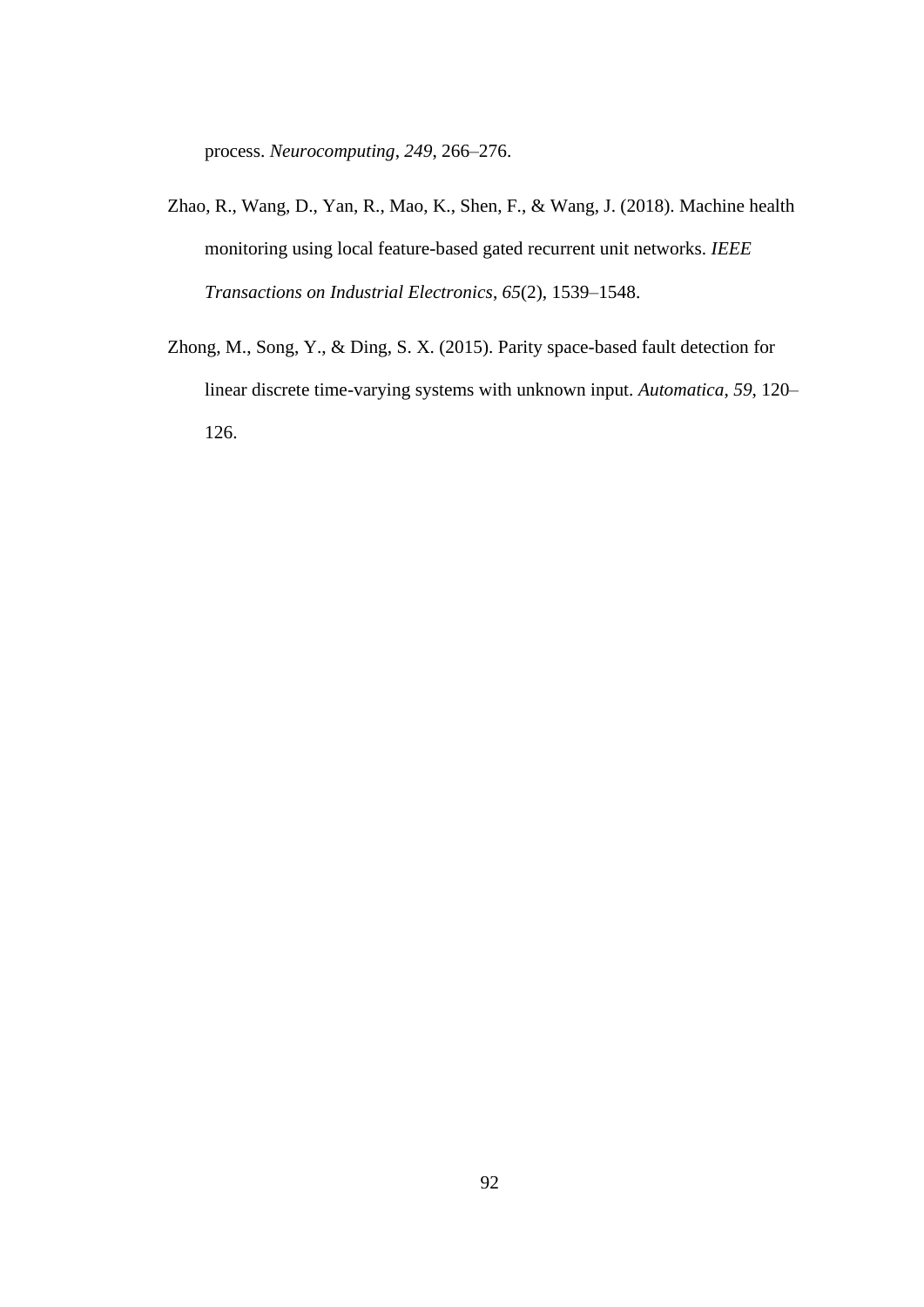process. *Neurocomputing*, *249*, 266–276.

Zhao, R., Wang, D., Yan, R., Mao, K., Shen, F., & Wang, J. (2018). Machine health monitoring using local feature-based gated recurrent unit networks. *IEEE Transactions on Industrial Electronics*, *65*(2), 1539–1548.

Zhong, M., Song, Y., & Ding, S. X. (2015). Parity space-based fault detection for linear discrete time-varying systems with unknown input. *Automatica*, *59*, 120–126.